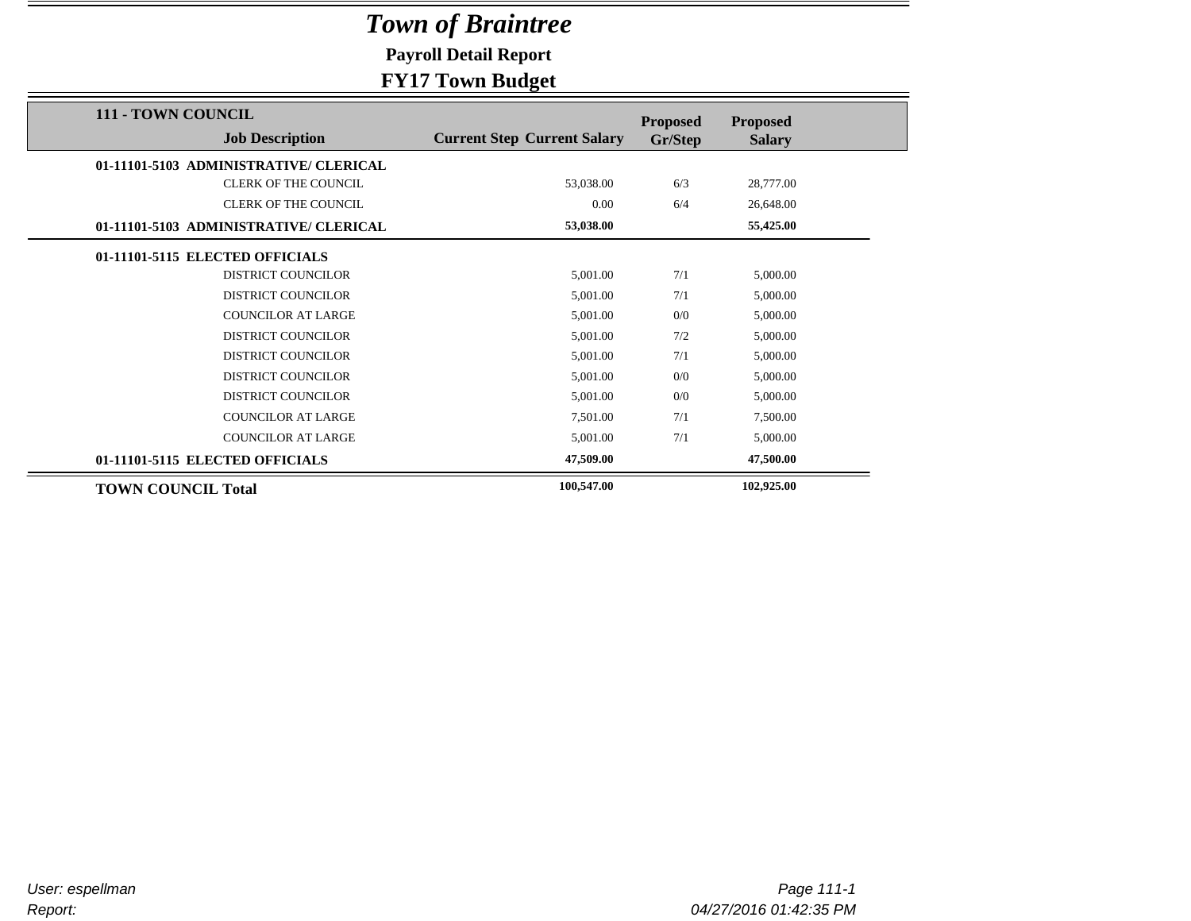# *Town of Braintree*

**Payroll Detail Report**

**FY17 Town Budget**

| 111 - TOWN COUNCIL<br>Job Description | Current Step | Current Salary | Proposed Gr/Step | Proposed Salary |
|---|---|---|---|---|
| **01-11101-5103 ADMINISTRATIVE/ CLERICAL** | | | | |
| CLERK OF THE COUNCIL | | 53,038.00 | 6/3 | 28,777.00 |
| CLERK OF THE COUNCIL | | 0.00 | 6/4 | 26,648.00 |
| **01-11101-5103 ADMINISTRATIVE/ CLERICAL** | | **53,038.00** | | **55,425.00** |
| **01-11101-5115 ELECTED OFFICIALS** | | | | |
| DISTRICT COUNCILOR | | 5,001.00 | 7/1 | 5,000.00 |
| DISTRICT COUNCILOR | | 5,001.00 | 7/1 | 5,000.00 |
| COUNCILOR AT LARGE | | 5,001.00 | 0/0 | 5,000.00 |
| DISTRICT COUNCILOR | | 5,001.00 | 7/2 | 5,000.00 |
| DISTRICT COUNCILOR | | 5,001.00 | 7/1 | 5,000.00 |
| DISTRICT COUNCILOR | | 5,001.00 | 0/0 | 5,000.00 |
| DISTRICT COUNCILOR | | 5,001.00 | 0/0 | 5,000.00 |
| COUNCILOR AT LARGE | | 7,501.00 | 7/1 | 7,500.00 |
| COUNCILOR AT LARGE | | 5,001.00 | 7/1 | 5,000.00 |
| **01-11101-5115 ELECTED OFFICIALS** | | **47,509.00** | | **47,500.00** |
| **TOWN COUNCIL Total** | | **100,547.00** | | **102,925.00** |

*User: espellman*
*Report:*
*04/27/2016 01:42:35 PM*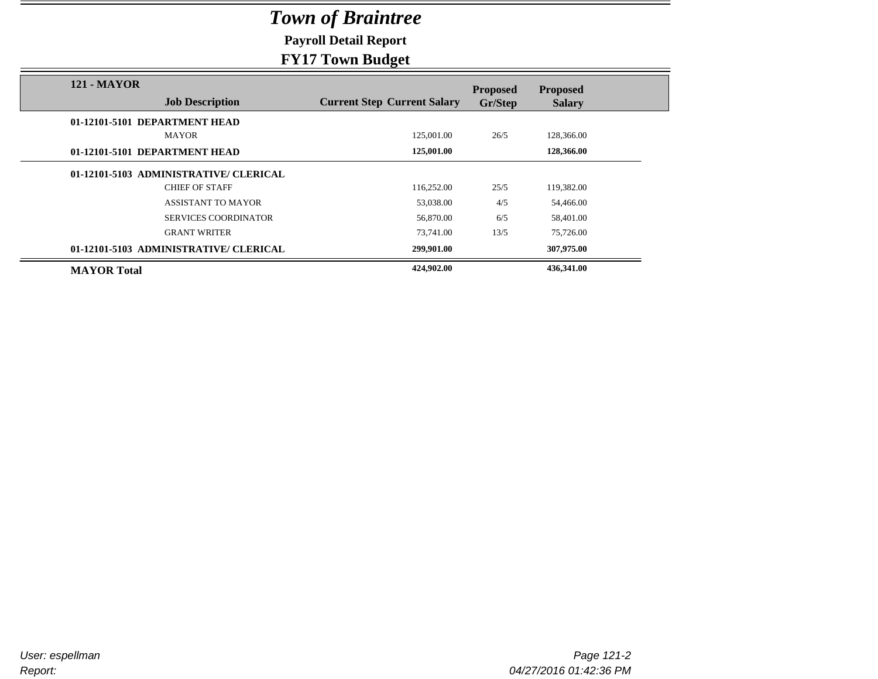# *Town of Braintree*

**Payroll Detail Report**

**FY17 Town Budget**

| 121 - MAYOR<br>Job Description | Current Step | Current Salary | Proposed Gr/Step | Proposed Salary |
|---|---|---|---|---|
| **01-12101-5101 DEPARTMENT HEAD** | | | | |
| MAYOR | | 125,001.00 | 26/5 | 128,366.00 |
| **01-12101-5101 DEPARTMENT HEAD** | | **125,001.00** | | **128,366.00** |
| **01-12101-5103 ADMINISTRATIVE/ CLERICAL** | | | | |
| CHIEF OF STAFF | | 116,252.00 | 25/5 | 119,382.00 |
| ASSISTANT TO MAYOR | | 53,038.00 | 4/5 | 54,466.00 |
| SERVICES COORDINATOR | | 56,870.00 | 6/5 | 58,401.00 |
| GRANT WRITER | | 73,741.00 | 13/5 | 75,726.00 |
| **01-12101-5103 ADMINISTRATIVE/ CLERICAL** | | **299,901.00** | | **307,975.00** |
| **MAYOR Total** | | **424,902.00** | | **436,341.00** |

*User: espellman*

*Report:*

*04/27/2016 01:42:36 PM*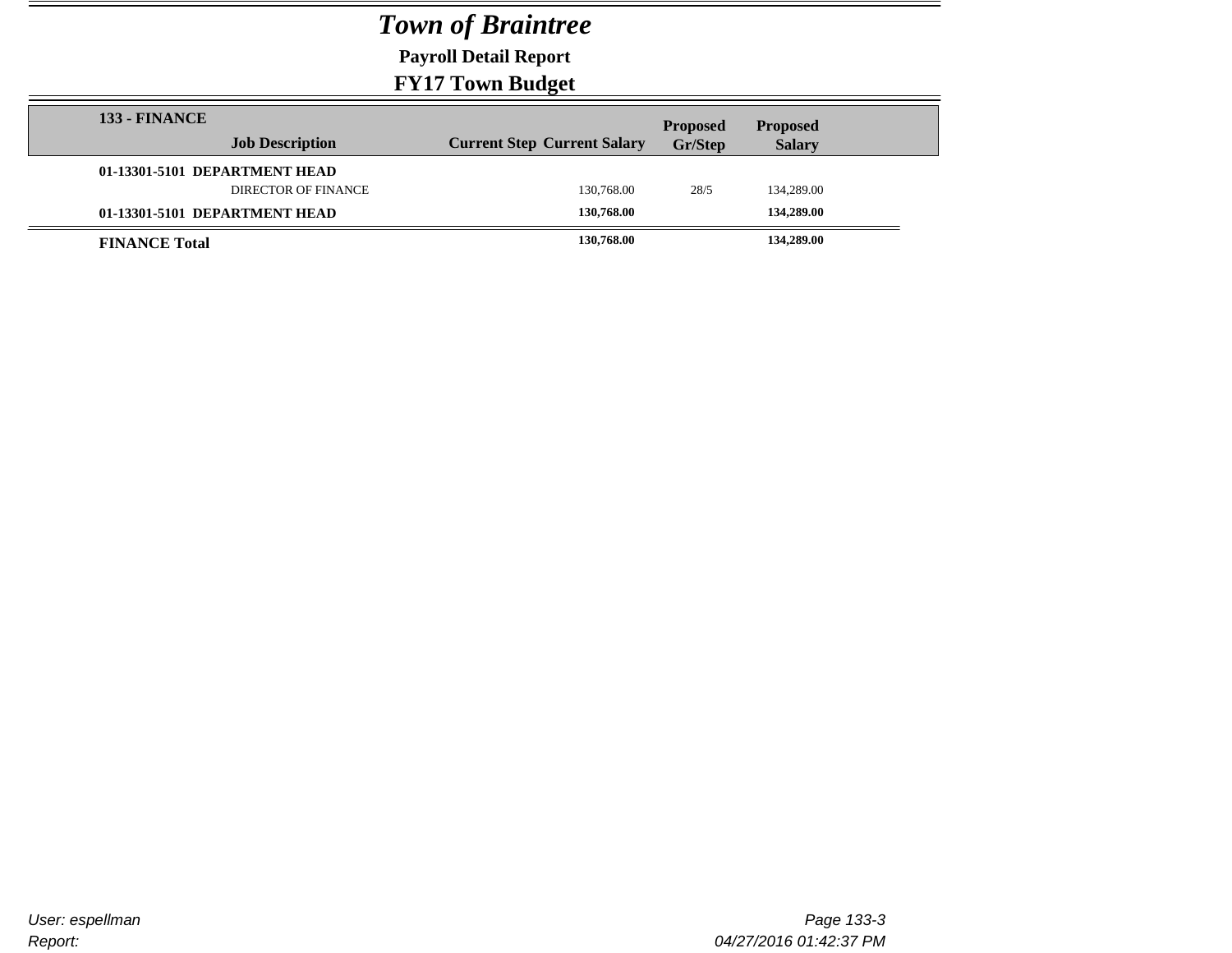# Town of Braintree

**Payroll Detail Report**

**FY17 Town Budget**

| 133 - FINANCE Job Description | Current Step | Current Salary | Proposed Gr/Step | Proposed Salary |
|---|---|---|---|---|
| **01-13301-5101 DEPARTMENT HEAD** | | | | |
| DIRECTOR OF FINANCE | | 130,768.00 | 28/5 | 134,289.00 |
| **01-13301-5101 DEPARTMENT HEAD** | | **130,768.00** | | **134,289.00** |
| **FINANCE Total** | | **130,768.00** | | **134,289.00** |

User: espellman
Report:

04/27/2016 01:42:37 PM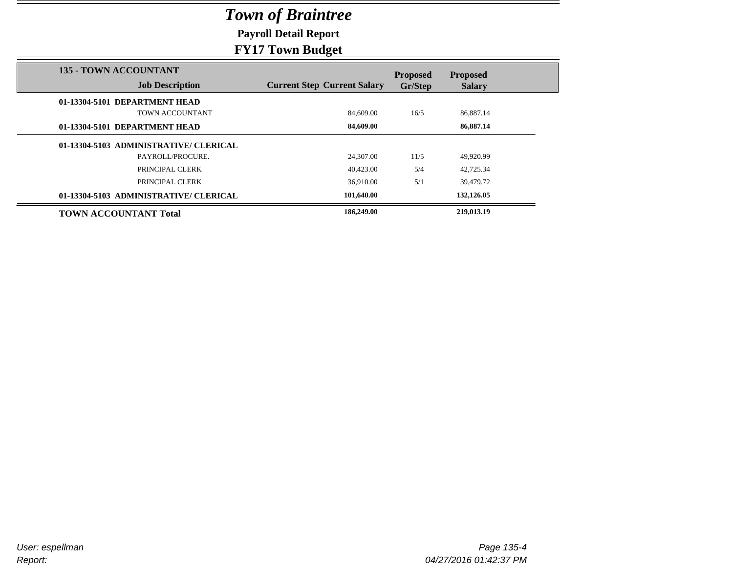# *Town of Braintree*

**Payroll Detail Report**

**FY17 Town Budget**

| 135 - TOWN ACCOUNTANT<br>Job Description | Current Step | Current Salary | Proposed Gr/Step | Proposed Salary |
|---|---|---|---|---|
| **01-13304-5101 DEPARTMENT HEAD** | | | | |
| TOWN ACCOUNTANT | | 84,609.00 | 16/5 | 86,887.14 |
| **01-13304-5101 DEPARTMENT HEAD** | | **84,609.00** | | **86,887.14** |
| **01-13304-5103 ADMINISTRATIVE/ CLERICAL** | | | | |
| PAYROLL/PROCURE. | | 24,307.00 | 11/5 | 49,920.99 |
| PRINCIPAL CLERK | | 40,423.00 | 5/4 | 42,725.34 |
| PRINCIPAL CLERK | | 36,910.00 | 5/1 | 39,479.72 |
| **01-13304-5103 ADMINISTRATIVE/ CLERICAL** | | **101,640.00** | | **132,126.05** |
| **TOWN ACCOUNTANT Total** | | **186,249.00** | | **219,013.19** |

*User: espellman*

*Report:*

*04/27/2016 01:42:37 PM*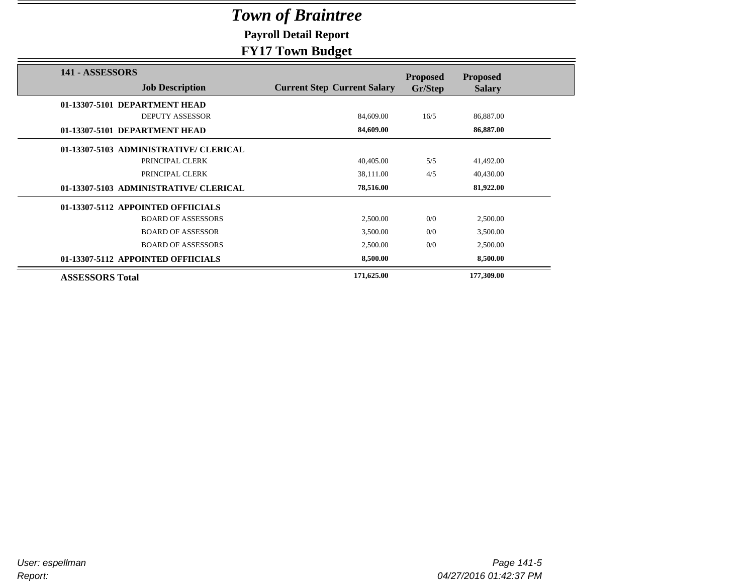# Town of Braintree

## Payroll Detail Report

## FY17 Town Budget

| 141 - ASSESSORS Job Description | Current Step | Current Salary | Proposed Gr/Step | Proposed Salary |
|---|---|---|---|---|
| **01-13307-5101 DEPARTMENT HEAD** | | | | |
| DEPUTY ASSESSOR | | 84,609.00 | 16/5 | 86,887.00 |
| **01-13307-5101 DEPARTMENT HEAD** | | **84,609.00** | | **86,887.00** |
| **01-13307-5103 ADMINISTRATIVE/ CLERICAL** | | | | |
| PRINCIPAL CLERK | | 40,405.00 | 5/5 | 41,492.00 |
| PRINCIPAL CLERK | | 38,111.00 | 4/5 | 40,430.00 |
| **01-13307-5103 ADMINISTRATIVE/ CLERICAL** | | **78,516.00** | | **81,922.00** |
| **01-13307-5112 APPOINTED OFFIICIALS** | | | | |
| BOARD OF ASSESSORS | | 2,500.00 | 0/0 | 2,500.00 |
| BOARD OF ASSESSOR | | 3,500.00 | 0/0 | 3,500.00 |
| BOARD OF ASSESSORS | | 2,500.00 | 0/0 | 2,500.00 |
| **01-13307-5112 APPOINTED OFFIICIALS** | | **8,500.00** | | **8,500.00** |
| **ASSESSORS Total** | | **171,625.00** | | **177,309.00** |

*User: espellman*
*Report:*

*04/27/2016 01:42:37 PM*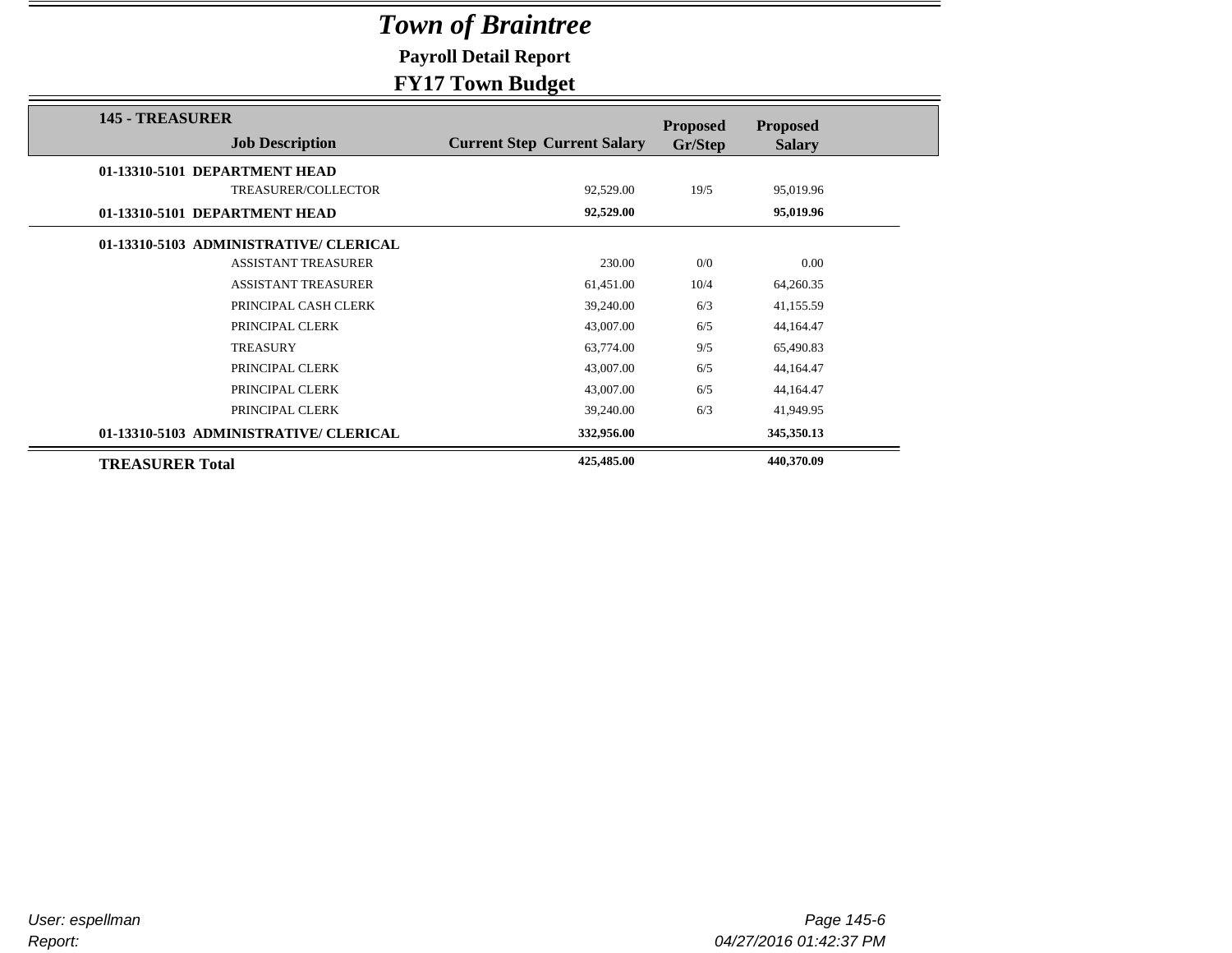# *Town of Braintree*

**Payroll Detail Report**

**FY17 Town Budget**

| 145 - TREASURER | | | | | |
|---|---|---|---|---|---|
| | **Job Description** | **Current Step** | **Current Salary** | **Proposed Gr/Step** | **Proposed Salary** |
| **01-13310-5101 DEPARTMENT HEAD** | | | | | |
| | TREASURER/COLLECTOR | | 92,529.00 | 19/5 | 95,019.96 |
| **01-13310-5101 DEPARTMENT HEAD** | | | **92,529.00** | | **95,019.96** |
| **01-13310-5103 ADMINISTRATIVE/ CLERICAL** | | | | | |
| | ASSISTANT TREASURER | | 230.00 | 0/0 | 0.00 |
| | ASSISTANT TREASURER | | 61,451.00 | 10/4 | 64,260.35 |
| | PRINCIPAL CASH CLERK | | 39,240.00 | 6/3 | 41,155.59 |
| | PRINCIPAL CLERK | | 43,007.00 | 6/5 | 44,164.47 |
| | TREASURY | | 63,774.00 | 9/5 | 65,490.83 |
| | PRINCIPAL CLERK | | 43,007.00 | 6/5 | 44,164.47 |
| | PRINCIPAL CLERK | | 43,007.00 | 6/5 | 44,164.47 |
| | PRINCIPAL CLERK | | 39,240.00 | 6/3 | 41,949.95 |
| **01-13310-5103 ADMINISTRATIVE/ CLERICAL** | | | **332,956.00** | | **345,350.13** |
| **TREASURER Total** | | | **425,485.00** | | **440,370.09** |

*User: espellman*

*Report:*

*04/27/2016 01:42:37 PM*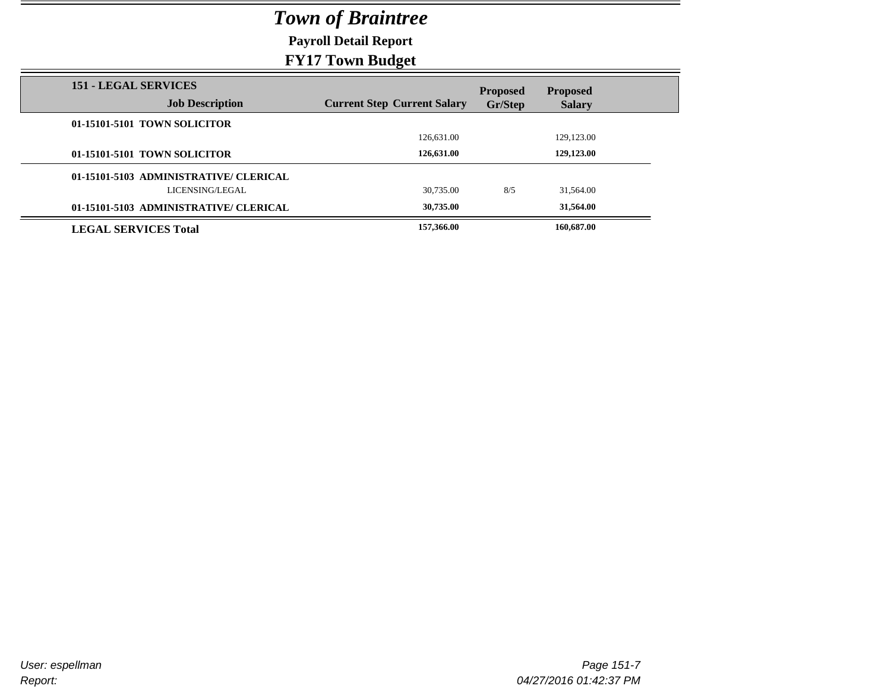# *Town of Braintree*

## Payroll Detail Report

## FY17 Town Budget

| 151 - LEGAL SERVICES<br>Job Description | Current Step | Current Salary | Proposed Gr/Step | Proposed Salary |
|---|---|---|---|---|
| **01-15101-5101 TOWN SOLICITOR** | | | | |
| | | 126,631.00 | | 129,123.00 |
| **01-15101-5101 TOWN SOLICITOR** | | **126,631.00** | | **129,123.00** |
| **01-15101-5103 ADMINISTRATIVE/ CLERICAL** | | | | |
| LICENSING/LEGAL | | 30,735.00 | 8/5 | 31,564.00 |
| **01-15101-5103 ADMINISTRATIVE/ CLERICAL** | | **30,735.00** | | **31,564.00** |
| **LEGAL SERVICES Total** | | **157,366.00** | | **160,687.00** |

User: espellman
Report:

04/27/2016 01:42:37 PM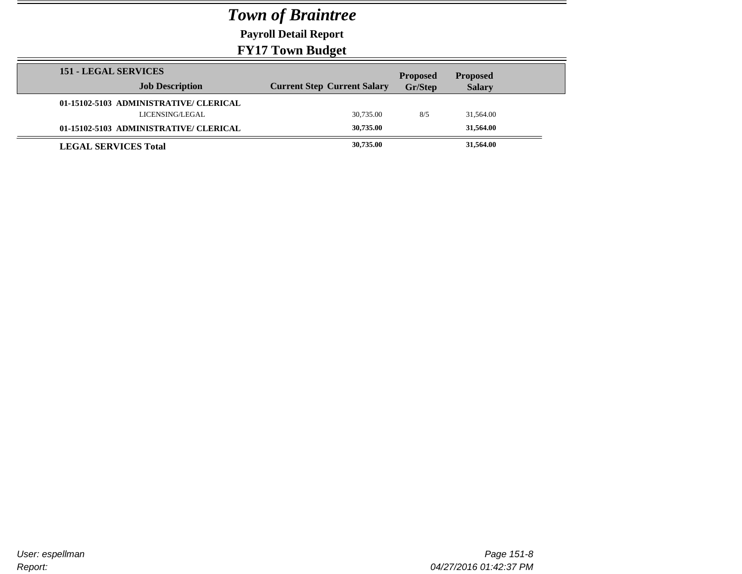# *Town of Braintree*

**Payroll Detail Report**

**FY17 Town Budget**

| 151 - LEGAL SERVICES<br>Job Description | Current Step | Current Salary | Proposed Gr/Step | Proposed Salary |
|---|---|---|---|---|
| **01-15102-5103 ADMINISTRATIVE/ CLERICAL** | | | | |
| LICENSING/LEGAL | | 30,735.00 | 8/5 | 31,564.00 |
| **01-15102-5103 ADMINISTRATIVE/ CLERICAL** | | **30,735.00** | | **31,564.00** |
| **LEGAL SERVICES Total** | | **30,735.00** | | **31,564.00** |

*User: espellman*

*Report:*

*04/27/2016 01:42:37 PM*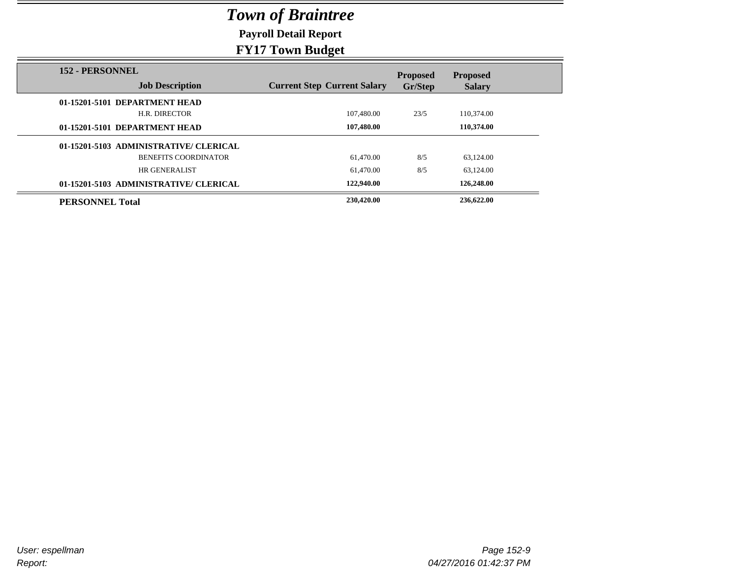# *Town of Braintree*

**Payroll Detail Report**

**FY17 Town Budget**

| 152 - PERSONNEL Job Description | Current Step | Current Salary | Proposed Gr/Step | Proposed Salary |
|---|---|---|---|---|
| **01-15201-5101 DEPARTMENT HEAD** | | | | |
| H.R. DIRECTOR | | 107,480.00 | 23/5 | 110,374.00 |
| **01-15201-5101 DEPARTMENT HEAD** | | **107,480.00** | | **110,374.00** |
| **01-15201-5103 ADMINISTRATIVE/ CLERICAL** | | | | |
| BENEFITS COORDINATOR | | 61,470.00 | 8/5 | 63,124.00 |
| HR GENERALIST | | 61,470.00 | 8/5 | 63,124.00 |
| **01-15201-5103 ADMINISTRATIVE/ CLERICAL** | | **122,940.00** | | **126,248.00** |
| **PERSONNEL Total** | | **230,420.00** | | **236,622.00** |

*User: espellman*

*Report:*

*04/27/2016 01:42:37 PM*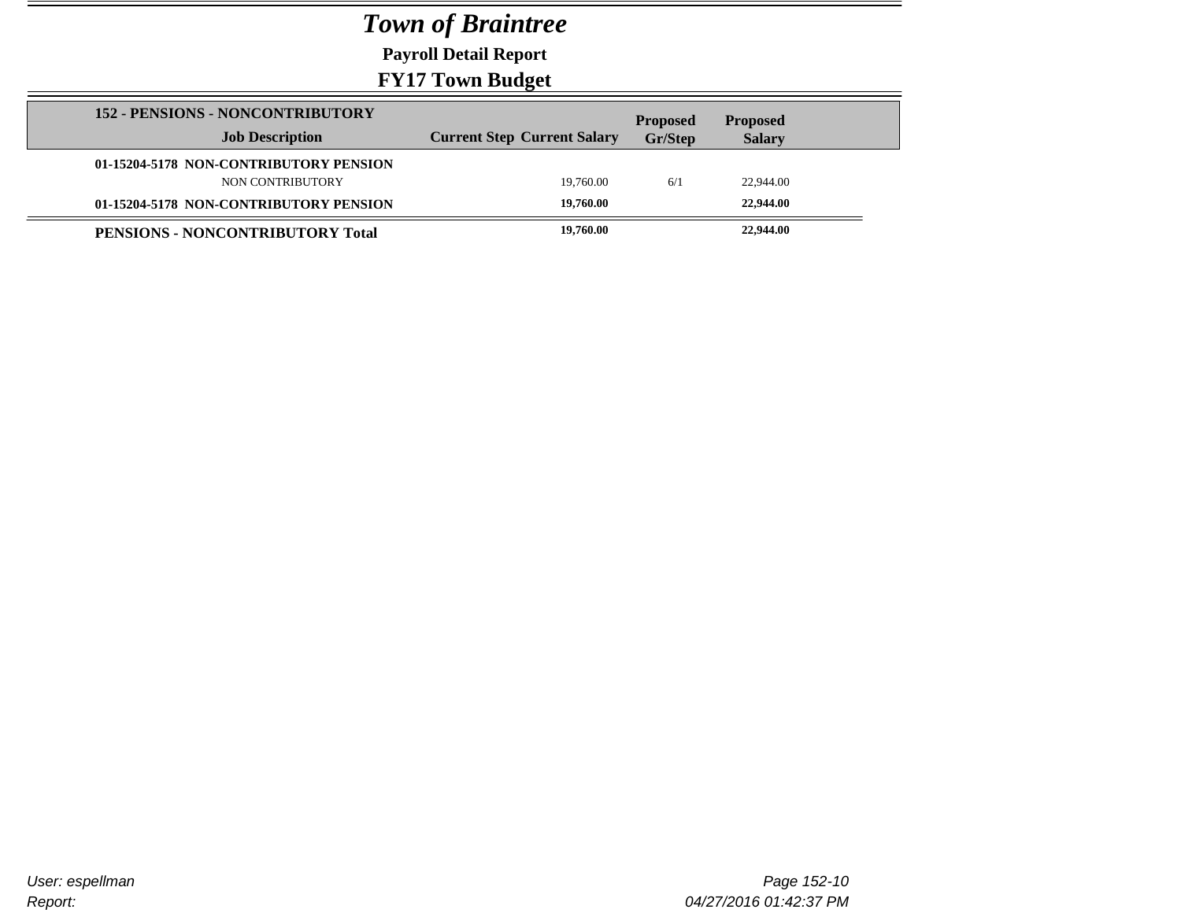# *Town of Braintree*

**Payroll Detail Report**

**FY17 Town Budget**

| 152 - PENSIONS - NONCONTRIBUTORY<br>Job Description | Current Step | Current Salary | Proposed Gr/Step | Proposed Salary |
|---|---|---|---|---|
| **01-15204-5178 NON-CONTRIBUTORY PENSION** | | | | |
| NON CONTRIBUTORY | | 19,760.00 | 6/1 | 22,944.00 |
| **01-15204-5178 NON-CONTRIBUTORY PENSION** | | **19,760.00** | | **22,944.00** |
| **PENSIONS - NONCONTRIBUTORY Total** | | **19,760.00** | | **22,944.00** |

User: espellman

Report:

04/27/2016 01:42:37 PM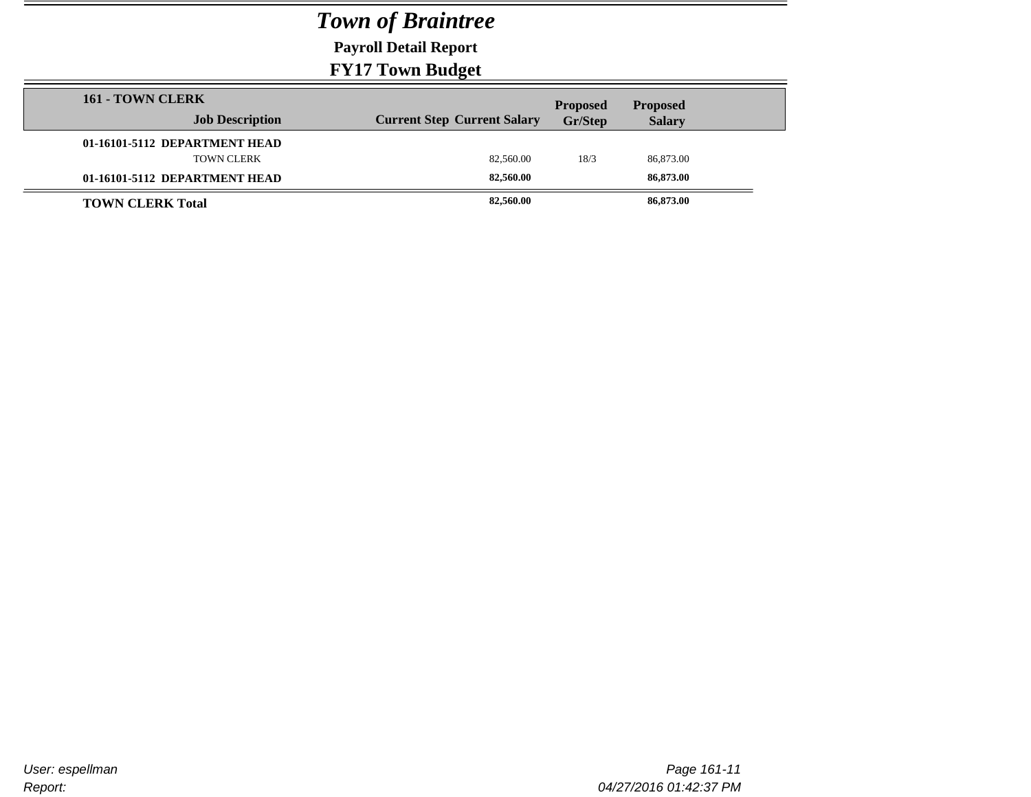# Town of Braintree

## Payroll Detail Report

## FY17 Town Budget

| 161 - TOWN CLERK Job Description | Current Step | Current Salary | Proposed Gr/Step | Proposed Salary |
|---|---|---|---|---|
| **01-16101-5112 DEPARTMENT HEAD** | | | | |
| TOWN CLERK | | 82,560.00 | 18/3 | 86,873.00 |
| **01-16101-5112 DEPARTMENT HEAD** | | **82,560.00** | | **86,873.00** |
| **TOWN CLERK Total** | | **82,560.00** | | **86,873.00** |

User: espellman

Report:

04/27/2016 01:42:37 PM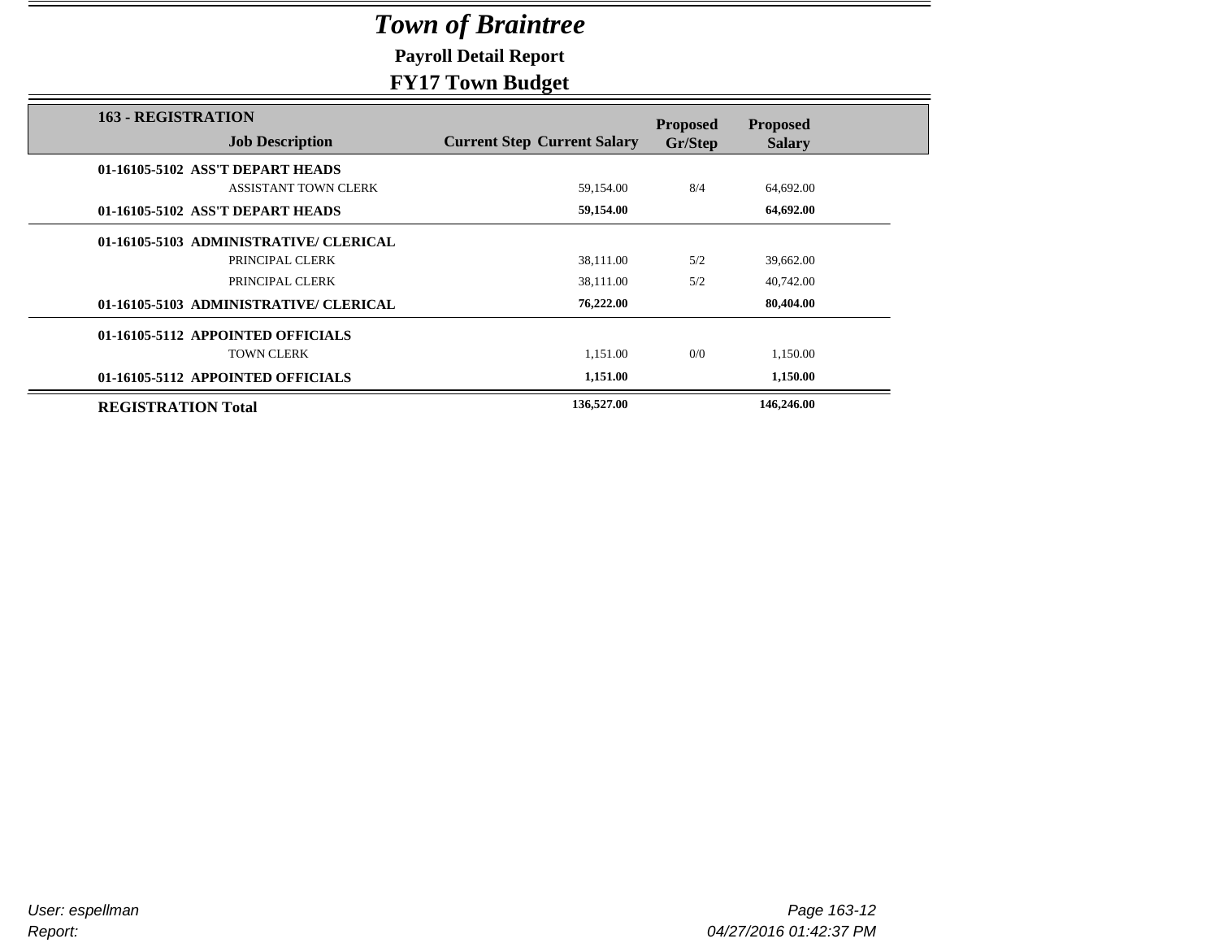# Town of Braintree

## Payroll Detail Report

## FY17 Town Budget

| 163 - REGISTRATION Job Description | Current Step | Current Salary | Proposed Gr/Step | Proposed Salary |
|---|---|---|---|---|
| **01-16105-5102 ASS'T DEPART HEADS** | | | | |
| ASSISTANT TOWN CLERK | | 59,154.00 | 8/4 | 64,692.00 |
| **01-16105-5102 ASS'T DEPART HEADS** | | **59,154.00** | | **64,692.00** |
| **01-16105-5103 ADMINISTRATIVE/ CLERICAL** | | | | |
| PRINCIPAL CLERK | | 38,111.00 | 5/2 | 39,662.00 |
| PRINCIPAL CLERK | | 38,111.00 | 5/2 | 40,742.00 |
| **01-16105-5103 ADMINISTRATIVE/ CLERICAL** | | **76,222.00** | | **80,404.00** |
| **01-16105-5112 APPOINTED OFFICIALS** | | | | |
| TOWN CLERK | | 1,151.00 | 0/0 | 1,150.00 |
| **01-16105-5112 APPOINTED OFFICIALS** | | **1,151.00** | | **1,150.00** |
| **REGISTRATION Total** | | **136,527.00** | | **146,246.00** |

*User: espellman*

*Report:*

*04/27/2016 01:42:37 PM*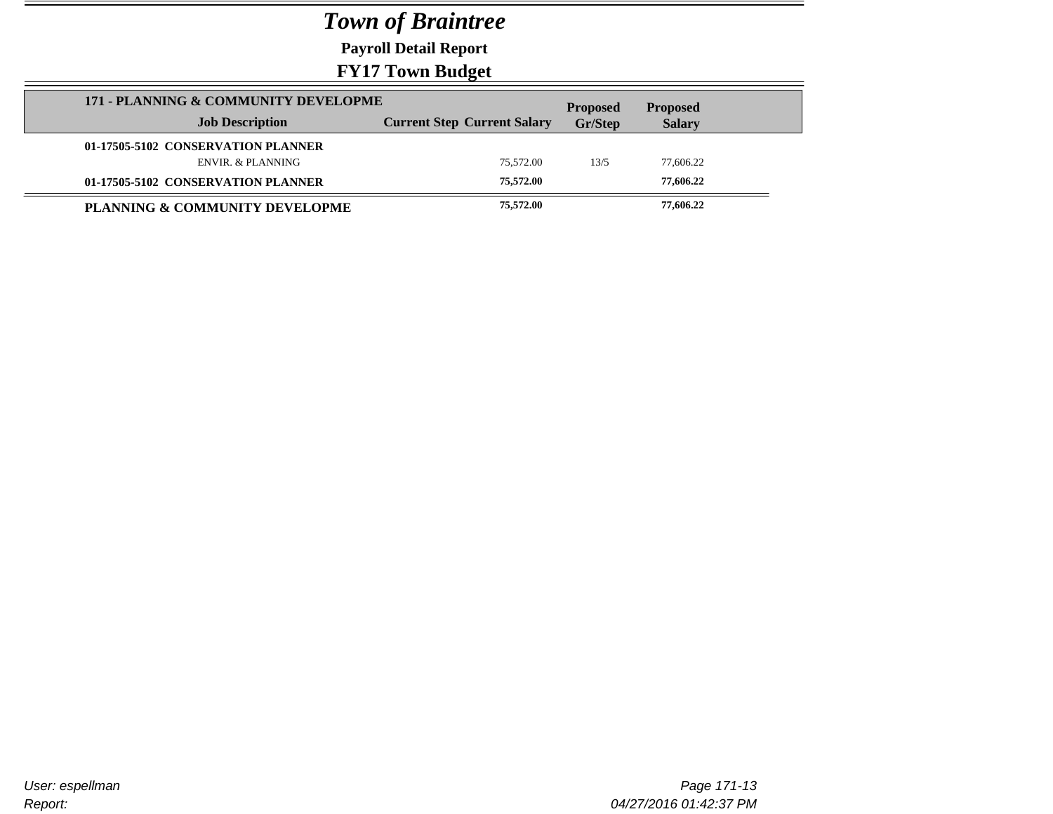# *Town of Braintree*

**Payroll Detail Report**

**FY17 Town Budget**

| 171 - PLANNING & COMMUNITY DEVELOPME<br>Job Description | Current Step | Current Salary | Proposed Gr/Step | Proposed Salary |
|---|---|---|---|---|
| **01-17505-5102 CONSERVATION PLANNER** | | | | |
| ENVIR. & PLANNING | | 75,572.00 | 13/5 | 77,606.22 |
| **01-17505-5102 CONSERVATION PLANNER** | | **75,572.00** | | **77,606.22** |
| **PLANNING & COMMUNITY DEVELOPME** | | **75,572.00** | | **77,606.22** |

User: espellman

Report:

04/27/2016 01:42:37 PM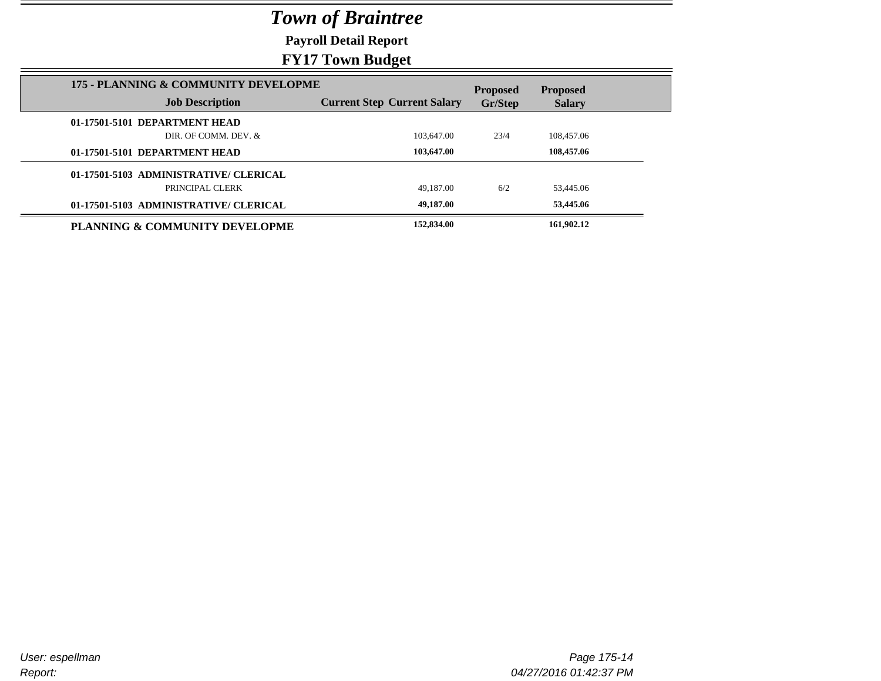# *Town of Braintree*

**Payroll Detail Report**

**FY17 Town Budget**

| 175 - PLANNING & COMMUNITY DEVELOPME<br>Job Description | Current Step | Current Salary | Proposed Gr/Step | Proposed Salary |
|---|---|---|---|---|
| **01-17501-5101 DEPARTMENT HEAD** | | | | |
| DIR. OF COMM. DEV. & | | 103,647.00 | 23/4 | 108,457.06 |
| **01-17501-5101 DEPARTMENT HEAD** | | **103,647.00** | | **108,457.06** |
| **01-17501-5103 ADMINISTRATIVE/ CLERICAL** | | | | |
| PRINCIPAL CLERK | | 49,187.00 | 6/2 | 53,445.06 |
| **01-17501-5103 ADMINISTRATIVE/ CLERICAL** | | **49,187.00** | | **53,445.06** |
| **PLANNING & COMMUNITY DEVELOPME** | | **152,834.00** | | **161,902.12** |

*User: espellman*

*Report:*

*04/27/2016 01:42:37 PM*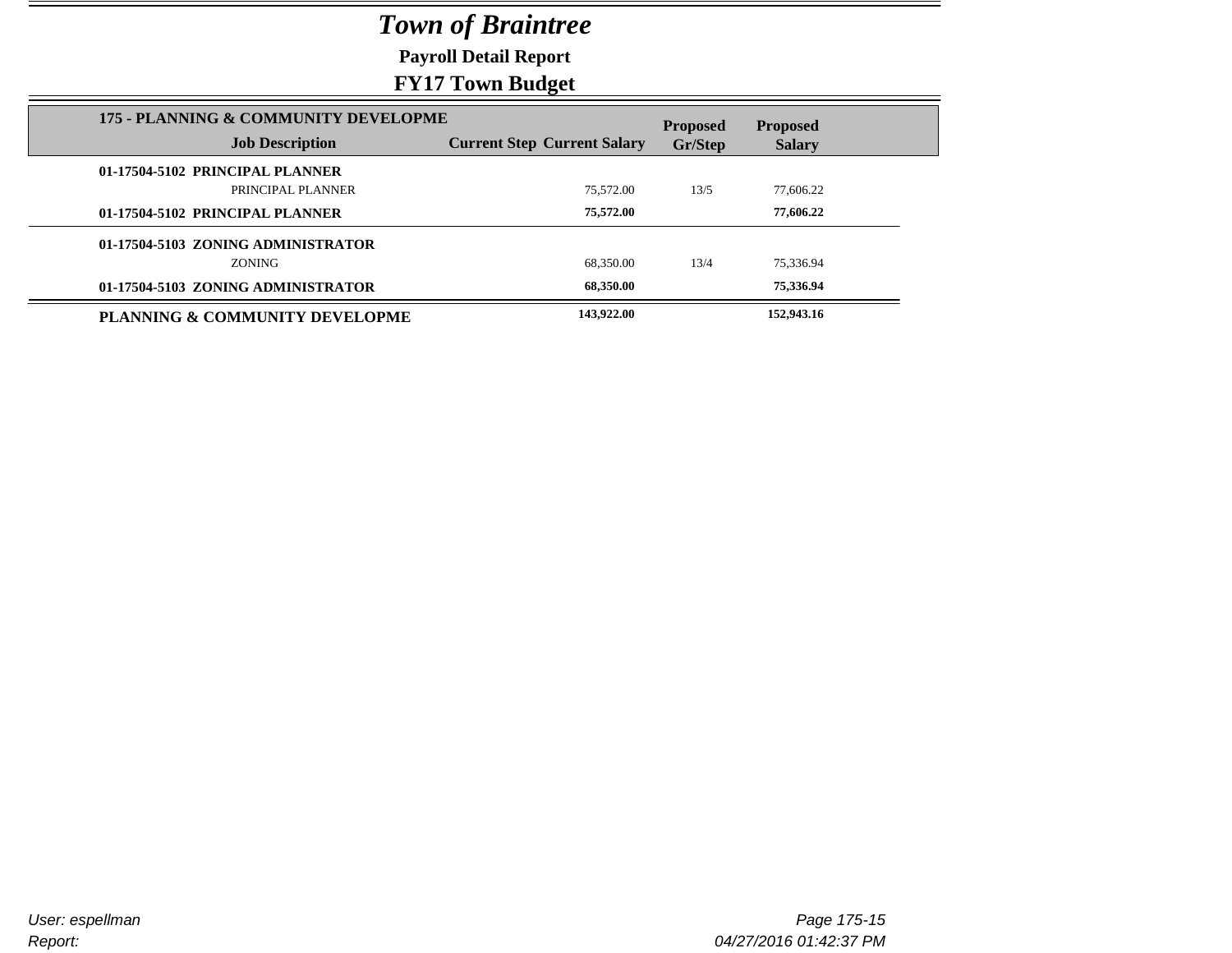# Town of Braintree

**Payroll Detail Report**

**FY17 Town Budget**

| 175 - PLANNING & COMMUNITY DEVELOPME Job Description | Current Step | Current Salary | Proposed Gr/Step | Proposed Salary |
|---|---|---|---|---|
| **01-17504-5102 PRINCIPAL PLANNER** | | | | |
| PRINCIPAL PLANNER | | 75,572.00 | 13/5 | 77,606.22 |
| **01-17504-5102 PRINCIPAL PLANNER** | | **75,572.00** | | **77,606.22** |
| **01-17504-5103 ZONING ADMINISTRATOR** | | | | |
| ZONING | | 68,350.00 | 13/4 | 75,336.94 |
| **01-17504-5103 ZONING ADMINISTRATOR** | | **68,350.00** | | **75,336.94** |
| **PLANNING & COMMUNITY DEVELOPME** | | **143,922.00** | | **152,943.16** |

User: espellman
Report:
04/27/2016 01:42:37 PM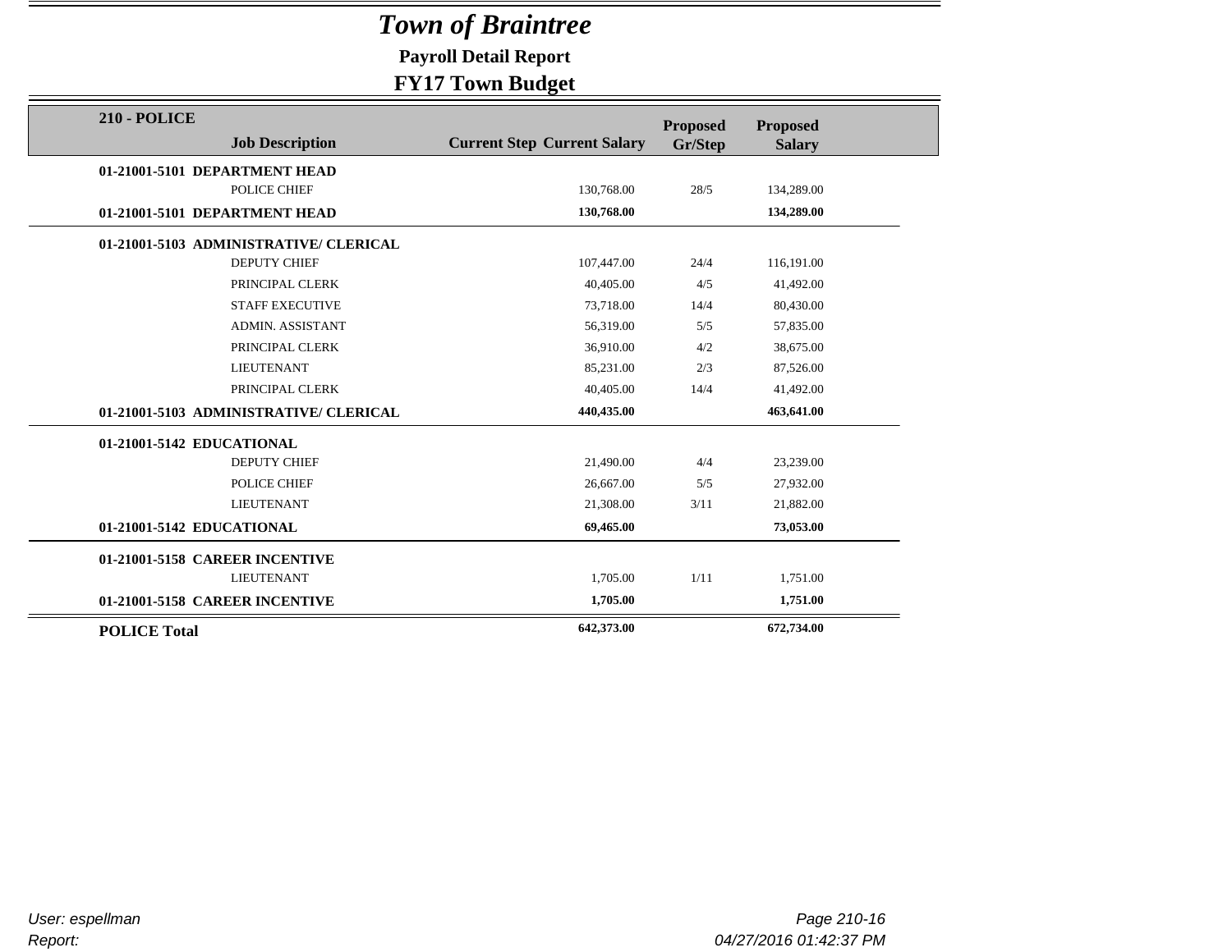# *Town of Braintree*

## Payroll Detail Report

## FY17 Town Budget

| 210 - POLICE | Job Description | Current Step | Current Salary | Proposed Gr/Step | Proposed Salary |
|---|---|---|---|---|---|
| **01-21001-5101 DEPARTMENT HEAD** | | | | | |
| | POLICE CHIEF | | 130,768.00 | 28/5 | 134,289.00 |
| **01-21001-5101 DEPARTMENT HEAD** | | | **130,768.00** | | **134,289.00** |
| **01-21001-5103 ADMINISTRATIVE/ CLERICAL** | | | | | |
| | DEPUTY CHIEF | | 107,447.00 | 24/4 | 116,191.00 |
| | PRINCIPAL CLERK | | 40,405.00 | 4/5 | 41,492.00 |
| | STAFF EXECUTIVE | | 73,718.00 | 14/4 | 80,430.00 |
| | ADMIN. ASSISTANT | | 56,319.00 | 5/5 | 57,835.00 |
| | PRINCIPAL CLERK | | 36,910.00 | 4/2 | 38,675.00 |
| | LIEUTENANT | | 85,231.00 | 2/3 | 87,526.00 |
| | PRINCIPAL CLERK | | 40,405.00 | 14/4 | 41,492.00 |
| **01-21001-5103 ADMINISTRATIVE/ CLERICAL** | | | **440,435.00** | | **463,641.00** |
| **01-21001-5142 EDUCATIONAL** | | | | | |
| | DEPUTY CHIEF | | 21,490.00 | 4/4 | 23,239.00 |
| | POLICE CHIEF | | 26,667.00 | 5/5 | 27,932.00 |
| | LIEUTENANT | | 21,308.00 | 3/11 | 21,882.00 |
| **01-21001-5142 EDUCATIONAL** | | | **69,465.00** | | **73,053.00** |
| **01-21001-5158 CAREER INCENTIVE** | | | | | |
| | LIEUTENANT | | 1,705.00 | 1/11 | 1,751.00 |
| **01-21001-5158 CAREER INCENTIVE** | | | **1,705.00** | | **1,751.00** |
| **POLICE Total** | | | **642,373.00** | | **672,734.00** |

*User: espellman*

*Report:*

*04/27/2016 01:42:37 PM*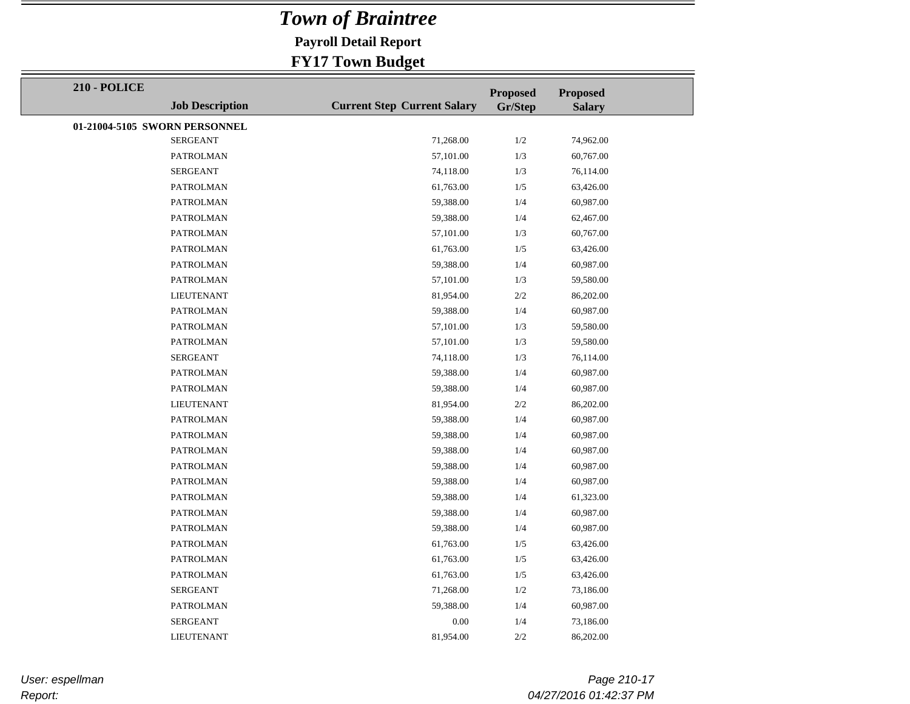# *Town of Braintree*

**Payroll Detail Report**

**FY17 Town Budget**

**210 - POLICE**

| Job Description | Current Step | Current Salary | Proposed Gr/Step | Proposed Salary |
|---|---|---|---|---|
| **01-21004-5105 SWORN PERSONNEL** | | | | |
| SERGEANT | | 71,268.00 | 1/2 | 74,962.00 |
| PATROLMAN | | 57,101.00 | 1/3 | 60,767.00 |
| SERGEANT | | 74,118.00 | 1/3 | 76,114.00 |
| PATROLMAN | | 61,763.00 | 1/5 | 63,426.00 |
| PATROLMAN | | 59,388.00 | 1/4 | 60,987.00 |
| PATROLMAN | | 59,388.00 | 1/4 | 62,467.00 |
| PATROLMAN | | 57,101.00 | 1/3 | 60,767.00 |
| PATROLMAN | | 61,763.00 | 1/5 | 63,426.00 |
| PATROLMAN | | 59,388.00 | 1/4 | 60,987.00 |
| PATROLMAN | | 57,101.00 | 1/3 | 59,580.00 |
| LIEUTENANT | | 81,954.00 | 2/2 | 86,202.00 |
| PATROLMAN | | 59,388.00 | 1/4 | 60,987.00 |
| PATROLMAN | | 57,101.00 | 1/3 | 59,580.00 |
| PATROLMAN | | 57,101.00 | 1/3 | 59,580.00 |
| SERGEANT | | 74,118.00 | 1/3 | 76,114.00 |
| PATROLMAN | | 59,388.00 | 1/4 | 60,987.00 |
| PATROLMAN | | 59,388.00 | 1/4 | 60,987.00 |
| LIEUTENANT | | 81,954.00 | 2/2 | 86,202.00 |
| PATROLMAN | | 59,388.00 | 1/4 | 60,987.00 |
| PATROLMAN | | 59,388.00 | 1/4 | 60,987.00 |
| PATROLMAN | | 59,388.00 | 1/4 | 60,987.00 |
| PATROLMAN | | 59,388.00 | 1/4 | 60,987.00 |
| PATROLMAN | | 59,388.00 | 1/4 | 60,987.00 |
| PATROLMAN | | 59,388.00 | 1/4 | 61,323.00 |
| PATROLMAN | | 59,388.00 | 1/4 | 60,987.00 |
| PATROLMAN | | 59,388.00 | 1/4 | 60,987.00 |
| PATROLMAN | | 61,763.00 | 1/5 | 63,426.00 |
| PATROLMAN | | 61,763.00 | 1/5 | 63,426.00 |
| PATROLMAN | | 61,763.00 | 1/5 | 63,426.00 |
| SERGEANT | | 71,268.00 | 1/2 | 73,186.00 |
| PATROLMAN | | 59,388.00 | 1/4 | 60,987.00 |
| SERGEANT | | 0.00 | 1/4 | 73,186.00 |
| LIEUTENANT | | 81,954.00 | 2/2 | 86,202.00 |

*User: espellman*
*Report:*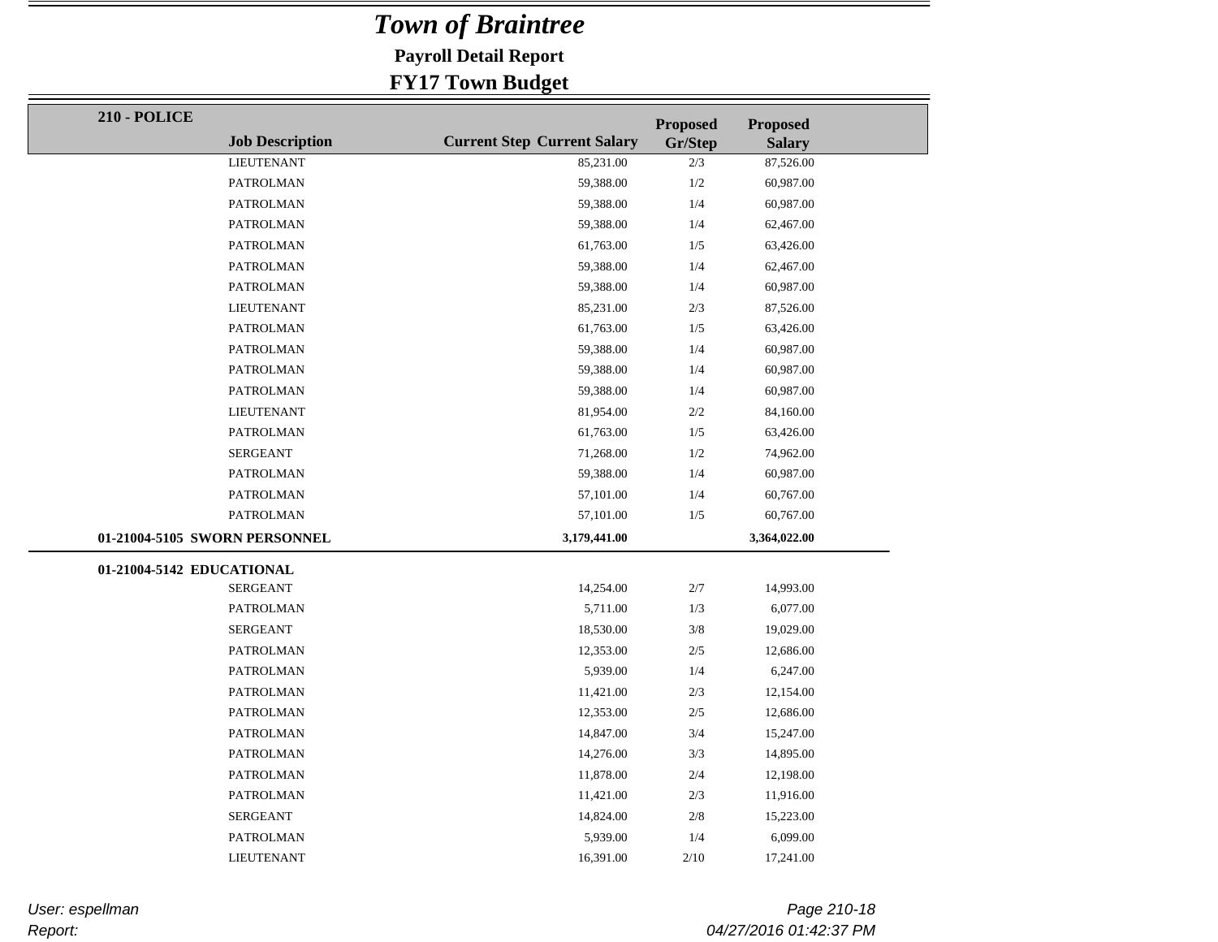# *Town of Braintree*

**Payroll Detail Report**

**FY17 Town Budget**

| 210 - POLICE Job Description | Current Step | Current Salary | Proposed Gr/Step | Proposed Salary |
|---|---|---|---|---|
| LIEUTENANT | | 85,231.00 | 2/3 | 87,526.00 |
| PATROLMAN | | 59,388.00 | 1/2 | 60,987.00 |
| PATROLMAN | | 59,388.00 | 1/4 | 60,987.00 |
| PATROLMAN | | 59,388.00 | 1/4 | 62,467.00 |
| PATROLMAN | | 61,763.00 | 1/5 | 63,426.00 |
| PATROLMAN | | 59,388.00 | 1/4 | 62,467.00 |
| PATROLMAN | | 59,388.00 | 1/4 | 60,987.00 |
| LIEUTENANT | | 85,231.00 | 2/3 | 87,526.00 |
| PATROLMAN | | 61,763.00 | 1/5 | 63,426.00 |
| PATROLMAN | | 59,388.00 | 1/4 | 60,987.00 |
| PATROLMAN | | 59,388.00 | 1/4 | 60,987.00 |
| PATROLMAN | | 59,388.00 | 1/4 | 60,987.00 |
| LIEUTENANT | | 81,954.00 | 2/2 | 84,160.00 |
| PATROLMAN | | 61,763.00 | 1/5 | 63,426.00 |
| SERGEANT | | 71,268.00 | 1/2 | 74,962.00 |
| PATROLMAN | | 59,388.00 | 1/4 | 60,987.00 |
| PATROLMAN | | 57,101.00 | 1/4 | 60,767.00 |
| PATROLMAN | | 57,101.00 | 1/5 | 60,767.00 |
| **01-21004-5105 SWORN PERSONNEL** | | **3,179,441.00** | | **3,364,022.00** |
| **01-21004-5142 EDUCATIONAL** | | | | |
| SERGEANT | | 14,254.00 | 2/7 | 14,993.00 |
| PATROLMAN | | 5,711.00 | 1/3 | 6,077.00 |
| SERGEANT | | 18,530.00 | 3/8 | 19,029.00 |
| PATROLMAN | | 12,353.00 | 2/5 | 12,686.00 |
| PATROLMAN | | 5,939.00 | 1/4 | 6,247.00 |
| PATROLMAN | | 11,421.00 | 2/3 | 12,154.00 |
| PATROLMAN | | 12,353.00 | 2/5 | 12,686.00 |
| PATROLMAN | | 14,847.00 | 3/4 | 15,247.00 |
| PATROLMAN | | 14,276.00 | 3/3 | 14,895.00 |
| PATROLMAN | | 11,878.00 | 2/4 | 12,198.00 |
| PATROLMAN | | 11,421.00 | 2/3 | 11,916.00 |
| SERGEANT | | 14,824.00 | 2/8 | 15,223.00 |
| PATROLMAN | | 5,939.00 | 1/4 | 6,099.00 |
| LIEUTENANT | | 16,391.00 | 2/10 | 17,241.00 |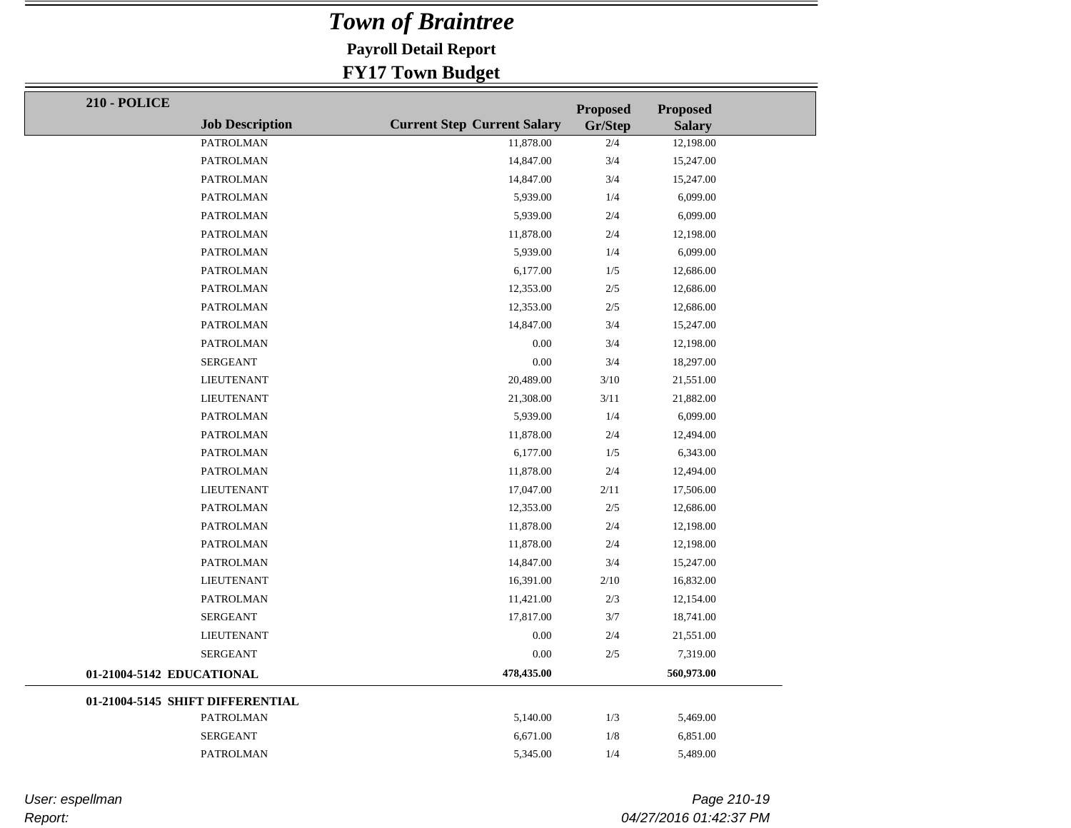# *Town of Braintree*

**Payroll Detail Report**

**FY17 Town Budget**

| 210 - POLICE | Job Description | Current Step | Current Salary | Proposed Gr/Step | Proposed Salary |
|---|---|---|---|---|---|
| | PATROLMAN | | 11,878.00 | 2/4 | 12,198.00 |
| | PATROLMAN | | 14,847.00 | 3/4 | 15,247.00 |
| | PATROLMAN | | 14,847.00 | 3/4 | 15,247.00 |
| | PATROLMAN | | 5,939.00 | 1/4 | 6,099.00 |
| | PATROLMAN | | 5,939.00 | 2/4 | 6,099.00 |
| | PATROLMAN | | 11,878.00 | 2/4 | 12,198.00 |
| | PATROLMAN | | 5,939.00 | 1/4 | 6,099.00 |
| | PATROLMAN | | 6,177.00 | 1/5 | 12,686.00 |
| | PATROLMAN | | 12,353.00 | 2/5 | 12,686.00 |
| | PATROLMAN | | 12,353.00 | 2/5 | 12,686.00 |
| | PATROLMAN | | 14,847.00 | 3/4 | 15,247.00 |
| | PATROLMAN | | 0.00 | 3/4 | 12,198.00 |
| | SERGEANT | | 0.00 | 3/4 | 18,297.00 |
| | LIEUTENANT | | 20,489.00 | 3/10 | 21,551.00 |
| | LIEUTENANT | | 21,308.00 | 3/11 | 21,882.00 |
| | PATROLMAN | | 5,939.00 | 1/4 | 6,099.00 |
| | PATROLMAN | | 11,878.00 | 2/4 | 12,494.00 |
| | PATROLMAN | | 6,177.00 | 1/5 | 6,343.00 |
| | PATROLMAN | | 11,878.00 | 2/4 | 12,494.00 |
| | LIEUTENANT | | 17,047.00 | 2/11 | 17,506.00 |
| | PATROLMAN | | 12,353.00 | 2/5 | 12,686.00 |
| | PATROLMAN | | 11,878.00 | 2/4 | 12,198.00 |
| | PATROLMAN | | 11,878.00 | 2/4 | 12,198.00 |
| | PATROLMAN | | 14,847.00 | 3/4 | 15,247.00 |
| | LIEUTENANT | | 16,391.00 | 2/10 | 16,832.00 |
| | PATROLMAN | | 11,421.00 | 2/3 | 12,154.00 |
| | SERGEANT | | 17,817.00 | 3/7 | 18,741.00 |
| | LIEUTENANT | | 0.00 | 2/4 | 21,551.00 |
| | SERGEANT | | 0.00 | 2/5 | 7,319.00 |
| **01-21004-5142 EDUCATIONAL** | | | **478,435.00** | | **560,973.00** |

| 01-21004-5145 SHIFT DIFFERENTIAL | Job Description | Current Step | Current Salary | Proposed Gr/Step | Proposed Salary |
|---|---|---|---|---|---|
| | PATROLMAN | | 5,140.00 | 1/3 | 5,469.00 |
| | SERGEANT | | 6,671.00 | 1/8 | 6,851.00 |
| | PATROLMAN | | 5,345.00 | 1/4 | 5,489.00 |

*User: espellman*

*Report:*

*04/27/2016 01:42:37 PM*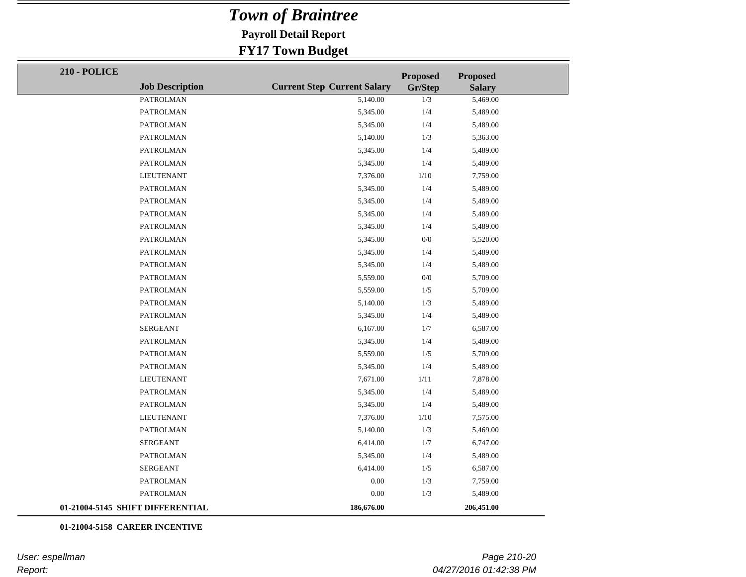# *Town of Braintree*

**Payroll Detail Report**

**FY17 Town Budget**

**210 - POLICE**

| Job Description | Current Step | Current Salary | Proposed Gr/Step | Proposed Salary |
|---|---|---|---|---|
| PATROLMAN | | 5,140.00 | 1/3 | 5,469.00 |
| PATROLMAN | | 5,345.00 | 1/4 | 5,489.00 |
| PATROLMAN | | 5,345.00 | 1/4 | 5,489.00 |
| PATROLMAN | | 5,140.00 | 1/3 | 5,363.00 |
| PATROLMAN | | 5,345.00 | 1/4 | 5,489.00 |
| PATROLMAN | | 5,345.00 | 1/4 | 5,489.00 |
| LIEUTENANT | | 7,376.00 | 1/10 | 7,759.00 |
| PATROLMAN | | 5,345.00 | 1/4 | 5,489.00 |
| PATROLMAN | | 5,345.00 | 1/4 | 5,489.00 |
| PATROLMAN | | 5,345.00 | 1/4 | 5,489.00 |
| PATROLMAN | | 5,345.00 | 1/4 | 5,489.00 |
| PATROLMAN | | 5,345.00 | 0/0 | 5,520.00 |
| PATROLMAN | | 5,345.00 | 1/4 | 5,489.00 |
| PATROLMAN | | 5,345.00 | 1/4 | 5,489.00 |
| PATROLMAN | | 5,559.00 | 0/0 | 5,709.00 |
| PATROLMAN | | 5,559.00 | 1/5 | 5,709.00 |
| PATROLMAN | | 5,140.00 | 1/3 | 5,489.00 |
| PATROLMAN | | 5,345.00 | 1/4 | 5,489.00 |
| SERGEANT | | 6,167.00 | 1/7 | 6,587.00 |
| PATROLMAN | | 5,345.00 | 1/4 | 5,489.00 |
| PATROLMAN | | 5,559.00 | 1/5 | 5,709.00 |
| PATROLMAN | | 5,345.00 | 1/4 | 5,489.00 |
| LIEUTENANT | | 7,671.00 | 1/11 | 7,878.00 |
| PATROLMAN | | 5,345.00 | 1/4 | 5,489.00 |
| PATROLMAN | | 5,345.00 | 1/4 | 5,489.00 |
| LIEUTENANT | | 7,376.00 | 1/10 | 7,575.00 |
| PATROLMAN | | 5,140.00 | 1/3 | 5,469.00 |
| SERGEANT | | 6,414.00 | 1/7 | 6,747.00 |
| PATROLMAN | | 5,345.00 | 1/4 | 5,489.00 |
| SERGEANT | | 6,414.00 | 1/5 | 6,587.00 |
| PATROLMAN | | 0.00 | 1/3 | 7,759.00 |
| PATROLMAN | | 0.00 | 1/3 | 5,489.00 |
| **01-21004-5145 SHIFT DIFFERENTIAL** | | **186,676.00** | | **206,451.00** |

**01-21004-5158 CAREER INCENTIVE**

*User: espellman*

*Report:*

*04/27/2016 01:42:38 PM*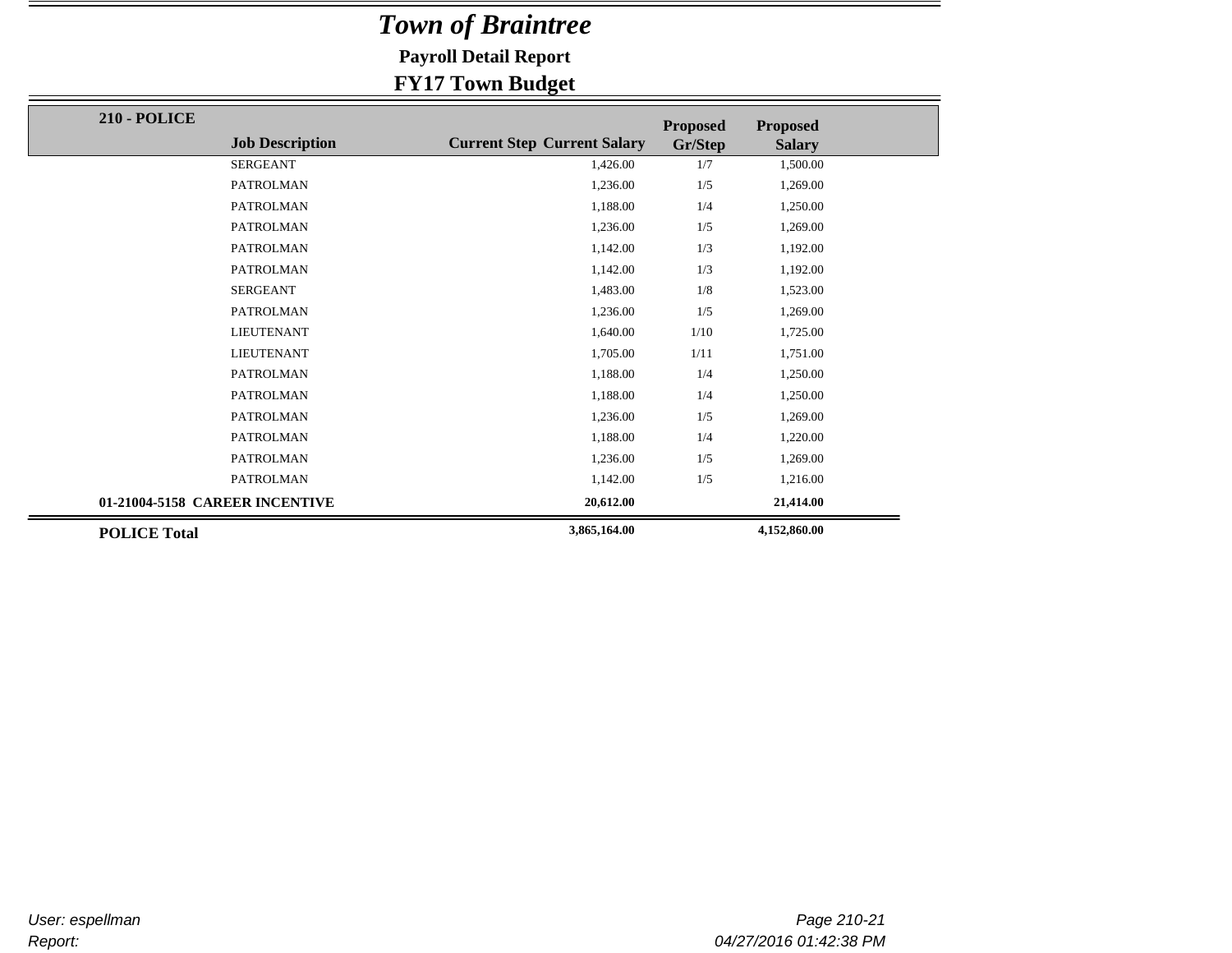# *Town of Braintree*

**Payroll Detail Report**

**FY17 Town Budget**

| 210 - POLICE | Job Description | Current Step | Current Salary | Proposed Gr/Step | Proposed Salary |
|---|---|---|---|---|---|
| | SERGEANT | | 1,426.00 | 1/7 | 1,500.00 |
| | PATROLMAN | | 1,236.00 | 1/5 | 1,269.00 |
| | PATROLMAN | | 1,188.00 | 1/4 | 1,250.00 |
| | PATROLMAN | | 1,236.00 | 1/5 | 1,269.00 |
| | PATROLMAN | | 1,142.00 | 1/3 | 1,192.00 |
| | PATROLMAN | | 1,142.00 | 1/3 | 1,192.00 |
| | SERGEANT | | 1,483.00 | 1/8 | 1,523.00 |
| | PATROLMAN | | 1,236.00 | 1/5 | 1,269.00 |
| | LIEUTENANT | | 1,640.00 | 1/10 | 1,725.00 |
| | LIEUTENANT | | 1,705.00 | 1/11 | 1,751.00 |
| | PATROLMAN | | 1,188.00 | 1/4 | 1,250.00 |
| | PATROLMAN | | 1,188.00 | 1/4 | 1,250.00 |
| | PATROLMAN | | 1,236.00 | 1/5 | 1,269.00 |
| | PATROLMAN | | 1,188.00 | 1/4 | 1,220.00 |
| | PATROLMAN | | 1,236.00 | 1/5 | 1,269.00 |
| | PATROLMAN | | 1,142.00 | 1/5 | 1,216.00 |
| **01-21004-5158 CAREER INCENTIVE** | | | **20,612.00** | | **21,414.00** |
| **POLICE Total** | | | **3,865,164.00** | | **4,152,860.00** |

*User: espellman*

*Report:*

*04/27/2016 01:42:38 PM*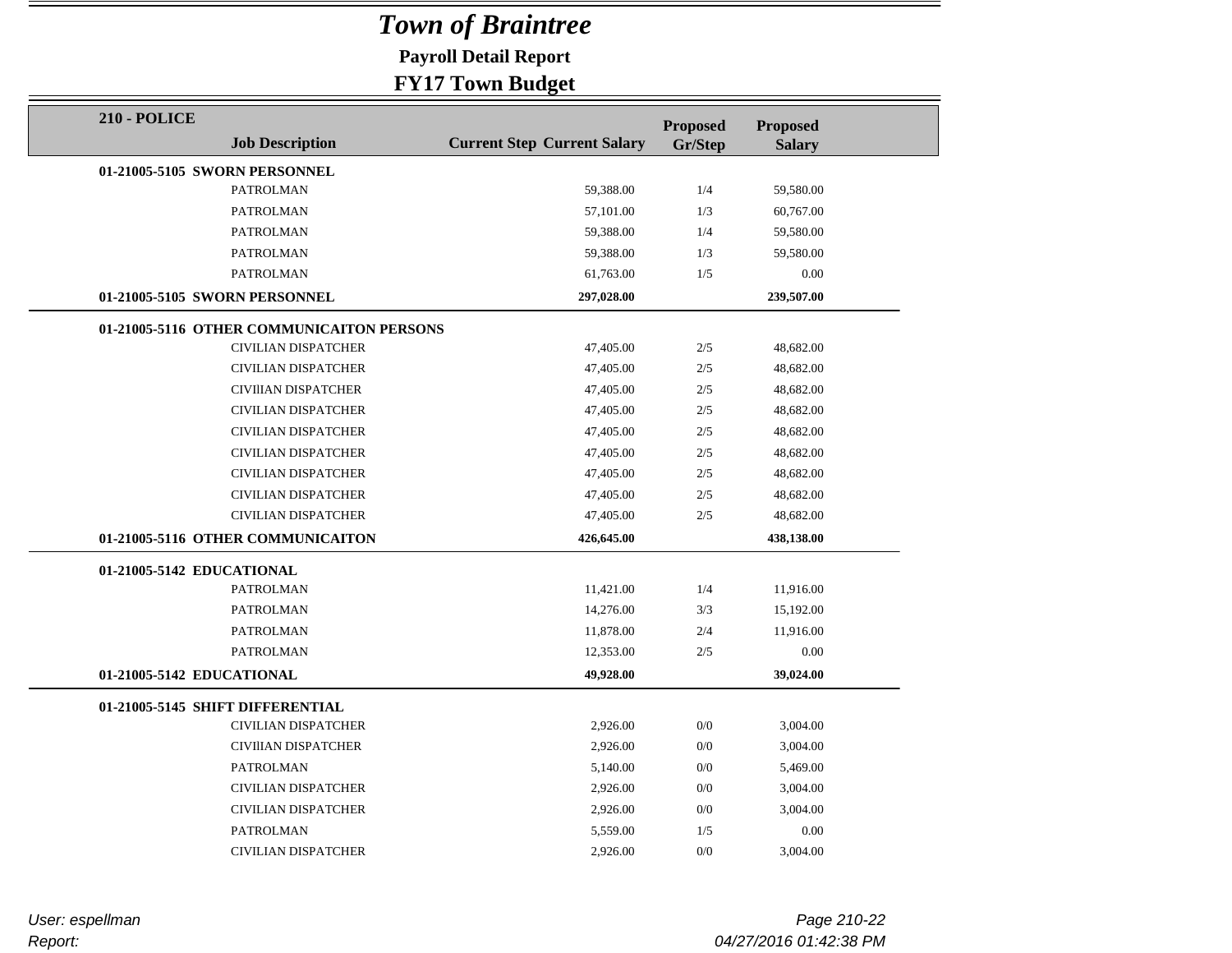# *Town of Braintree*

**Payroll Detail Report**

**FY17 Town Budget**

**210 - POLICE**

| Job Description | Current Step | Current Salary | Proposed Gr/Step | Proposed Salary |
|---|---|---|---|---|
| **01-21005-5105 SWORN PERSONNEL** | | | | |
| PATROLMAN | | 59,388.00 | 1/4 | 59,580.00 |
| PATROLMAN | | 57,101.00 | 1/3 | 60,767.00 |
| PATROLMAN | | 59,388.00 | 1/4 | 59,580.00 |
| PATROLMAN | | 59,388.00 | 1/3 | 59,580.00 |
| PATROLMAN | | 61,763.00 | 1/5 | 0.00 |
| **01-21005-5105 SWORN PERSONNEL** | | **297,028.00** | | **239,507.00** |
| **01-21005-5116 OTHER COMMUNICAITON PERSONS** | | | | |
| CIVILIAN DISPATCHER | | 47,405.00 | 2/5 | 48,682.00 |
| CIVILIAN DISPATCHER | | 47,405.00 | 2/5 | 48,682.00 |
| CIVIlIAN DISPATCHER | | 47,405.00 | 2/5 | 48,682.00 |
| CIVILIAN DISPATCHER | | 47,405.00 | 2/5 | 48,682.00 |
| CIVILIAN DISPATCHER | | 47,405.00 | 2/5 | 48,682.00 |
| CIVILIAN DISPATCHER | | 47,405.00 | 2/5 | 48,682.00 |
| CIVILIAN DISPATCHER | | 47,405.00 | 2/5 | 48,682.00 |
| CIVILIAN DISPATCHER | | 47,405.00 | 2/5 | 48,682.00 |
| CIVILIAN DISPATCHER | | 47,405.00 | 2/5 | 48,682.00 |
| **01-21005-5116 OTHER COMMUNICAITON** | | **426,645.00** | | **438,138.00** |
| **01-21005-5142 EDUCATIONAL** | | | | |
| PATROLMAN | | 11,421.00 | 1/4 | 11,916.00 |
| PATROLMAN | | 14,276.00 | 3/3 | 15,192.00 |
| PATROLMAN | | 11,878.00 | 2/4 | 11,916.00 |
| PATROLMAN | | 12,353.00 | 2/5 | 0.00 |
| **01-21005-5142 EDUCATIONAL** | | **49,928.00** | | **39,024.00** |
| **01-21005-5145 SHIFT DIFFERENTIAL** | | | | |
| CIVILIAN DISPATCHER | | 2,926.00 | 0/0 | 3,004.00 |
| CIVIlIAN DISPATCHER | | 2,926.00 | 0/0 | 3,004.00 |
| PATROLMAN | | 5,140.00 | 0/0 | 5,469.00 |
| CIVILIAN DISPATCHER | | 2,926.00 | 0/0 | 3,004.00 |
| CIVILIAN DISPATCHER | | 2,926.00 | 0/0 | 3,004.00 |
| PATROLMAN | | 5,559.00 | 1/5 | 0.00 |
| CIVILIAN DISPATCHER | | 2,926.00 | 0/0 | 3,004.00 |

*User: espellman*

*Report:*

*04/27/2016 01:42:38 PM*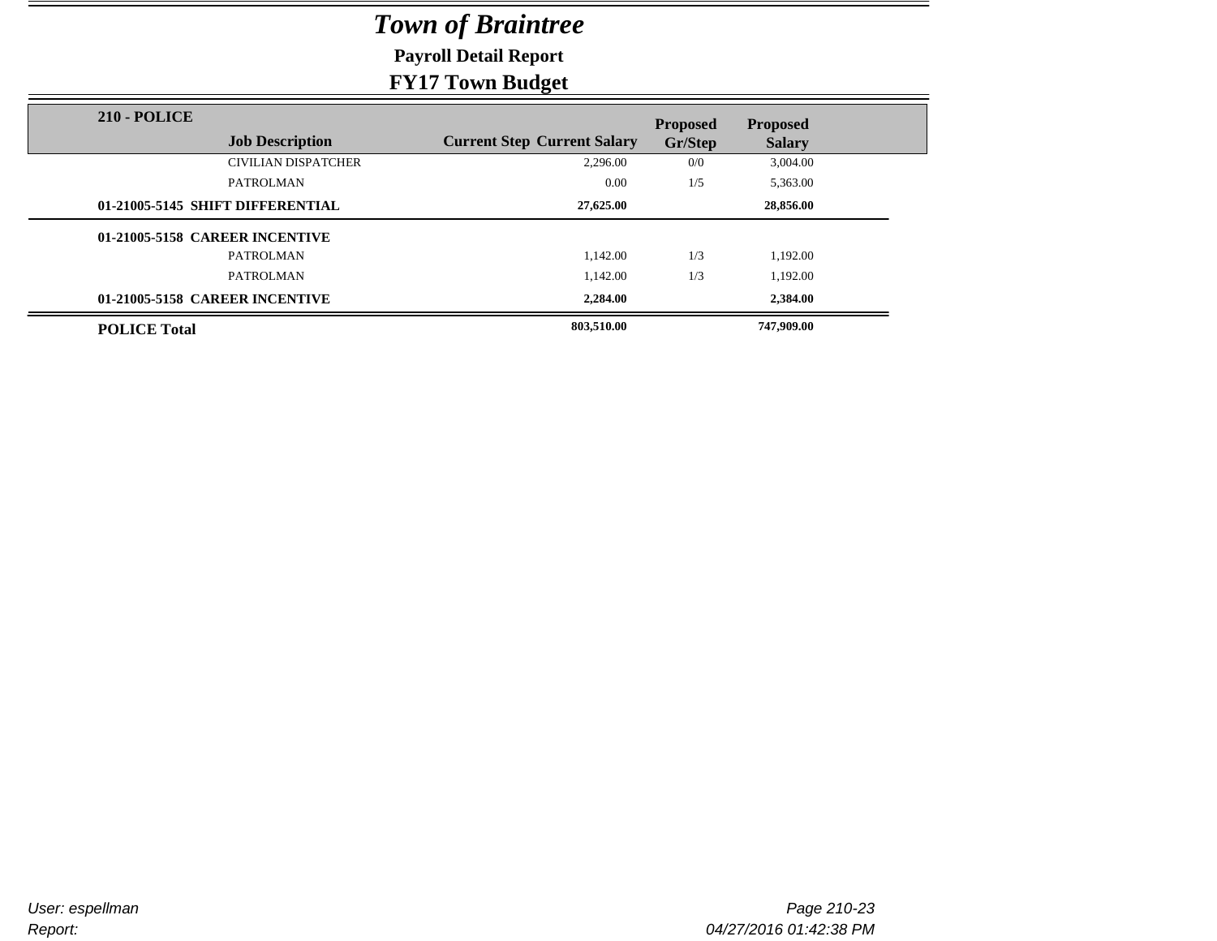# *Town of Braintree*

**Payroll Detail Report**

**FY17 Town Budget**

| **210 - POLICE** Job Description | Current Step | Current Salary | Proposed Gr/Step | Proposed Salary |
|---|---|---|---|---|
| CIVILIAN DISPATCHER | | 2,296.00 | 0/0 | 3,004.00 |
| PATROLMAN | | 0.00 | 1/5 | 5,363.00 |
| **01-21005-5145 SHIFT DIFFERENTIAL** | | **27,625.00** | | **28,856.00** |
| **01-21005-5158 CAREER INCENTIVE** | | | | |
| PATROLMAN | | 1,142.00 | 1/3 | 1,192.00 |
| PATROLMAN | | 1,142.00 | 1/3 | 1,192.00 |
| **01-21005-5158 CAREER INCENTIVE** | | **2,284.00** | | **2,384.00** |
| **POLICE Total** | | **803,510.00** | | **747,909.00** |

*User: espellman*

*Report:*

*04/27/2016 01:42:38 PM*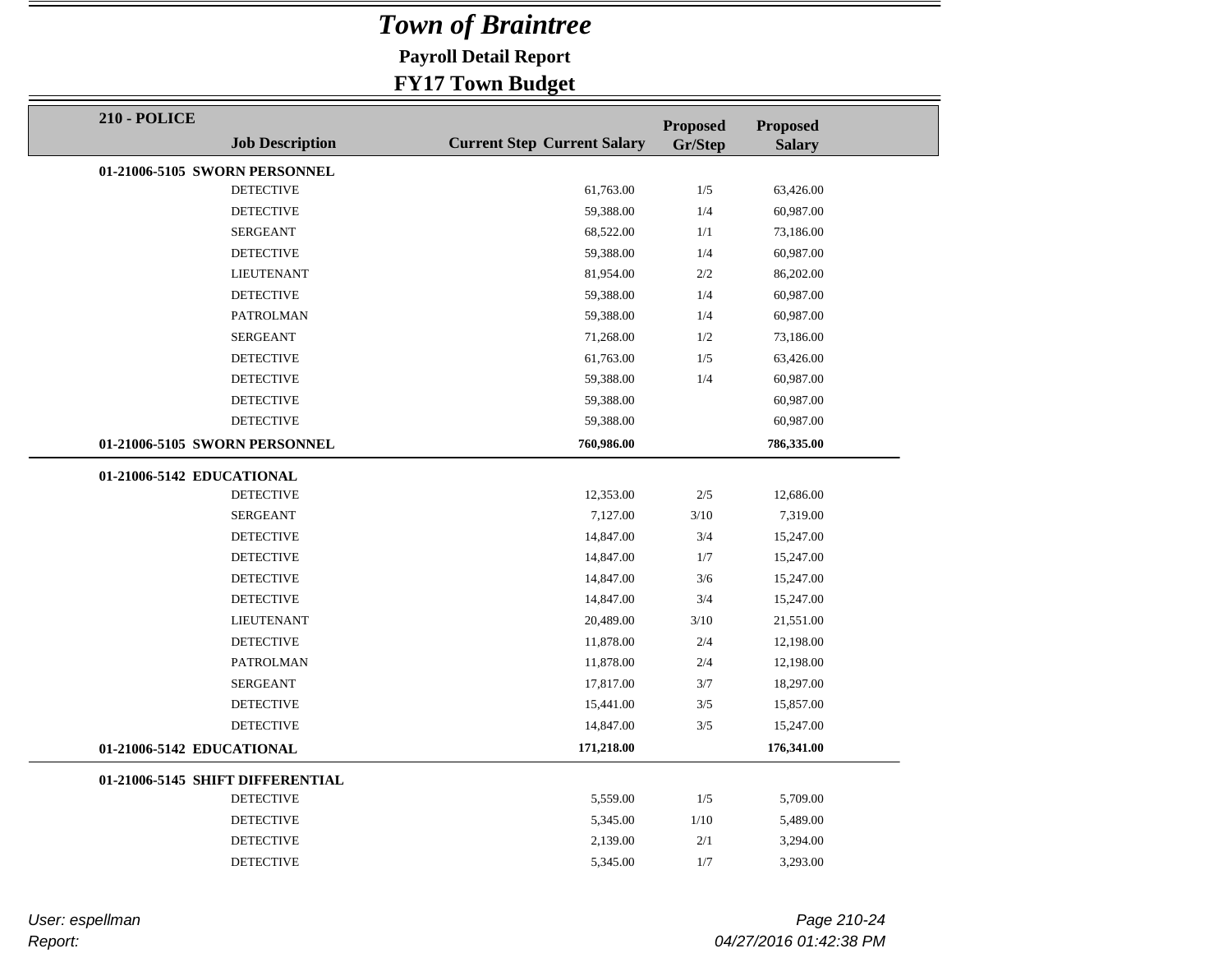# *Town of Braintree*

**Payroll Detail Report**

**FY17 Town Budget**

| 210 - POLICE Job Description | Current Step | Current Salary | Proposed Gr/Step | Proposed Salary |
|---|---|---|---|---|
| **01-21006-5105 SWORN PERSONNEL** | | | | |
| DETECTIVE | | 61,763.00 | 1/5 | 63,426.00 |
| DETECTIVE | | 59,388.00 | 1/4 | 60,987.00 |
| SERGEANT | | 68,522.00 | 1/1 | 73,186.00 |
| DETECTIVE | | 59,388.00 | 1/4 | 60,987.00 |
| LIEUTENANT | | 81,954.00 | 2/2 | 86,202.00 |
| DETECTIVE | | 59,388.00 | 1/4 | 60,987.00 |
| PATROLMAN | | 59,388.00 | 1/4 | 60,987.00 |
| SERGEANT | | 71,268.00 | 1/2 | 73,186.00 |
| DETECTIVE | | 61,763.00 | 1/5 | 63,426.00 |
| DETECTIVE | | 59,388.00 | 1/4 | 60,987.00 |
| DETECTIVE | | 59,388.00 | | 60,987.00 |
| DETECTIVE | | 59,388.00 | | 60,987.00 |
| **01-21006-5105 SWORN PERSONNEL** | | **760,986.00** | | **786,335.00** |
| **01-21006-5142 EDUCATIONAL** | | | | |
| DETECTIVE | | 12,353.00 | 2/5 | 12,686.00 |
| SERGEANT | | 7,127.00 | 3/10 | 7,319.00 |
| DETECTIVE | | 14,847.00 | 3/4 | 15,247.00 |
| DETECTIVE | | 14,847.00 | 1/7 | 15,247.00 |
| DETECTIVE | | 14,847.00 | 3/6 | 15,247.00 |
| DETECTIVE | | 14,847.00 | 3/4 | 15,247.00 |
| LIEUTENANT | | 20,489.00 | 3/10 | 21,551.00 |
| DETECTIVE | | 11,878.00 | 2/4 | 12,198.00 |
| PATROLMAN | | 11,878.00 | 2/4 | 12,198.00 |
| SERGEANT | | 17,817.00 | 3/7 | 18,297.00 |
| DETECTIVE | | 15,441.00 | 3/5 | 15,857.00 |
| DETECTIVE | | 14,847.00 | 3/5 | 15,247.00 |
| **01-21006-5142 EDUCATIONAL** | | **171,218.00** | | **176,341.00** |
| **01-21006-5145 SHIFT DIFFERENTIAL** | | | | |
| DETECTIVE | | 5,559.00 | 1/5 | 5,709.00 |
| DETECTIVE | | 5,345.00 | 1/10 | 5,489.00 |
| DETECTIVE | | 2,139.00 | 2/1 | 3,294.00 |
| DETECTIVE | | 5,345.00 | 1/7 | 3,293.00 |

*User: espellman*
*Report:*
*04/27/2016 01:42:38 PM*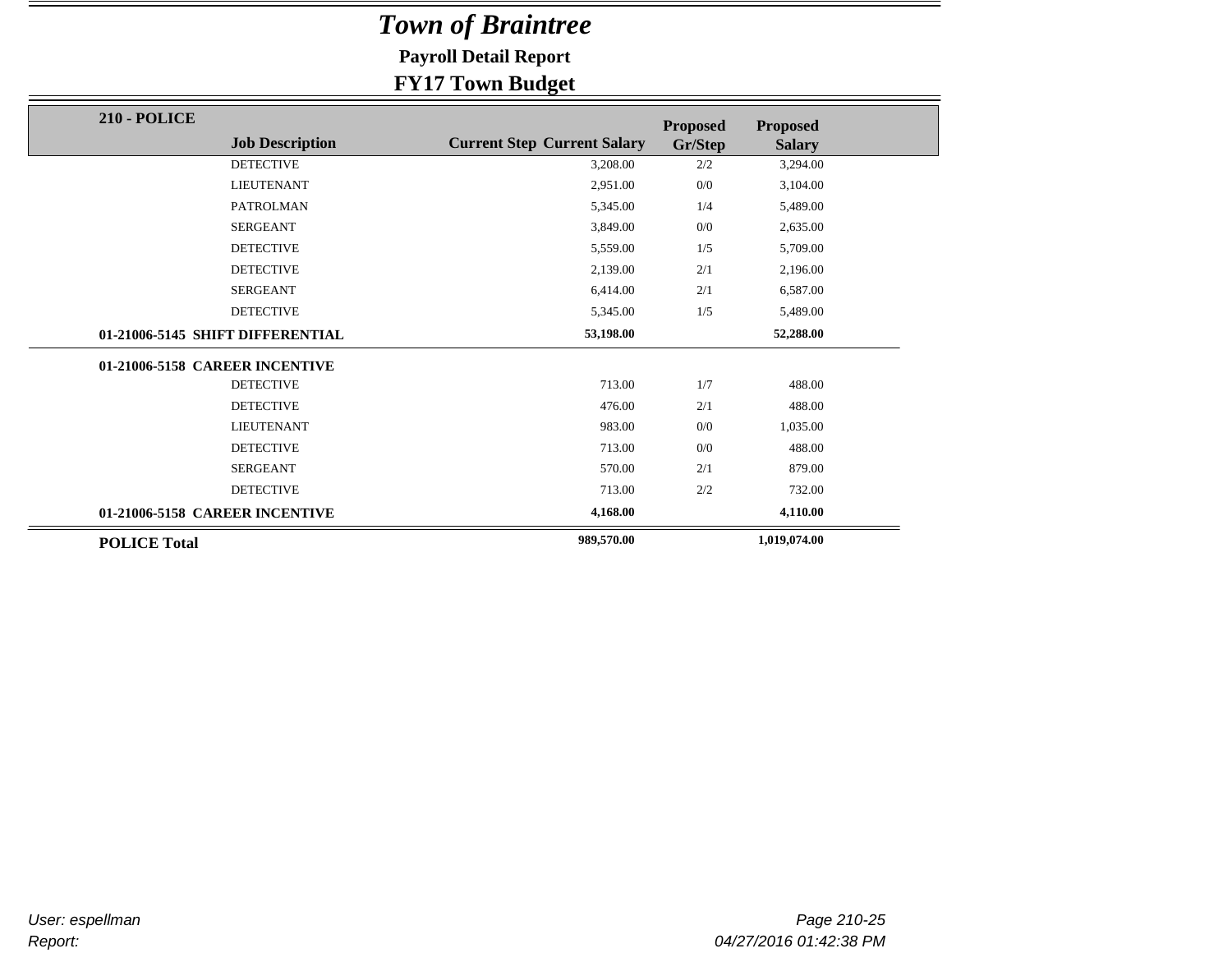# *Town of Braintree*

**Payroll Detail Report**

**FY17 Town Budget**

| 210 - POLICE | Job Description | Current Step | Current Salary | Proposed Gr/Step | Proposed Salary |
|---|---|---|---|---|---|
| | DETECTIVE | | 3,208.00 | 2/2 | 3,294.00 |
| | LIEUTENANT | | 2,951.00 | 0/0 | 3,104.00 |
| | PATROLMAN | | 5,345.00 | 1/4 | 5,489.00 |
| | SERGEANT | | 3,849.00 | 0/0 | 2,635.00 |
| | DETECTIVE | | 5,559.00 | 1/5 | 5,709.00 |
| | DETECTIVE | | 2,139.00 | 2/1 | 2,196.00 |
| | SERGEANT | | 6,414.00 | 2/1 | 6,587.00 |
| | DETECTIVE | | 5,345.00 | 1/5 | 5,489.00 |
| **01-21006-5145 SHIFT DIFFERENTIAL** | | | **53,198.00** | | **52,288.00** |
| **01-21006-5158 CAREER INCENTIVE** | | | | | |
| | DETECTIVE | | 713.00 | 1/7 | 488.00 |
| | DETECTIVE | | 476.00 | 2/1 | 488.00 |
| | LIEUTENANT | | 983.00 | 0/0 | 1,035.00 |
| | DETECTIVE | | 713.00 | 0/0 | 488.00 |
| | SERGEANT | | 570.00 | 2/1 | 879.00 |
| | DETECTIVE | | 713.00 | 2/2 | 732.00 |
| **01-21006-5158 CAREER INCENTIVE** | | | **4,168.00** | | **4,110.00** |
| **POLICE Total** | | | **989,570.00** | | **1,019,074.00** |

*User: espellman*

*Report:*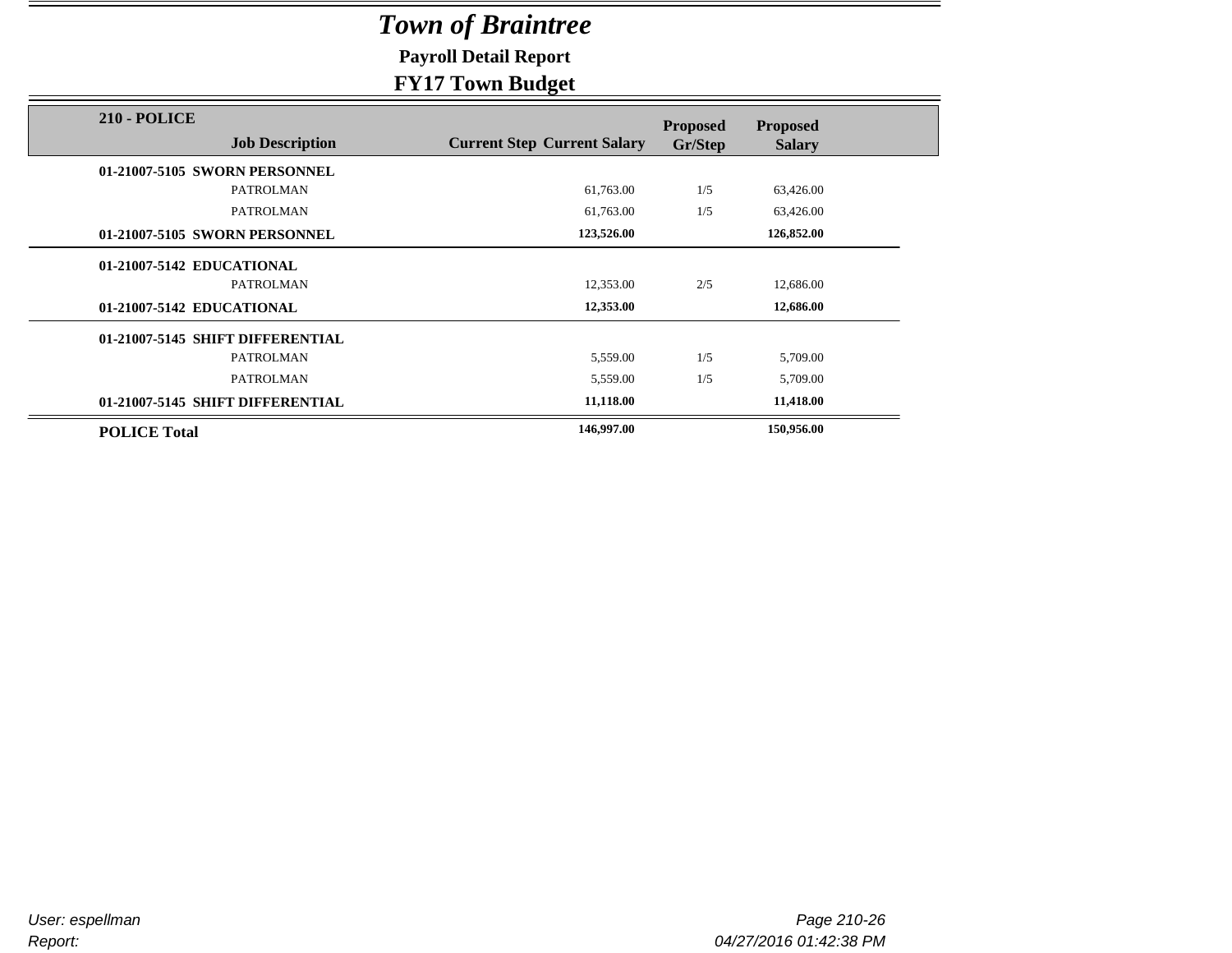# *Town of Braintree*

## Payroll Detail Report

## FY17 Town Budget

| 210 - POLICE Job Description | Current Step | Current Salary | Proposed Gr/Step | Proposed Salary |
|---|---|---|---|---|
| **01-21007-5105 SWORN PERSONNEL** | | | | |
| PATROLMAN | | 61,763.00 | 1/5 | 63,426.00 |
| PATROLMAN | | 61,763.00 | 1/5 | 63,426.00 |
| **01-21007-5105 SWORN PERSONNEL** | | **123,526.00** | | **126,852.00** |
| **01-21007-5142 EDUCATIONAL** | | | | |
| PATROLMAN | | 12,353.00 | 2/5 | 12,686.00 |
| **01-21007-5142 EDUCATIONAL** | | **12,353.00** | | **12,686.00** |
| **01-21007-5145 SHIFT DIFFERENTIAL** | | | | |
| PATROLMAN | | 5,559.00 | 1/5 | 5,709.00 |
| PATROLMAN | | 5,559.00 | 1/5 | 5,709.00 |
| **01-21007-5145 SHIFT DIFFERENTIAL** | | **11,118.00** | | **11,418.00** |
| **POLICE Total** | | **146,997.00** | | **150,956.00** |

*User: espellman*

*Report:*

*04/27/2016 01:42:38 PM*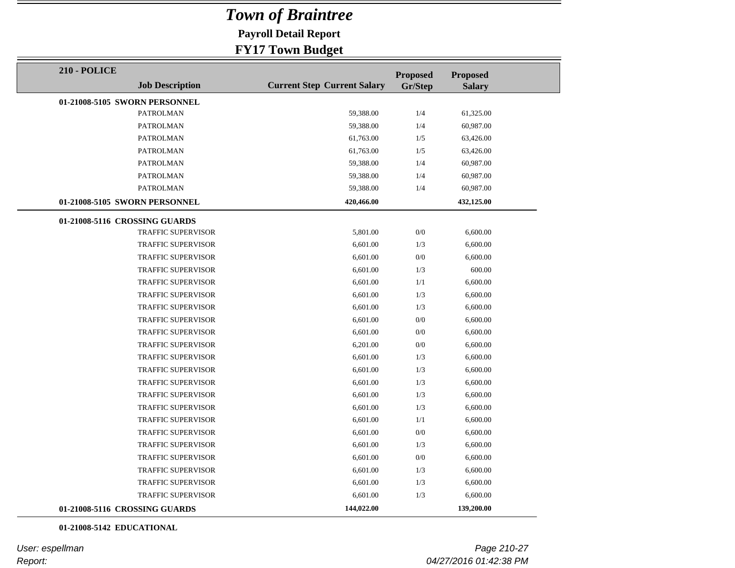# Town of Braintree

**Payroll Detail Report**

**FY17 Town Budget**

| 210 - POLICE | Job Description | Current Step | Current Salary | Proposed Gr/Step | Proposed Salary |
|---|---|---|---|---|---|
| **01-21008-5105 SWORN PERSONNEL** | | | | | |
| | PATROLMAN | | 59,388.00 | 1/4 | 61,325.00 |
| | PATROLMAN | | 59,388.00 | 1/4 | 60,987.00 |
| | PATROLMAN | | 61,763.00 | 1/5 | 63,426.00 |
| | PATROLMAN | | 61,763.00 | 1/5 | 63,426.00 |
| | PATROLMAN | | 59,388.00 | 1/4 | 60,987.00 |
| | PATROLMAN | | 59,388.00 | 1/4 | 60,987.00 |
| | PATROLMAN | | 59,388.00 | 1/4 | 60,987.00 |
| **01-21008-5105 SWORN PERSONNEL** | | | **420,466.00** | | **432,125.00** |
| **01-21008-5116 CROSSING GUARDS** | | | | | |
| | TRAFFIC SUPERVISOR | | 5,801.00 | 0/0 | 6,600.00 |
| | TRAFFIC SUPERVISOR | | 6,601.00 | 1/3 | 6,600.00 |
| | TRAFFIC SUPERVISOR | | 6,601.00 | 0/0 | 6,600.00 |
| | TRAFFIC SUPERVISOR | | 6,601.00 | 1/3 | 600.00 |
| | TRAFFIC SUPERVISOR | | 6,601.00 | 1/1 | 6,600.00 |
| | TRAFFIC SUPERVISOR | | 6,601.00 | 1/3 | 6,600.00 |
| | TRAFFIC SUPERVISOR | | 6,601.00 | 1/3 | 6,600.00 |
| | TRAFFIC SUPERVISOR | | 6,601.00 | 0/0 | 6,600.00 |
| | TRAFFIC SUPERVISOR | | 6,601.00 | 0/0 | 6,600.00 |
| | TRAFFIC SUPERVISOR | | 6,201.00 | 0/0 | 6,600.00 |
| | TRAFFIC SUPERVISOR | | 6,601.00 | 1/3 | 6,600.00 |
| | TRAFFIC SUPERVISOR | | 6,601.00 | 1/3 | 6,600.00 |
| | TRAFFIC SUPERVISOR | | 6,601.00 | 1/3 | 6,600.00 |
| | TRAFFIC SUPERVISOR | | 6,601.00 | 1/3 | 6,600.00 |
| | TRAFFIC SUPERVISOR | | 6,601.00 | 1/3 | 6,600.00 |
| | TRAFFIC SUPERVISOR | | 6,601.00 | 1/1 | 6,600.00 |
| | TRAFFIC SUPERVISOR | | 6,601.00 | 0/0 | 6,600.00 |
| | TRAFFIC SUPERVISOR | | 6,601.00 | 1/3 | 6,600.00 |
| | TRAFFIC SUPERVISOR | | 6,601.00 | 0/0 | 6,600.00 |
| | TRAFFIC SUPERVISOR | | 6,601.00 | 1/3 | 6,600.00 |
| | TRAFFIC SUPERVISOR | | 6,601.00 | 1/3 | 6,600.00 |
| | TRAFFIC SUPERVISOR | | 6,601.00 | 1/3 | 6,600.00 |
| **01-21008-5116 CROSSING GUARDS** | | | **144,022.00** | | **139,200.00** |

**01-21008-5142 EDUCATIONAL**

*User: espellman*

*Report:*

*04/27/2016 01:42:38 PM*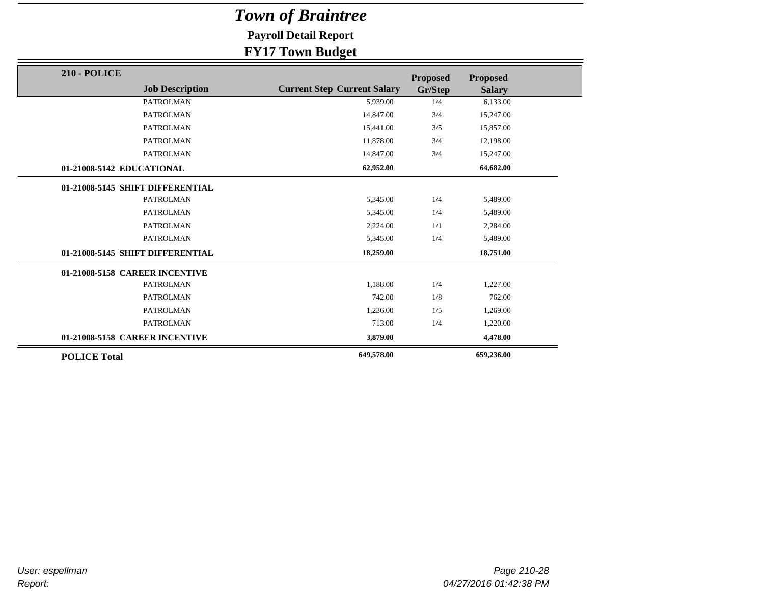# *Town of Braintree*

**Payroll Detail Report**

**FY17 Town Budget**

| 210 - POLICE Job Description | Current Step | Current Salary | Proposed Gr/Step | Proposed Salary |
|---|---|---|---|---|
| PATROLMAN | | 5,939.00 | 1/4 | 6,133.00 |
| PATROLMAN | | 14,847.00 | 3/4 | 15,247.00 |
| PATROLMAN | | 15,441.00 | 3/5 | 15,857.00 |
| PATROLMAN | | 11,878.00 | 3/4 | 12,198.00 |
| PATROLMAN | | 14,847.00 | 3/4 | 15,247.00 |
| **01-21008-5142 EDUCATIONAL** | | **62,952.00** | | **64,682.00** |
| **01-21008-5145 SHIFT DIFFERENTIAL** | | | | |
| PATROLMAN | | 5,345.00 | 1/4 | 5,489.00 |
| PATROLMAN | | 5,345.00 | 1/4 | 5,489.00 |
| PATROLMAN | | 2,224.00 | 1/1 | 2,284.00 |
| PATROLMAN | | 5,345.00 | 1/4 | 5,489.00 |
| **01-21008-5145 SHIFT DIFFERENTIAL** | | **18,259.00** | | **18,751.00** |
| **01-21008-5158 CAREER INCENTIVE** | | | | |
| PATROLMAN | | 1,188.00 | 1/4 | 1,227.00 |
| PATROLMAN | | 742.00 | 1/8 | 762.00 |
| PATROLMAN | | 1,236.00 | 1/5 | 1,269.00 |
| PATROLMAN | | 713.00 | 1/4 | 1,220.00 |
| **01-21008-5158 CAREER INCENTIVE** | | **3,879.00** | | **4,478.00** |
| **POLICE Total** | | **649,578.00** | | **659,236.00** |

*User: espellman*

*Report:*

*04/27/2016 01:42:38 PM*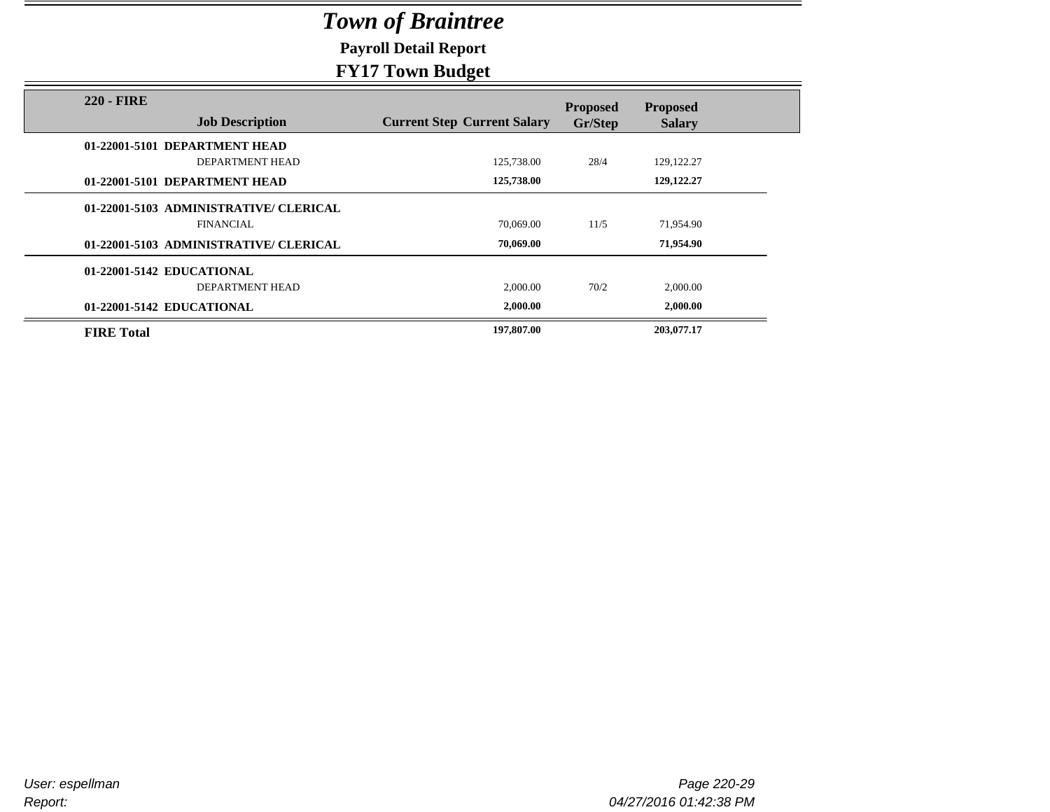# *Town of Braintree*

**Payroll Detail Report**

**FY17 Town Budget**

| 220 - FIRE Job Description | Current Step | Current Salary | Proposed Gr/Step | Proposed Salary |
|---|---|---|---|---|
| **01-22001-5101 DEPARTMENT HEAD** | | | | |
| DEPARTMENT HEAD | | 125,738.00 | 28/4 | 129,122.27 |
| **01-22001-5101 DEPARTMENT HEAD** | | **125,738.00** | | **129,122.27** |
| **01-22001-5103 ADMINISTRATIVE/ CLERICAL** | | | | |
| FINANCIAL | | 70,069.00 | 11/5 | 71,954.90 |
| **01-22001-5103 ADMINISTRATIVE/ CLERICAL** | | **70,069.00** | | **71,954.90** |
| **01-22001-5142 EDUCATIONAL** | | | | |
| DEPARTMENT HEAD | | 2,000.00 | 70/2 | 2,000.00 |
| **01-22001-5142 EDUCATIONAL** | | **2,000.00** | | **2,000.00** |
| **FIRE Total** | | **197,807.00** | | **203,077.17** |

*User: espellman*

*Report:*

*04/27/2016 01:42:38 PM*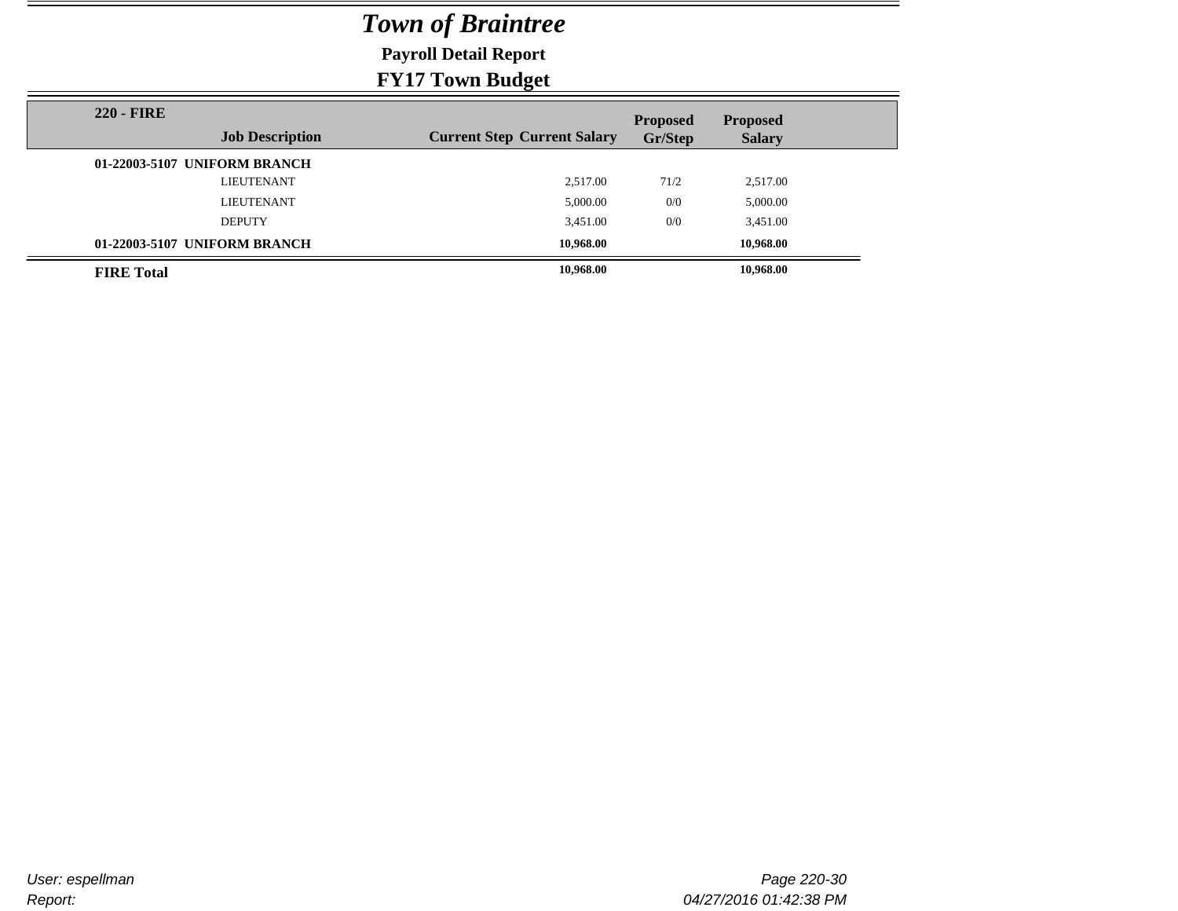# Town of Braintree

**Payroll Detail Report**

**FY17 Town Budget**

| 220 - FIRE | Job Description | Current Step | Current Salary | Proposed Gr/Step | Proposed Salary |
|---|---|---|---|---|---|
| **01-22003-5107 UNIFORM BRANCH** | | | | | |
| | LIEUTENANT | | 2,517.00 | 71/2 | 2,517.00 |
| | LIEUTENANT | | 5,000.00 | 0/0 | 5,000.00 |
| | DEPUTY | | 3,451.00 | 0/0 | 3,451.00 |
| **01-22003-5107 UNIFORM BRANCH** | | | **10,968.00** | | **10,968.00** |
| **FIRE Total** | | | **10,968.00** | | **10,968.00** |

User: espellman

Report:

04/27/2016 01:42:38 PM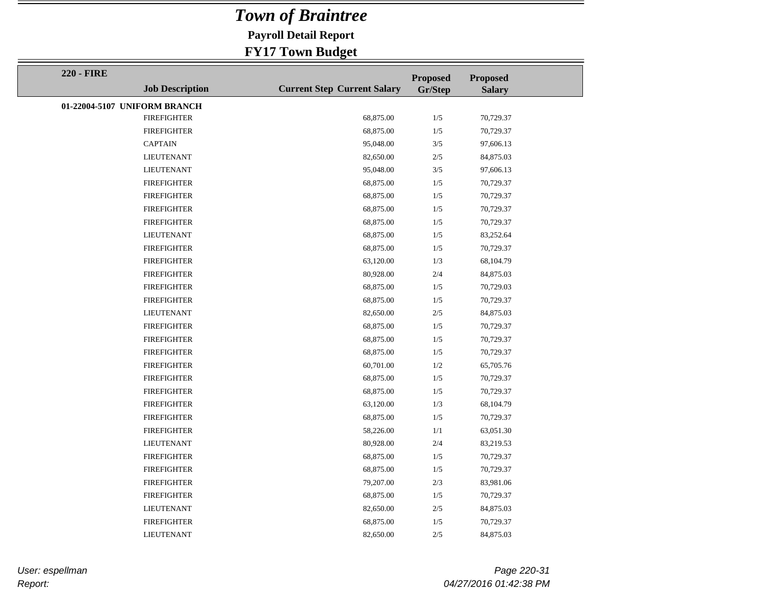# *Town of Braintree*

## Payroll Detail Report

## FY17 Town Budget

**220 - FIRE**

| Job Description | Current Step | Current Salary | Proposed Gr/Step | Proposed Salary |
|---|---|---|---|---|
| **01-22004-5107 UNIFORM BRANCH** | | | | |
| FIREFIGHTER | | 68,875.00 | 1/5 | 70,729.37 |
| FIREFIGHTER | | 68,875.00 | 1/5 | 70,729.37 |
| CAPTAIN | | 95,048.00 | 3/5 | 97,606.13 |
| LIEUTENANT | | 82,650.00 | 2/5 | 84,875.03 |
| LIEUTENANT | | 95,048.00 | 3/5 | 97,606.13 |
| FIREFIGHTER | | 68,875.00 | 1/5 | 70,729.37 |
| FIREFIGHTER | | 68,875.00 | 1/5 | 70,729.37 |
| FIREFIGHTER | | 68,875.00 | 1/5 | 70,729.37 |
| FIREFIGHTER | | 68,875.00 | 1/5 | 70,729.37 |
| LIEUTENANT | | 68,875.00 | 1/5 | 83,252.64 |
| FIREFIGHTER | | 68,875.00 | 1/5 | 70,729.37 |
| FIREFIGHTER | | 63,120.00 | 1/3 | 68,104.79 |
| FIREFIGHTER | | 80,928.00 | 2/4 | 84,875.03 |
| FIREFIGHTER | | 68,875.00 | 1/5 | 70,729.03 |
| FIREFIGHTER | | 68,875.00 | 1/5 | 70,729.37 |
| LIEUTENANT | | 82,650.00 | 2/5 | 84,875.03 |
| FIREFIGHTER | | 68,875.00 | 1/5 | 70,729.37 |
| FIREFIGHTER | | 68,875.00 | 1/5 | 70,729.37 |
| FIREFIGHTER | | 68,875.00 | 1/5 | 70,729.37 |
| FIREFIGHTER | | 60,701.00 | 1/2 | 65,705.76 |
| FIREFIGHTER | | 68,875.00 | 1/5 | 70,729.37 |
| FIREFIGHTER | | 68,875.00 | 1/5 | 70,729.37 |
| FIREFIGHTER | | 63,120.00 | 1/3 | 68,104.79 |
| FIREFIGHTER | | 68,875.00 | 1/5 | 70,729.37 |
| FIREFIGHTER | | 58,226.00 | 1/1 | 63,051.30 |
| LIEUTENANT | | 80,928.00 | 2/4 | 83,219.53 |
| FIREFIGHTER | | 68,875.00 | 1/5 | 70,729.37 |
| FIREFIGHTER | | 68,875.00 | 1/5 | 70,729.37 |
| FIREFIGHTER | | 79,207.00 | 2/3 | 83,981.06 |
| FIREFIGHTER | | 68,875.00 | 1/5 | 70,729.37 |
| LIEUTENANT | | 82,650.00 | 2/5 | 84,875.03 |
| FIREFIGHTER | | 68,875.00 | 1/5 | 70,729.37 |
| LIEUTENANT | | 82,650.00 | 2/5 | 84,875.03 |

*User: espellman*
*Report:*
*04/27/2016 01:42:38 PM*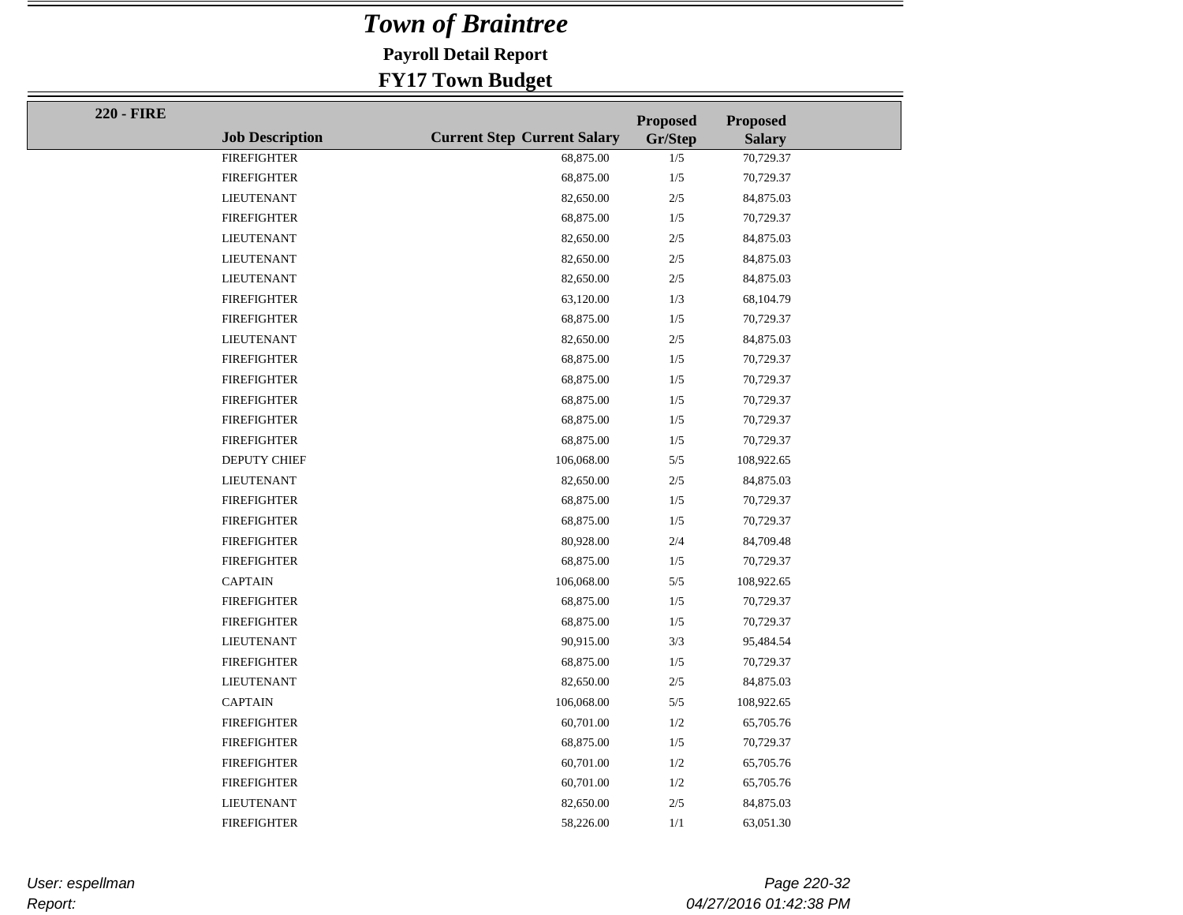# *Town of Braintree*

**Payroll Detail Report**

**FY17 Town Budget**

**220 - FIRE**

| Job Description | Current Step | Current Salary | Proposed Gr/Step | Proposed Salary |
|---|---|---|---|---|
| FIREFIGHTER | | 68,875.00 | 1/5 | 70,729.37 |
| FIREFIGHTER | | 68,875.00 | 1/5 | 70,729.37 |
| LIEUTENANT | | 82,650.00 | 2/5 | 84,875.03 |
| FIREFIGHTER | | 68,875.00 | 1/5 | 70,729.37 |
| LIEUTENANT | | 82,650.00 | 2/5 | 84,875.03 |
| LIEUTENANT | | 82,650.00 | 2/5 | 84,875.03 |
| LIEUTENANT | | 82,650.00 | 2/5 | 84,875.03 |
| FIREFIGHTER | | 63,120.00 | 1/3 | 68,104.79 |
| FIREFIGHTER | | 68,875.00 | 1/5 | 70,729.37 |
| LIEUTENANT | | 82,650.00 | 2/5 | 84,875.03 |
| FIREFIGHTER | | 68,875.00 | 1/5 | 70,729.37 |
| FIREFIGHTER | | 68,875.00 | 1/5 | 70,729.37 |
| FIREFIGHTER | | 68,875.00 | 1/5 | 70,729.37 |
| FIREFIGHTER | | 68,875.00 | 1/5 | 70,729.37 |
| FIREFIGHTER | | 68,875.00 | 1/5 | 70,729.37 |
| DEPUTY CHIEF | | 106,068.00 | 5/5 | 108,922.65 |
| LIEUTENANT | | 82,650.00 | 2/5 | 84,875.03 |
| FIREFIGHTER | | 68,875.00 | 1/5 | 70,729.37 |
| FIREFIGHTER | | 68,875.00 | 1/5 | 70,729.37 |
| FIREFIGHTER | | 80,928.00 | 2/4 | 84,709.48 |
| FIREFIGHTER | | 68,875.00 | 1/5 | 70,729.37 |
| CAPTAIN | | 106,068.00 | 5/5 | 108,922.65 |
| FIREFIGHTER | | 68,875.00 | 1/5 | 70,729.37 |
| FIREFIGHTER | | 68,875.00 | 1/5 | 70,729.37 |
| LIEUTENANT | | 90,915.00 | 3/3 | 95,484.54 |
| FIREFIGHTER | | 68,875.00 | 1/5 | 70,729.37 |
| LIEUTENANT | | 82,650.00 | 2/5 | 84,875.03 |
| CAPTAIN | | 106,068.00 | 5/5 | 108,922.65 |
| FIREFIGHTER | | 60,701.00 | 1/2 | 65,705.76 |
| FIREFIGHTER | | 68,875.00 | 1/5 | 70,729.37 |
| FIREFIGHTER | | 60,701.00 | 1/2 | 65,705.76 |
| FIREFIGHTER | | 60,701.00 | 1/2 | 65,705.76 |
| LIEUTENANT | | 82,650.00 | 2/5 | 84,875.03 |
| FIREFIGHTER | | 58,226.00 | 1/1 | 63,051.30 |

*User: espellman*

*Report:*

*04/27/2016 01:42:38 PM*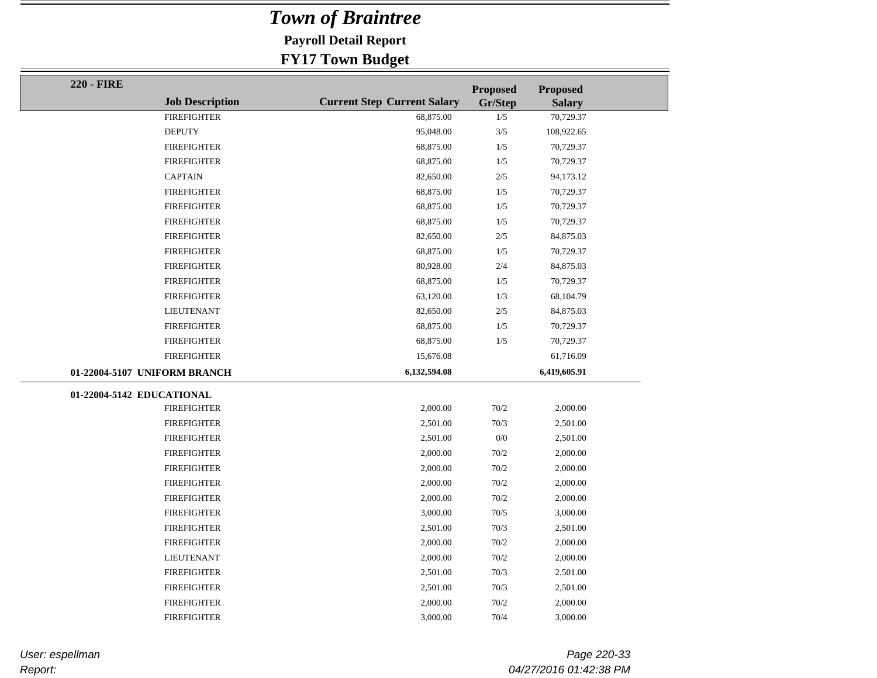# *Town of Braintree*

**Payroll Detail Report**

**FY17 Town Budget**

**220 - FIRE**

| Job Description | Current Step | Current Salary | Proposed Gr/Step | Proposed Salary |
|---|---|---|---|---|
| FIREFIGHTER | | 68,875.00 | 1/5 | 70,729.37 |
| DEPUTY | | 95,048.00 | 3/5 | 108,922.65 |
| FIREFIGHTER | | 68,875.00 | 1/5 | 70,729.37 |
| FIREFIGHTER | | 68,875.00 | 1/5 | 70,729.37 |
| CAPTAIN | | 82,650.00 | 2/5 | 94,173.12 |
| FIREFIGHTER | | 68,875.00 | 1/5 | 70,729.37 |
| FIREFIGHTER | | 68,875.00 | 1/5 | 70,729.37 |
| FIREFIGHTER | | 68,875.00 | 1/5 | 70,729.37 |
| FIREFIGHTER | | 82,650.00 | 2/5 | 84,875.03 |
| FIREFIGHTER | | 68,875.00 | 1/5 | 70,729.37 |
| FIREFIGHTER | | 80,928.00 | 2/4 | 84,875.03 |
| FIREFIGHTER | | 68,875.00 | 1/5 | 70,729.37 |
| FIREFIGHTER | | 63,120.00 | 1/3 | 68,104.79 |
| LIEUTENANT | | 82,650.00 | 2/5 | 84,875.03 |
| FIREFIGHTER | | 68,875.00 | 1/5 | 70,729.37 |
| FIREFIGHTER | | 68,875.00 | 1/5 | 70,729.37 |
| FIREFIGHTER | | 15,676.08 | | 61,716.09 |
| **01-22004-5107 UNIFORM BRANCH** | | **6,132,594.08** | | **6,419,605.91** |

**01-22004-5142 EDUCATIONAL**

| Job Description | Current Step | Current Salary | Proposed Gr/Step | Proposed Salary |
|---|---|---|---|---|
| FIREFIGHTER | | 2,000.00 | 70/2 | 2,000.00 |
| FIREFIGHTER | | 2,501.00 | 70/3 | 2,501.00 |
| FIREFIGHTER | | 2,501.00 | 0/0 | 2,501.00 |
| FIREFIGHTER | | 2,000.00 | 70/2 | 2,000.00 |
| FIREFIGHTER | | 2,000.00 | 70/2 | 2,000.00 |
| FIREFIGHTER | | 2,000.00 | 70/2 | 2,000.00 |
| FIREFIGHTER | | 2,000.00 | 70/2 | 2,000.00 |
| FIREFIGHTER | | 3,000.00 | 70/5 | 3,000.00 |
| FIREFIGHTER | | 2,501.00 | 70/3 | 2,501.00 |
| FIREFIGHTER | | 2,000.00 | 70/2 | 2,000.00 |
| LIEUTENANT | | 2,000.00 | 70/2 | 2,000.00 |
| FIREFIGHTER | | 2,501.00 | 70/3 | 2,501.00 |
| FIREFIGHTER | | 2,501.00 | 70/3 | 2,501.00 |
| FIREFIGHTER | | 2,000.00 | 70/2 | 2,000.00 |
| FIREFIGHTER | | 3,000.00 | 70/4 | 3,000.00 |

*User: espellman*
*Report:*

*04/27/2016 01:42:38 PM*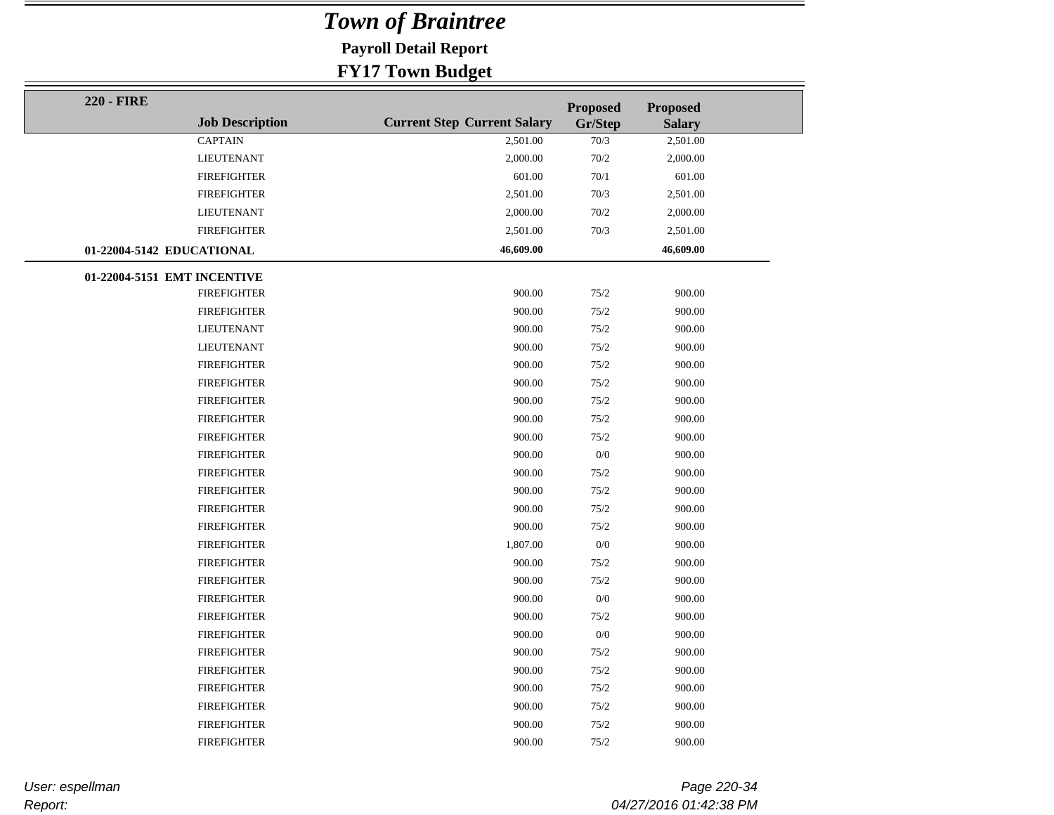# Town of Braintree

**Payroll Detail Report**

**FY17 Town Budget**

| 220 - FIRE | Job Description | Current Step | Current Salary | Proposed Gr/Step | Proposed Salary |
|---|---|---|---|---|---|
| | CAPTAIN | | 2,501.00 | 70/3 | 2,501.00 |
| | LIEUTENANT | | 2,000.00 | 70/2 | 2,000.00 |
| | FIREFIGHTER | | 601.00 | 70/1 | 601.00 |
| | FIREFIGHTER | | 2,501.00 | 70/3 | 2,501.00 |
| | LIEUTENANT | | 2,000.00 | 70/2 | 2,000.00 |
| | FIREFIGHTER | | 2,501.00 | 70/3 | 2,501.00 |
| **01-22004-5142 EDUCATIONAL** | | | **46,609.00** | | **46,609.00** |
| **01-22004-5151 EMT INCENTIVE** | | | | | |
| | FIREFIGHTER | | 900.00 | 75/2 | 900.00 |
| | FIREFIGHTER | | 900.00 | 75/2 | 900.00 |
| | LIEUTENANT | | 900.00 | 75/2 | 900.00 |
| | LIEUTENANT | | 900.00 | 75/2 | 900.00 |
| | FIREFIGHTER | | 900.00 | 75/2 | 900.00 |
| | FIREFIGHTER | | 900.00 | 75/2 | 900.00 |
| | FIREFIGHTER | | 900.00 | 75/2 | 900.00 |
| | FIREFIGHTER | | 900.00 | 75/2 | 900.00 |
| | FIREFIGHTER | | 900.00 | 75/2 | 900.00 |
| | FIREFIGHTER | | 900.00 | 0/0 | 900.00 |
| | FIREFIGHTER | | 900.00 | 75/2 | 900.00 |
| | FIREFIGHTER | | 900.00 | 75/2 | 900.00 |
| | FIREFIGHTER | | 900.00 | 75/2 | 900.00 |
| | FIREFIGHTER | | 900.00 | 75/2 | 900.00 |
| | FIREFIGHTER | | 1,807.00 | 0/0 | 900.00 |
| | FIREFIGHTER | | 900.00 | 75/2 | 900.00 |
| | FIREFIGHTER | | 900.00 | 75/2 | 900.00 |
| | FIREFIGHTER | | 900.00 | 0/0 | 900.00 |
| | FIREFIGHTER | | 900.00 | 75/2 | 900.00 |
| | FIREFIGHTER | | 900.00 | 0/0 | 900.00 |
| | FIREFIGHTER | | 900.00 | 75/2 | 900.00 |
| | FIREFIGHTER | | 900.00 | 75/2 | 900.00 |
| | FIREFIGHTER | | 900.00 | 75/2 | 900.00 |
| | FIREFIGHTER | | 900.00 | 75/2 | 900.00 |
| | FIREFIGHTER | | 900.00 | 75/2 | 900.00 |
| | FIREFIGHTER | | 900.00 | 75/2 | 900.00 |

*User: espellman*

*Report:*

*04/27/2016 01:42:38 PM*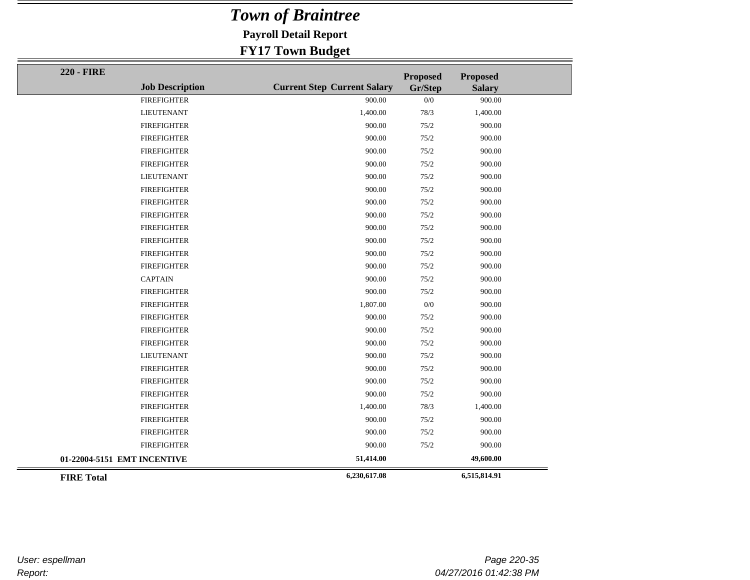# *Town of Braintree*

**Payroll Detail Report**

**FY17 Town Budget**

| 220 - FIRE | Job Description | Current Step | Current Salary | Proposed Gr/Step | Proposed Salary |
|---|---|---|---|---|---|
| | FIREFIGHTER | | 900.00 | 0/0 | 900.00 |
| | LIEUTENANT | | 1,400.00 | 78/3 | 1,400.00 |
| | FIREFIGHTER | | 900.00 | 75/2 | 900.00 |
| | FIREFIGHTER | | 900.00 | 75/2 | 900.00 |
| | FIREFIGHTER | | 900.00 | 75/2 | 900.00 |
| | FIREFIGHTER | | 900.00 | 75/2 | 900.00 |
| | LIEUTENANT | | 900.00 | 75/2 | 900.00 |
| | FIREFIGHTER | | 900.00 | 75/2 | 900.00 |
| | FIREFIGHTER | | 900.00 | 75/2 | 900.00 |
| | FIREFIGHTER | | 900.00 | 75/2 | 900.00 |
| | FIREFIGHTER | | 900.00 | 75/2 | 900.00 |
| | FIREFIGHTER | | 900.00 | 75/2 | 900.00 |
| | FIREFIGHTER | | 900.00 | 75/2 | 900.00 |
| | FIREFIGHTER | | 900.00 | 75/2 | 900.00 |
| | CAPTAIN | | 900.00 | 75/2 | 900.00 |
| | FIREFIGHTER | | 900.00 | 75/2 | 900.00 |
| | FIREFIGHTER | | 1,807.00 | 0/0 | 900.00 |
| | FIREFIGHTER | | 900.00 | 75/2 | 900.00 |
| | FIREFIGHTER | | 900.00 | 75/2 | 900.00 |
| | FIREFIGHTER | | 900.00 | 75/2 | 900.00 |
| | LIEUTENANT | | 900.00 | 75/2 | 900.00 |
| | FIREFIGHTER | | 900.00 | 75/2 | 900.00 |
| | FIREFIGHTER | | 900.00 | 75/2 | 900.00 |
| | FIREFIGHTER | | 900.00 | 75/2 | 900.00 |
| | FIREFIGHTER | | 1,400.00 | 78/3 | 1,400.00 |
| | FIREFIGHTER | | 900.00 | 75/2 | 900.00 |
| | FIREFIGHTER | | 900.00 | 75/2 | 900.00 |
| | FIREFIGHTER | | 900.00 | 75/2 | 900.00 |
| **01-22004-5151 EMT INCENTIVE** | | | **51,414.00** | | **49,600.00** |
| **FIRE Total** | | | **6,230,617.08** | | **6,515,814.91** |

*User: espellman*
*Report:*

*04/27/2016 01:42:38 PM*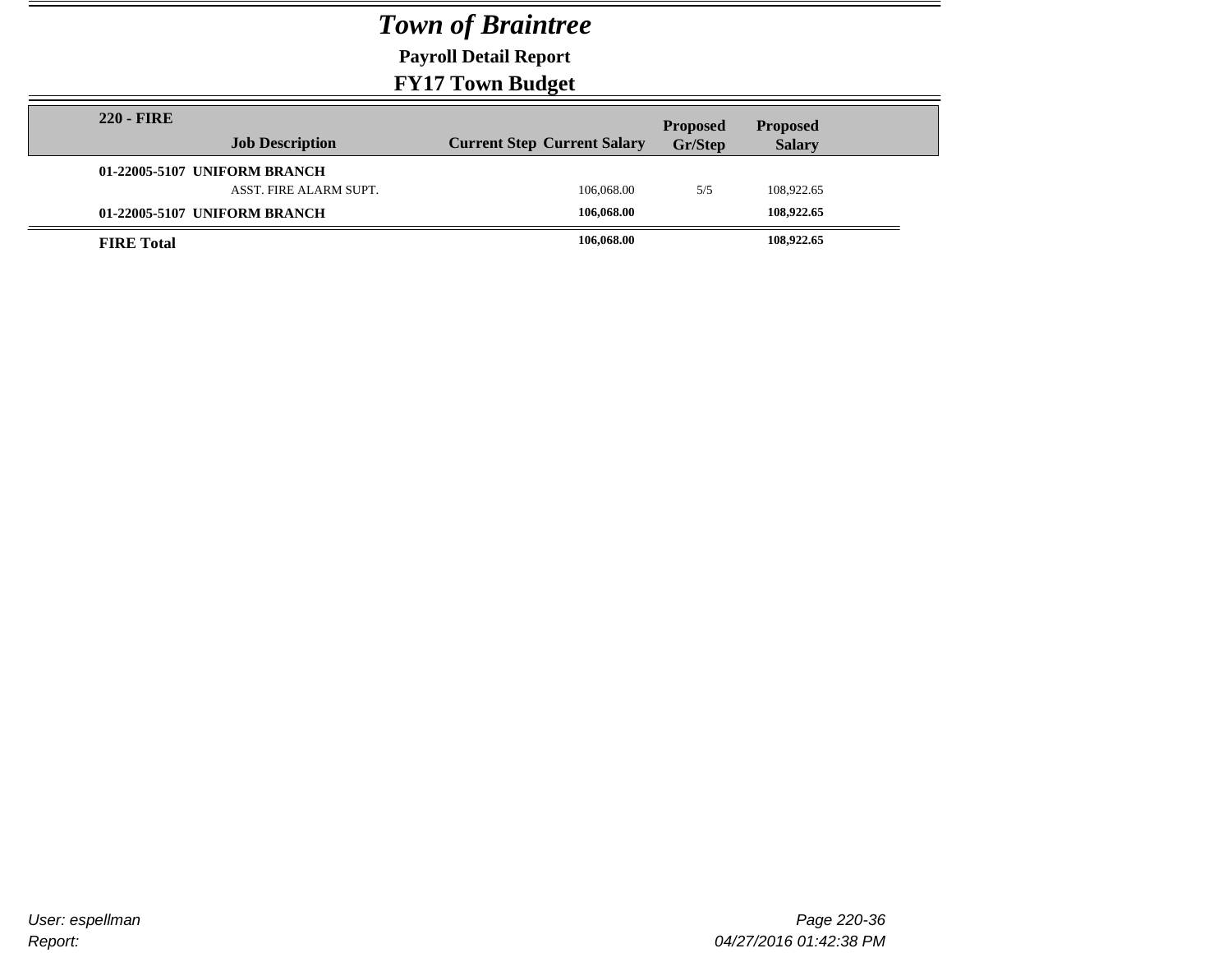# *Town of Braintree*

## Payroll Detail Report

## FY17 Town Budget

| 220 - FIRE Job Description | Current Step | Current Salary | Proposed Gr/Step | Proposed Salary |
|---|---|---|---|---|
| **01-22005-5107 UNIFORM BRANCH** | | | | |
| ASST. FIRE ALARM SUPT. | | 106,068.00 | 5/5 | 108,922.65 |
| **01-22005-5107 UNIFORM BRANCH** | | **106,068.00** | | **108,922.65** |
| **FIRE Total** | | **106,068.00** | | **108,922.65** |

User: espellman
Report:

04/27/2016 01:42:38 PM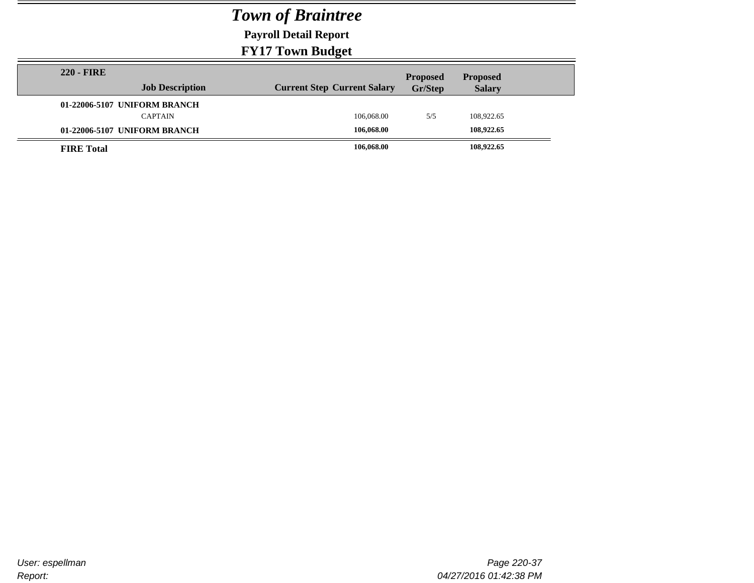# *Town of Braintree*

**Payroll Detail Report**

**FY17 Town Budget**

| **220 - FIRE** Job Description | Current Step | Current Salary | Proposed Gr/Step | Proposed Salary |
|---|---|---|---|---|
| **01-22006-5107 UNIFORM BRANCH** | | | | |
| CAPTAIN | | 106,068.00 | 5/5 | 108,922.65 |
| **01-22006-5107 UNIFORM BRANCH** | | **106,068.00** | | **108,922.65** |
| **FIRE Total** | | **106,068.00** | | **108,922.65** |

User: espellman

Report:

04/27/2016 01:42:38 PM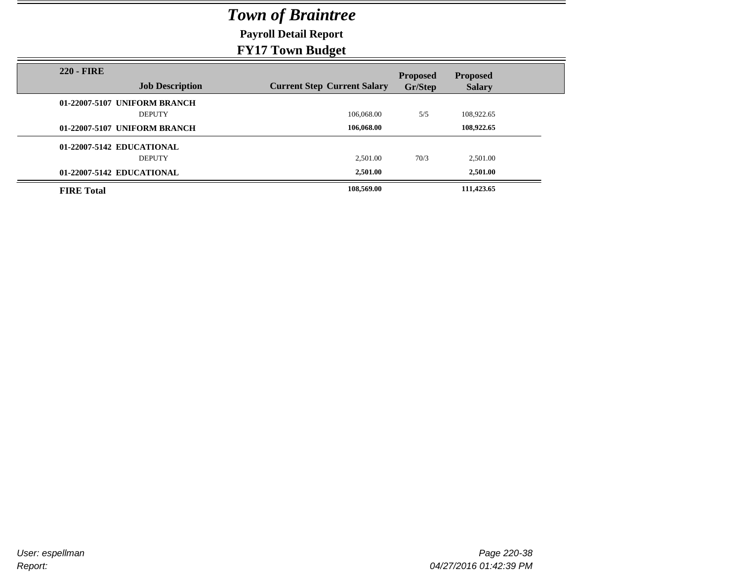# *Town of Braintree*

**Payroll Detail Report**

**FY17 Town Budget**

| 220 - FIRE Job Description | Current Step | Current Salary | Proposed Gr/Step | Proposed Salary |
|---|---|---|---|---|
| **01-22007-5107 UNIFORM BRANCH** | | | | |
| DEPUTY | | 106,068.00 | 5/5 | 108,922.65 |
| **01-22007-5107 UNIFORM BRANCH** | | **106,068.00** | | **108,922.65** |
| **01-22007-5142 EDUCATIONAL** | | | | |
| DEPUTY | | 2,501.00 | 70/3 | 2,501.00 |
| **01-22007-5142 EDUCATIONAL** | | **2,501.00** | | **2,501.00** |
| **FIRE Total** | | **108,569.00** | | **111,423.65** |

*User: espellman*

*Report:*

*04/27/2016 01:42:39 PM*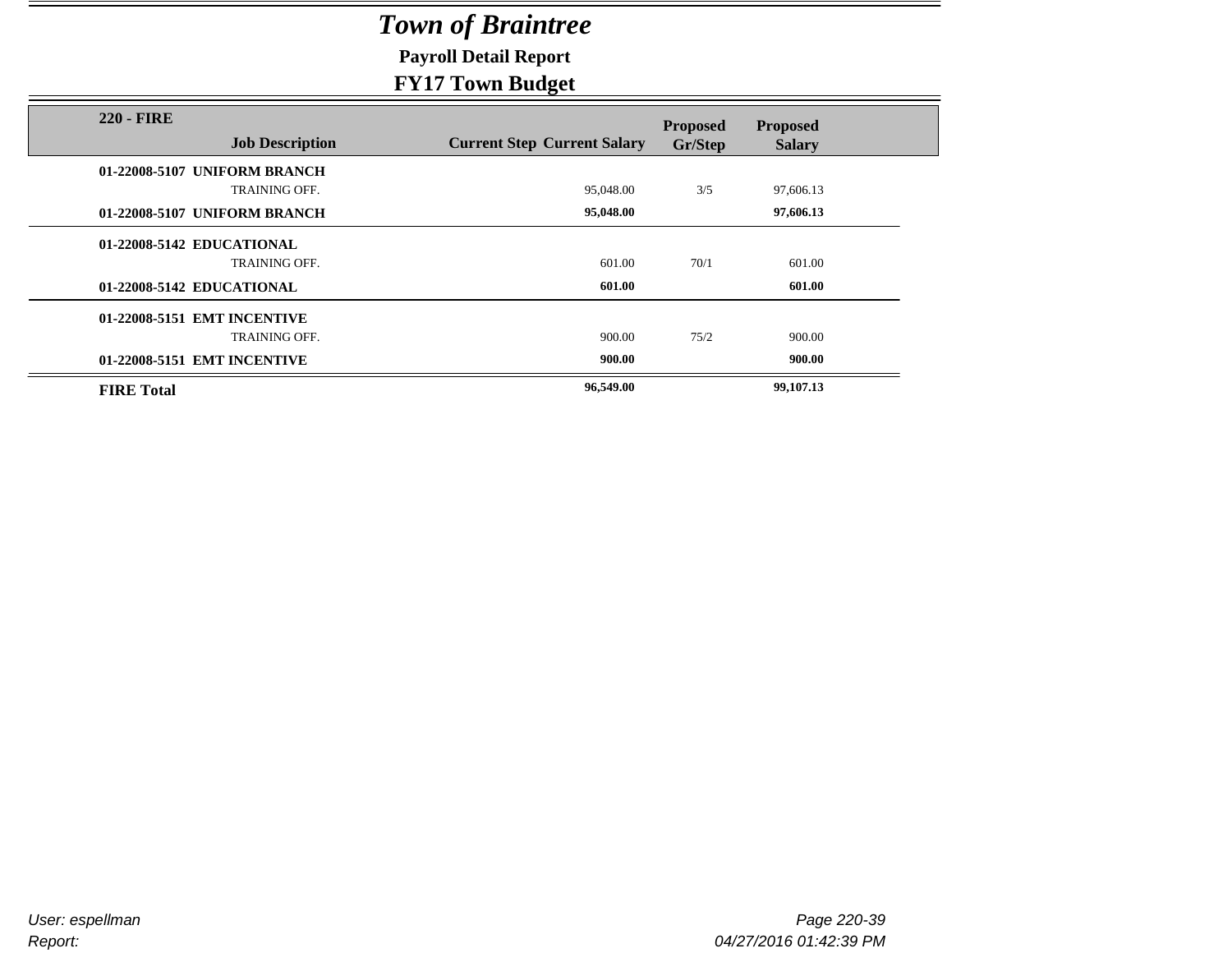# *Town of Braintree*

**Payroll Detail Report**

**FY17 Town Budget**

| 220 - FIRE Job Description | Current Step | Current Salary | Proposed Gr/Step | Proposed Salary |
|---|---|---|---|---|
| **01-22008-5107 UNIFORM BRANCH** | | | | |
| TRAINING OFF. | | 95,048.00 | 3/5 | 97,606.13 |
| **01-22008-5107 UNIFORM BRANCH** | | **95,048.00** | | **97,606.13** |
| **01-22008-5142 EDUCATIONAL** | | | | |
| TRAINING OFF. | | 601.00 | 70/1 | 601.00 |
| **01-22008-5142 EDUCATIONAL** | | **601.00** | | **601.00** |
| **01-22008-5151 EMT INCENTIVE** | | | | |
| TRAINING OFF. | | 900.00 | 75/2 | 900.00 |
| **01-22008-5151 EMT INCENTIVE** | | **900.00** | | **900.00** |
| **FIRE Total** | | **96,549.00** | | **99,107.13** |

*User: espellman*

*Report:*

*04/27/2016 01:42:39 PM*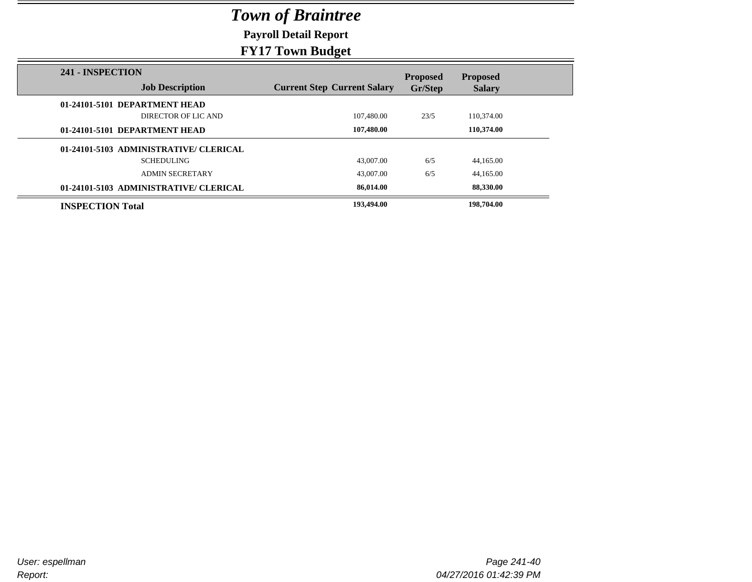# *Town of Braintree*

**Payroll Detail Report**

**FY17 Town Budget**

| 241 - INSPECTION<br>Job Description | Current Step | Current Salary | Proposed Gr/Step | Proposed Salary |
|---|---|---|---|---|
| **01-24101-5101 DEPARTMENT HEAD** | | | | |
| DIRECTOR OF LIC AND | | 107,480.00 | 23/5 | 110,374.00 |
| **01-24101-5101 DEPARTMENT HEAD** | | **107,480.00** | | **110,374.00** |
| **01-24101-5103 ADMINISTRATIVE/ CLERICAL** | | | | |
| SCHEDULING | | 43,007.00 | 6/5 | 44,165.00 |
| ADMIN SECRETARY | | 43,007.00 | 6/5 | 44,165.00 |
| **01-24101-5103 ADMINISTRATIVE/ CLERICAL** | | **86,014.00** | | **88,330.00** |
| **INSPECTION Total** | | **193,494.00** | | **198,704.00** |

*User: espellman*

*Report:*

*04/27/2016 01:42:39 PM*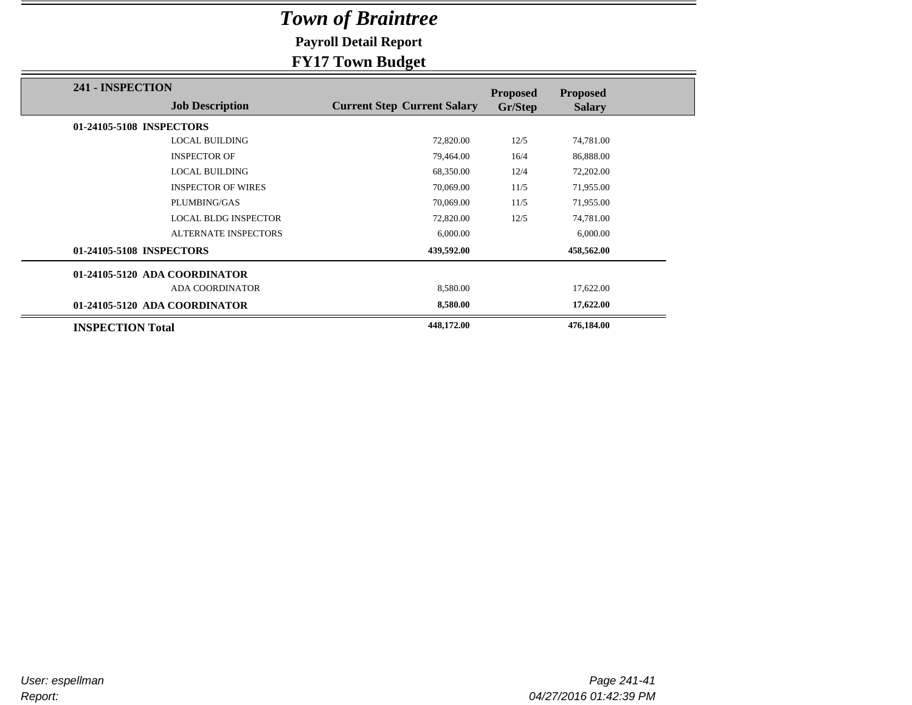# *Town of Braintree*

**Payroll Detail Report**

**FY17 Town Budget**

| 241 - INSPECTION Job Description | Current Step | Current Salary | Proposed Gr/Step | Proposed Salary |
|---|---|---|---|---|
| **01-24105-5108 INSPECTORS** | | | | |
| LOCAL BUILDING | | 72,820.00 | 12/5 | 74,781.00 |
| INSPECTOR OF | | 79,464.00 | 16/4 | 86,888.00 |
| LOCAL BUILDING | | 68,350.00 | 12/4 | 72,202.00 |
| INSPECTOR OF WIRES | | 70,069.00 | 11/5 | 71,955.00 |
| PLUMBING/GAS | | 70,069.00 | 11/5 | 71,955.00 |
| LOCAL BLDG INSPECTOR | | 72,820.00 | 12/5 | 74,781.00 |
| ALTERNATE INSPECTORS | | 6,000.00 | | 6,000.00 |
| **01-24105-5108 INSPECTORS** | | **439,592.00** | | **458,562.00** |
| **01-24105-5120 ADA COORDINATOR** | | | | |
| ADA COORDINATOR | | 8,580.00 | | 17,622.00 |
| **01-24105-5120 ADA COORDINATOR** | | **8,580.00** | | **17,622.00** |
| **INSPECTION Total** | | **448,172.00** | | **476,184.00** |

*User: espellman*

*Report:*

*04/27/2016 01:42:39 PM*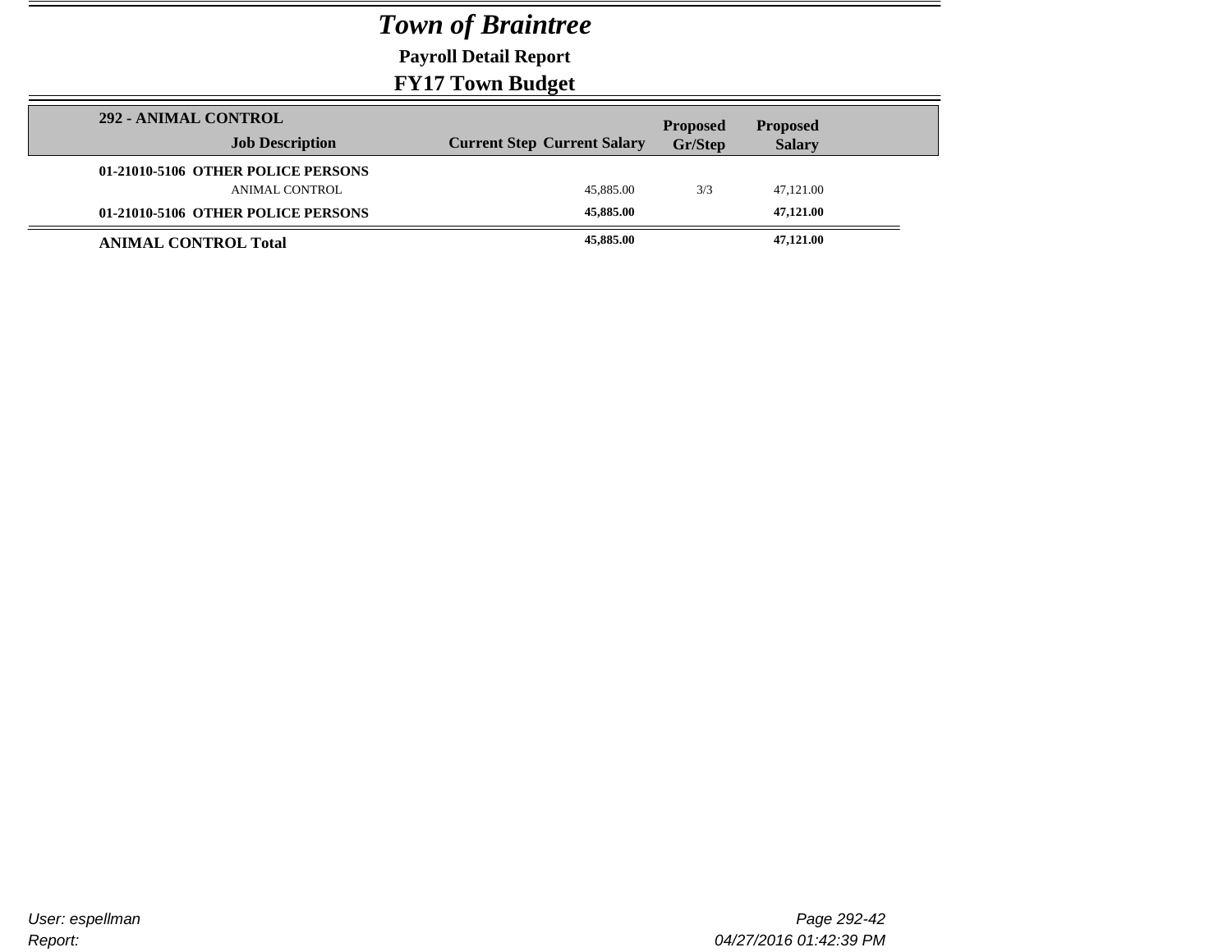# *Town of Braintree*

**Payroll Detail Report**

**FY17 Town Budget**

| 292 - ANIMAL CONTROL<br>Job Description | Current Step | Current Salary | Proposed Gr/Step | Proposed Salary |
|---|---|---|---|---|
| **01-21010-5106 OTHER POLICE PERSONS** | | | | |
| ANIMAL CONTROL | | 45,885.00 | 3/3 | 47,121.00 |
| **01-21010-5106 OTHER POLICE PERSONS** | | **45,885.00** | | **47,121.00** |
| **ANIMAL CONTROL Total** | | **45,885.00** | | **47,121.00** |

*User: espellman*

*Report:*

*04/27/2016 01:42:39 PM*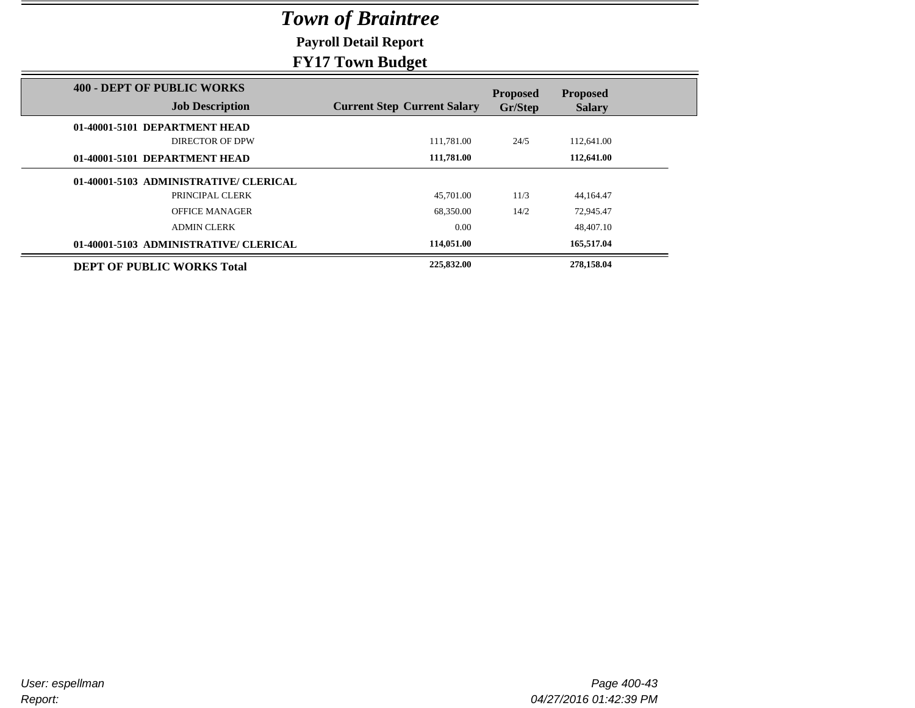# *Town of Braintree*

## Payroll Detail Report

## FY17 Town Budget

| 400 - DEPT OF PUBLIC WORKS Job Description | Current Step | Current Salary | Proposed Gr/Step | Proposed Salary |
|---|---|---|---|---|
| **01-40001-5101 DEPARTMENT HEAD** | | | | |
| DIRECTOR OF DPW | | 111,781.00 | 24/5 | 112,641.00 |
| **01-40001-5101 DEPARTMENT HEAD** | | **111,781.00** | | **112,641.00** |
| **01-40001-5103 ADMINISTRATIVE/ CLERICAL** | | | | |
| PRINCIPAL CLERK | | 45,701.00 | 11/3 | 44,164.47 |
| OFFICE MANAGER | | 68,350.00 | 14/2 | 72,945.47 |
| ADMIN CLERK | | 0.00 | | 48,407.10 |
| **01-40001-5103 ADMINISTRATIVE/ CLERICAL** | | **114,051.00** | | **165,517.04** |
| **DEPT OF PUBLIC WORKS Total** | | **225,832.00** | | **278,158.04** |

*User: espellman*
*Report:*
*04/27/2016 01:42:39 PM*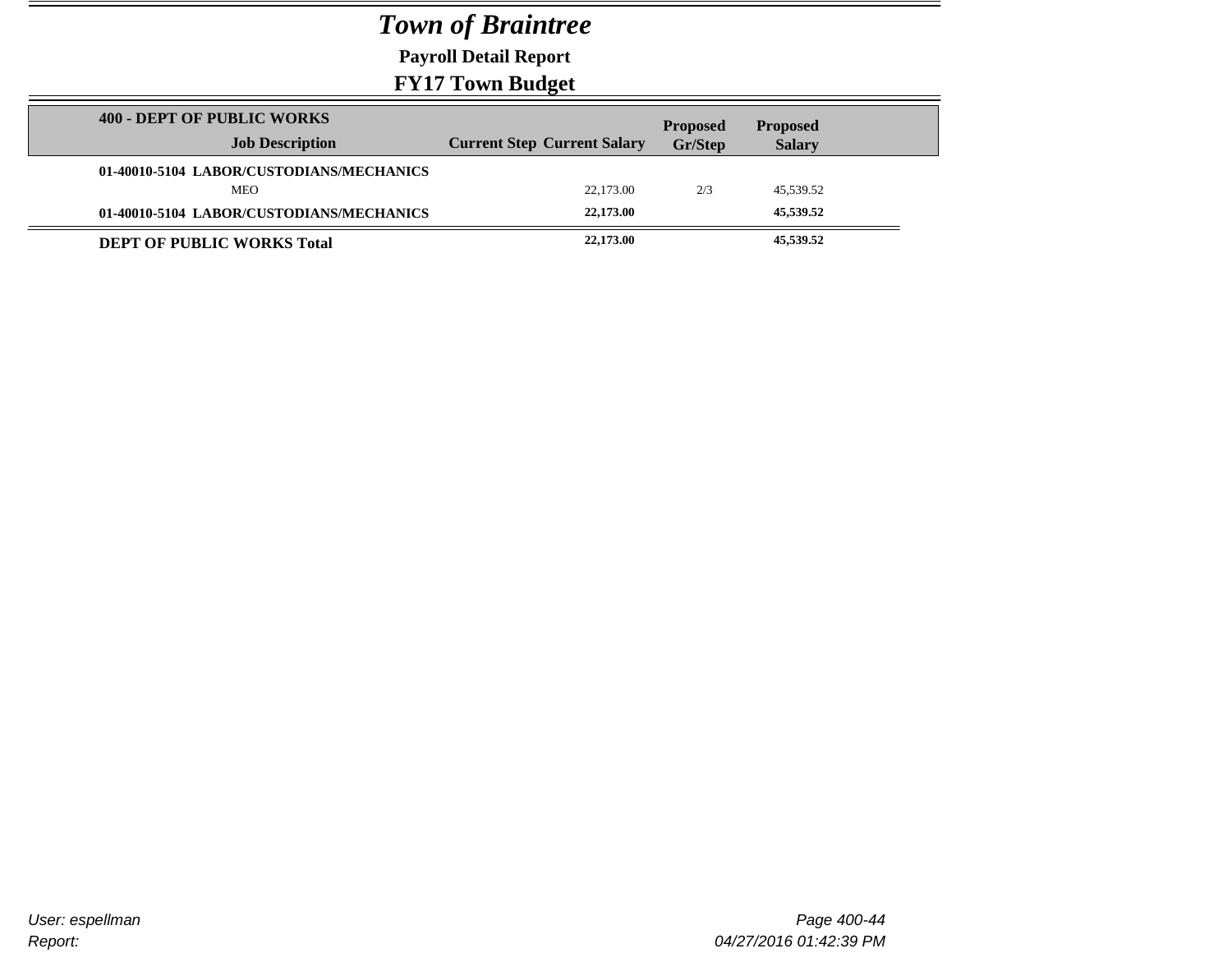# *Town of Braintree*

**Payroll Detail Report**

**FY17 Town Budget**

| 400 - DEPT OF PUBLIC WORKS Job Description | Current Step | Current Salary | Proposed Gr/Step | Proposed Salary |
|---|---|---|---|---|
| **01-40010-5104 LABOR/CUSTODIANS/MECHANICS** | | | | |
| MEO | | 22,173.00 | 2/3 | 45,539.52 |
| **01-40010-5104 LABOR/CUSTODIANS/MECHANICS** | | **22,173.00** | | **45,539.52** |
| **DEPT OF PUBLIC WORKS Total** | | **22,173.00** | | **45,539.52** |

User: espellman
Report:

04/27/2016 01:42:39 PM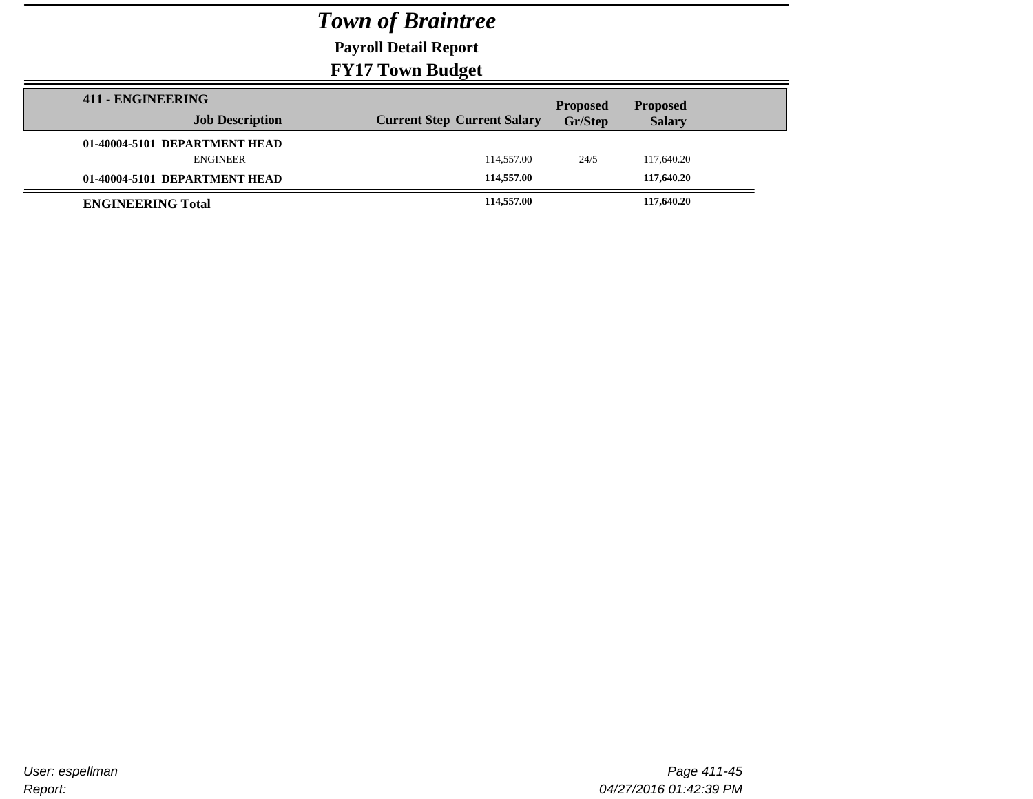# Town of Braintree

**Payroll Detail Report**

**FY17 Town Budget**

| 411 - ENGINEERING Job Description | Current Step | Current Salary | Proposed Gr/Step | Proposed Salary |
|---|---|---|---|---|
| **01-40004-5101 DEPARTMENT HEAD** | | | | |
| ENGINEER | | 114,557.00 | 24/5 | 117,640.20 |
| **01-40004-5101 DEPARTMENT HEAD** | | **114,557.00** | | **117,640.20** |
| **ENGINEERING Total** | | **114,557.00** | | **117,640.20** |

*User: espellman*

*Report:*

*04/27/2016 01:42:39 PM*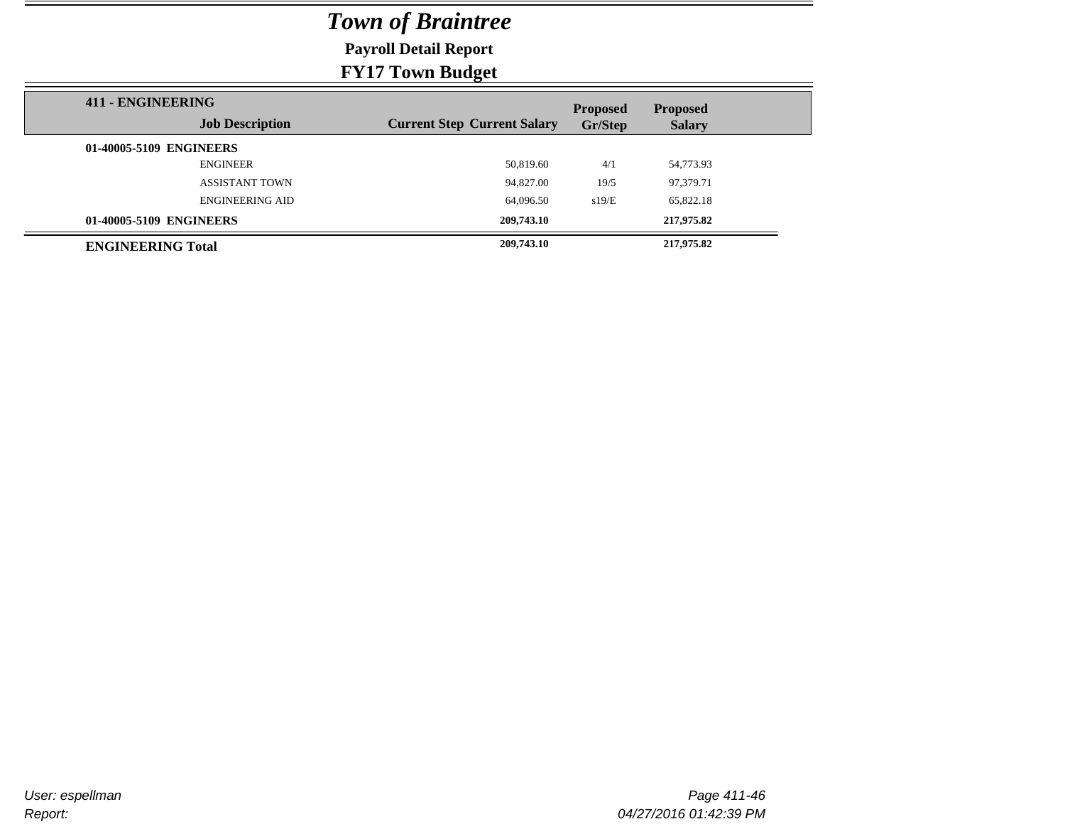# *Town of Braintree*

**Payroll Detail Report**

**FY17 Town Budget**

| 411 - ENGINEERING Job Description | Current Step | Current Salary | Proposed Gr/Step | Proposed Salary |
|---|---|---|---|---|
| **01-40005-5109 ENGINEERS** | | | | |
| ENGINEER | | 50,819.60 | 4/1 | 54,773.93 |
| ASSISTANT TOWN | | 94,827.00 | 19/5 | 97,379.71 |
| ENGINEERING AID | | 64,096.50 | s19/E | 65,822.18 |
| **01-40005-5109 ENGINEERS** | | **209,743.10** | | **217,975.82** |
| **ENGINEERING Total** | | **209,743.10** | | **217,975.82** |

User: espellman

Report:

04/27/2016 01:42:39 PM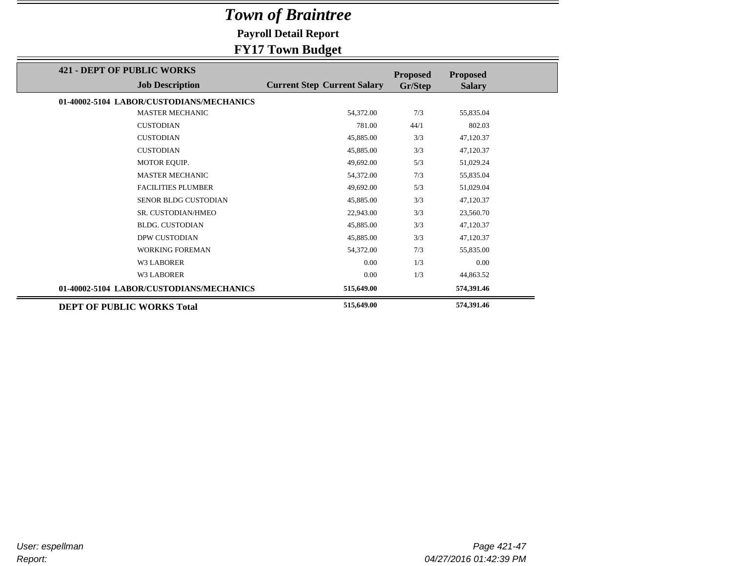# *Town of Braintree*

**Payroll Detail Report**

**FY17 Town Budget**

| 421 - DEPT OF PUBLIC WORKS | Job Description | Current Step | Current Salary | Proposed Gr/Step | Proposed Salary |
|---|---|---|---|---|---|
| **01-40002-5104 LABOR/CUSTODIANS/MECHANICS** | | | | | |
| | MASTER MECHANIC | | 54,372.00 | 7/3 | 55,835.04 |
| | CUSTODIAN | | 781.00 | 44/1 | 802.03 |
| | CUSTODIAN | | 45,885.00 | 3/3 | 47,120.37 |
| | CUSTODIAN | | 45,885.00 | 3/3 | 47,120.37 |
| | MOTOR EQUIP. | | 49,692.00 | 5/3 | 51,029.24 |
| | MASTER MECHANIC | | 54,372.00 | 7/3 | 55,835.04 |
| | FACILITIES PLUMBER | | 49,692.00 | 5/3 | 51,029.04 |
| | SENOR BLDG CUSTODIAN | | 45,885.00 | 3/3 | 47,120.37 |
| | SR. CUSTODIAN/HMEO | | 22,943.00 | 3/3 | 23,560.70 |
| | BLDG. CUSTODIAN | | 45,885.00 | 3/3 | 47,120.37 |
| | DPW CUSTODIAN | | 45,885.00 | 3/3 | 47,120.37 |
| | WORKING FOREMAN | | 54,372.00 | 7/3 | 55,835.00 |
| | W3 LABORER | | 0.00 | 1/3 | 0.00 |
| | W3 LABORER | | 0.00 | 1/3 | 44,863.52 |
| **01-40002-5104 LABOR/CUSTODIANS/MECHANICS** | | | **515,649.00** | | **574,391.46** |
| **DEPT OF PUBLIC WORKS Total** | | | **515,649.00** | | **574,391.46** |

*User: espellman*

*Report:*

*04/27/2016 01:42:39 PM*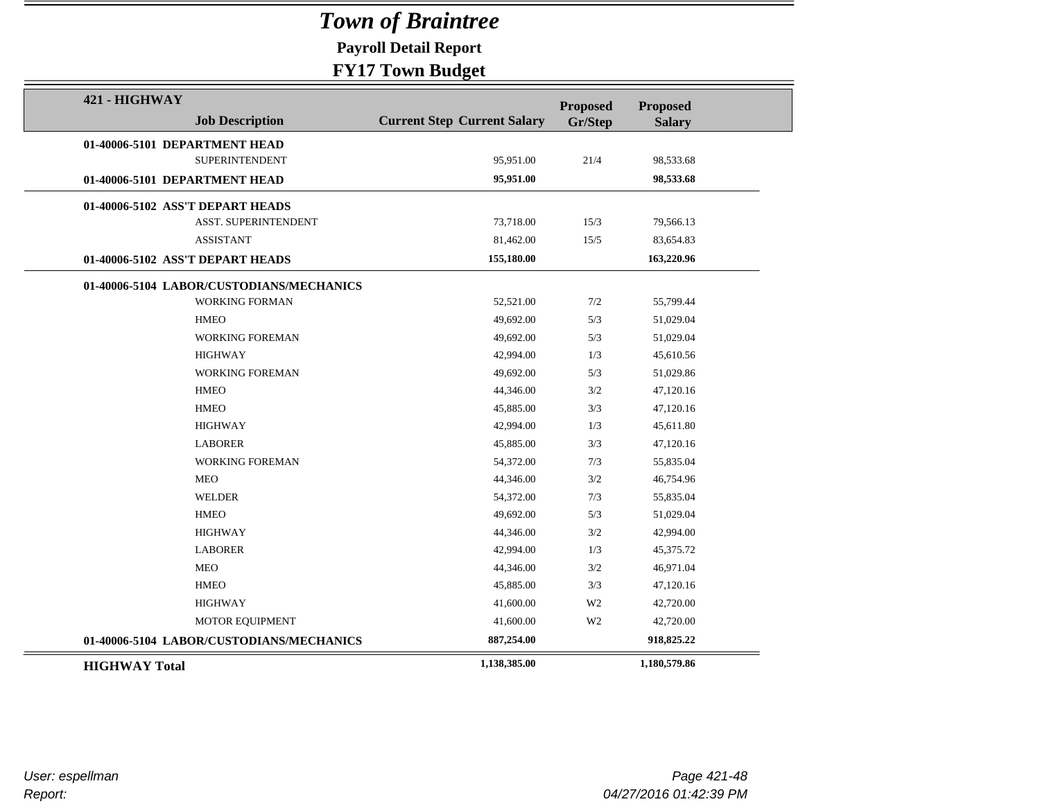# *Town of Braintree*

**Payroll Detail Report**

**FY17 Town Budget**

| 421 - HIGHWAY Job Description | Current Step | Current Salary | Proposed Gr/Step | Proposed Salary |
|---|---|---|---|---|
| **01-40006-5101 DEPARTMENT HEAD** | | | | |
| SUPERINTENDENT | | 95,951.00 | 21/4 | 98,533.68 |
| **01-40006-5101 DEPARTMENT HEAD** | | **95,951.00** | | **98,533.68** |
| **01-40006-5102 ASS'T DEPART HEADS** | | | | |
| ASST. SUPERINTENDENT | | 73,718.00 | 15/3 | 79,566.13 |
| ASSISTANT | | 81,462.00 | 15/5 | 83,654.83 |
| **01-40006-5102 ASS'T DEPART HEADS** | | **155,180.00** | | **163,220.96** |
| **01-40006-5104 LABOR/CUSTODIANS/MECHANICS** | | | | |
| WORKING FORMAN | | 52,521.00 | 7/2 | 55,799.44 |
| HMEO | | 49,692.00 | 5/3 | 51,029.04 |
| WORKING FOREMAN | | 49,692.00 | 5/3 | 51,029.04 |
| HIGHWAY | | 42,994.00 | 1/3 | 45,610.56 |
| WORKING FOREMAN | | 49,692.00 | 5/3 | 51,029.86 |
| HMEO | | 44,346.00 | 3/2 | 47,120.16 |
| HMEO | | 45,885.00 | 3/3 | 47,120.16 |
| HIGHWAY | | 42,994.00 | 1/3 | 45,611.80 |
| LABORER | | 45,885.00 | 3/3 | 47,120.16 |
| WORKING FOREMAN | | 54,372.00 | 7/3 | 55,835.04 |
| MEO | | 44,346.00 | 3/2 | 46,754.96 |
| WELDER | | 54,372.00 | 7/3 | 55,835.04 |
| HMEO | | 49,692.00 | 5/3 | 51,029.04 |
| HIGHWAY | | 44,346.00 | 3/2 | 42,994.00 |
| LABORER | | 42,994.00 | 1/3 | 45,375.72 |
| MEO | | 44,346.00 | 3/2 | 46,971.04 |
| HMEO | | 45,885.00 | 3/3 | 47,120.16 |
| HIGHWAY | | 41,600.00 | W2 | 42,720.00 |
| MOTOR EQUIPMENT | | 41,600.00 | W2 | 42,720.00 |
| **01-40006-5104 LABOR/CUSTODIANS/MECHANICS** | | **887,254.00** | | **918,825.22** |
| **HIGHWAY Total** | | **1,138,385.00** | | **1,180,579.86** |

*User: espellman*

*Report:*

*04/27/2016 01:42:39 PM*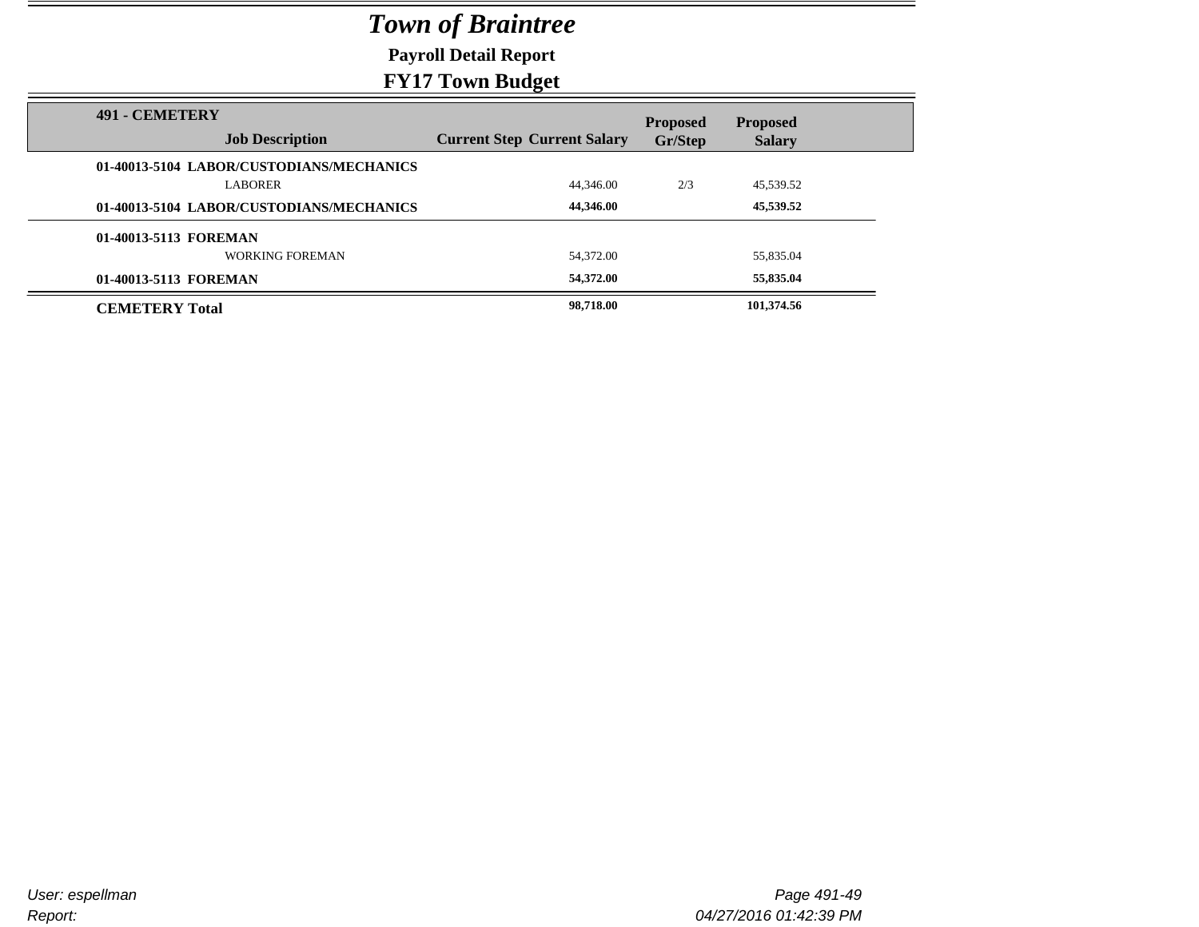# *Town of Braintree*

## Payroll Detail Report

## FY17 Town Budget

| 491 - CEMETERY Job Description | Current Step | Current Salary | Proposed Gr/Step | Proposed Salary |
|---|---|---|---|---|
| **01-40013-5104 LABOR/CUSTODIANS/MECHANICS** | | | | |
| LABORER | | 44,346.00 | 2/3 | 45,539.52 |
| **01-40013-5104 LABOR/CUSTODIANS/MECHANICS** | | **44,346.00** | | **45,539.52** |
| **01-40013-5113 FOREMAN** | | | | |
| WORKING FOREMAN | | 54,372.00 | | 55,835.04 |
| **01-40013-5113 FOREMAN** | | **54,372.00** | | **55,835.04** |
| **CEMETERY Total** | | **98,718.00** | | **101,374.56** |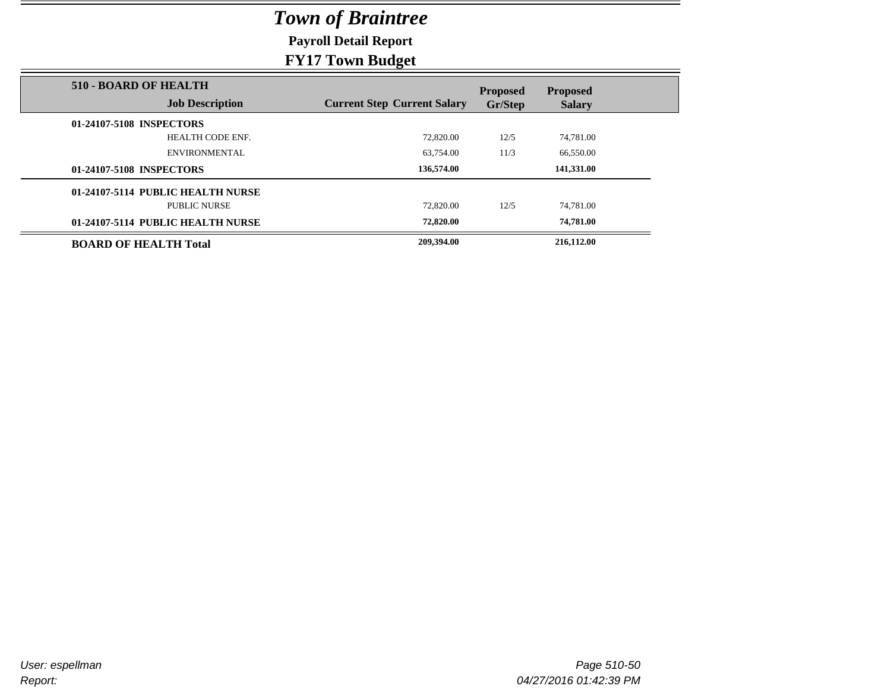# *Town of Braintree*

**Payroll Detail Report**

**FY17 Town Budget**

| 510 - BOARD OF HEALTH<br>Job Description | Current Step | Current Salary | Proposed Gr/Step | Proposed Salary |
|---|---|---|---|---|
| **01-24107-5108 INSPECTORS** | | | | |
| HEALTH CODE ENF. | | 72,820.00 | 12/5 | 74,781.00 |
| ENVIRONMENTAL | | 63,754.00 | 11/3 | 66,550.00 |
| **01-24107-5108 INSPECTORS** | | **136,574.00** | | **141,331.00** |
| **01-24107-5114 PUBLIC HEALTH NURSE** | | | | |
| PUBLIC NURSE | | 72,820.00 | 12/5 | 74,781.00 |
| **01-24107-5114 PUBLIC HEALTH NURSE** | | **72,820.00** | | **74,781.00** |
| **BOARD OF HEALTH Total** | | **209,394.00** | | **216,112.00** |

*User: espellman*

*Report:*

*04/27/2016 01:42:39 PM*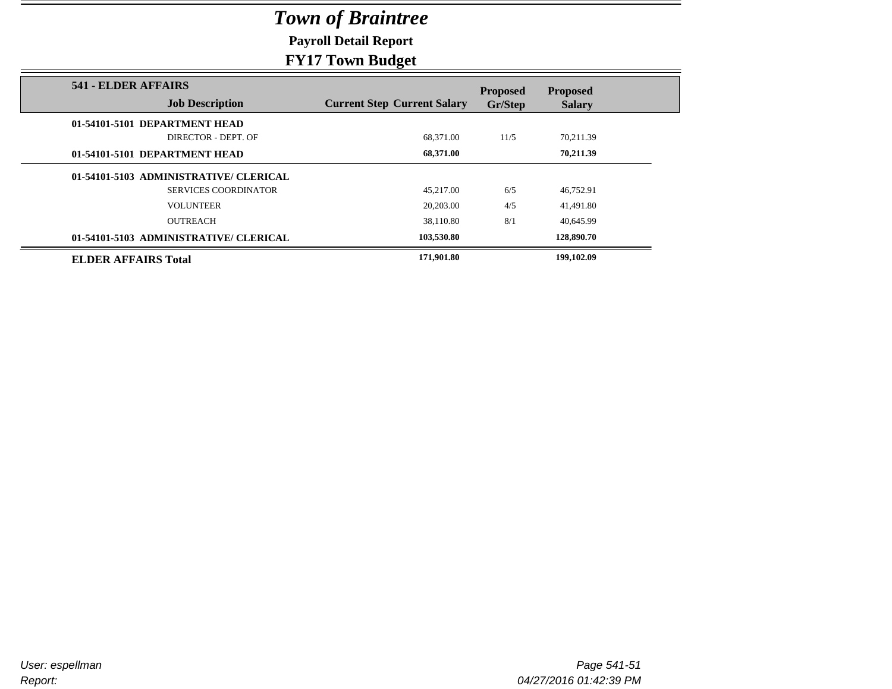# *Town of Braintree*

**Payroll Detail Report**

**FY17 Town Budget**

| 541 - ELDER AFFAIRS Job Description | Current Step | Current Salary | Proposed Gr/Step | Proposed Salary |
|---|---|---|---|---|
| **01-54101-5101 DEPARTMENT HEAD** | | | | |
| DIRECTOR - DEPT. OF | | 68,371.00 | 11/5 | 70,211.39 |
| **01-54101-5101 DEPARTMENT HEAD** | | **68,371.00** | | **70,211.39** |
| **01-54101-5103 ADMINISTRATIVE/ CLERICAL** | | | | |
| SERVICES COORDINATOR | | 45,217.00 | 6/5 | 46,752.91 |
| VOLUNTEER | | 20,203.00 | 4/5 | 41,491.80 |
| OUTREACH | | 38,110.80 | 8/1 | 40,645.99 |
| **01-54101-5103 ADMINISTRATIVE/ CLERICAL** | | **103,530.80** | | **128,890.70** |
| **ELDER AFFAIRS Total** | | **171,901.80** | | **199,102.09** |

*User: espellman*

*Report:*

*04/27/2016 01:42:39 PM*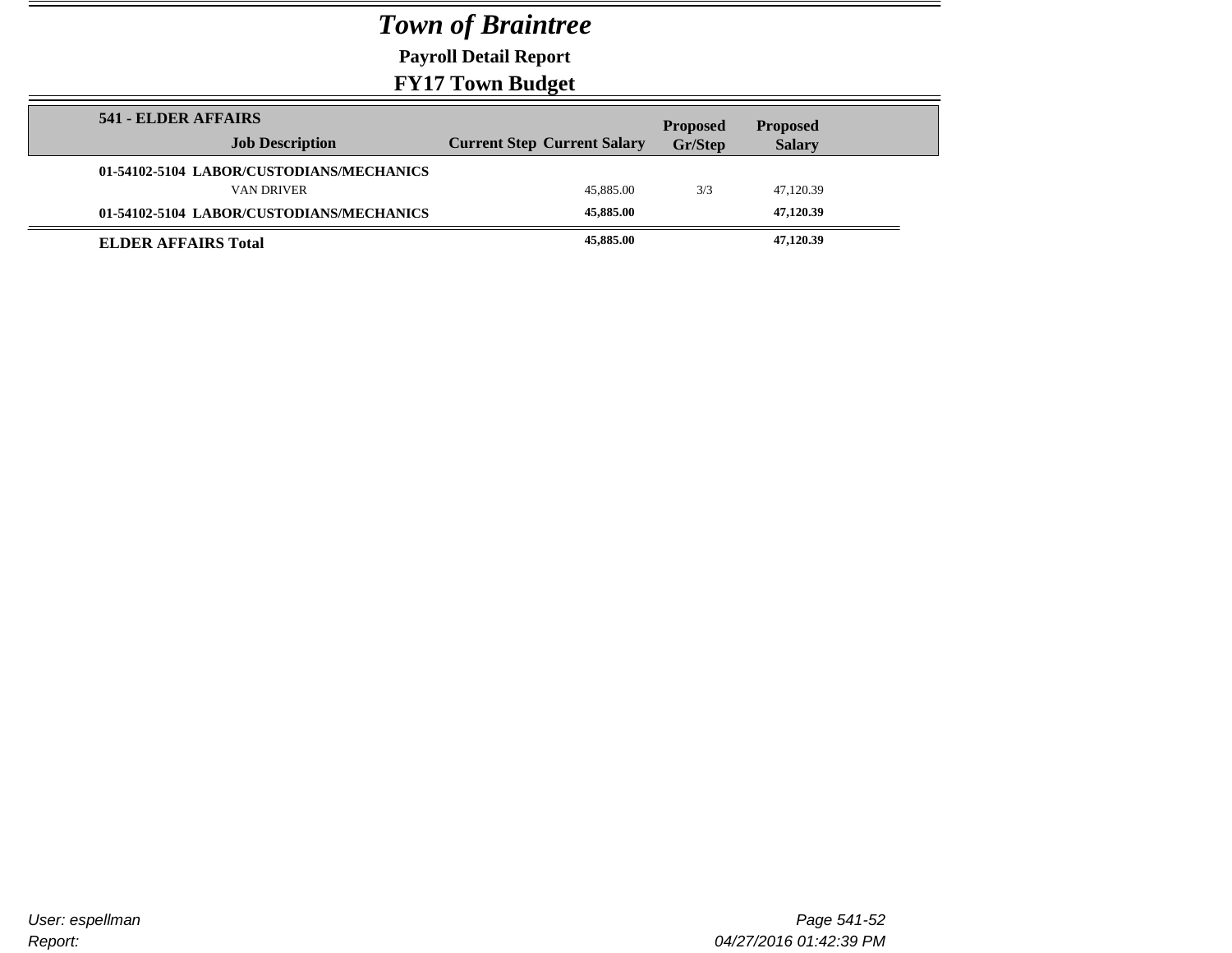# *Town of Braintree*

**Payroll Detail Report**

**FY17 Town Budget**

| 541 - ELDER AFFAIRS Job Description | Current Step | Current Salary | Proposed Gr/Step | Proposed Salary |
|---|---|---|---|---|
| **01-54102-5104 LABOR/CUSTODIANS/MECHANICS** | | | | |
| VAN DRIVER | | 45,885.00 | 3/3 | 47,120.39 |
| **01-54102-5104 LABOR/CUSTODIANS/MECHANICS** | | **45,885.00** | | **47,120.39** |
| **ELDER AFFAIRS Total** | | **45,885.00** | | **47,120.39** |

*User: espellman*

*Report:*

*04/27/2016 01:42:39 PM*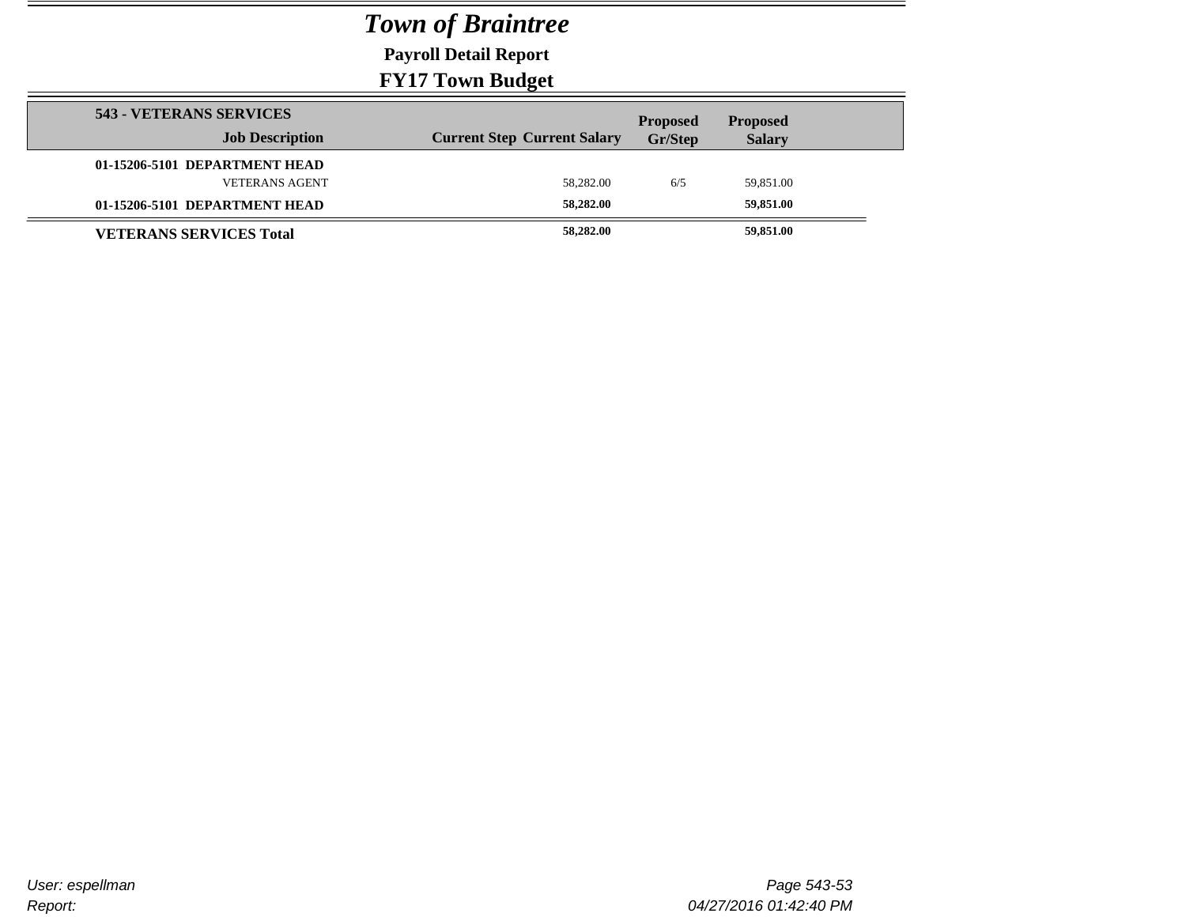# *Town of Braintree*

**Payroll Detail Report**

**FY17 Town Budget**

| 543 - VETERANS SERVICES Job Description | Current Step | Current Salary | Proposed Gr/Step | Proposed Salary |
|---|---|---|---|---|
| **01-15206-5101 DEPARTMENT HEAD** | | | | |
| VETERANS AGENT | | 58,282.00 | 6/5 | 59,851.00 |
| **01-15206-5101 DEPARTMENT HEAD** | | **58,282.00** | | **59,851.00** |
| **VETERANS SERVICES Total** | | **58,282.00** | | **59,851.00** |

User: espellman
Report:

04/27/2016 01:42:40 PM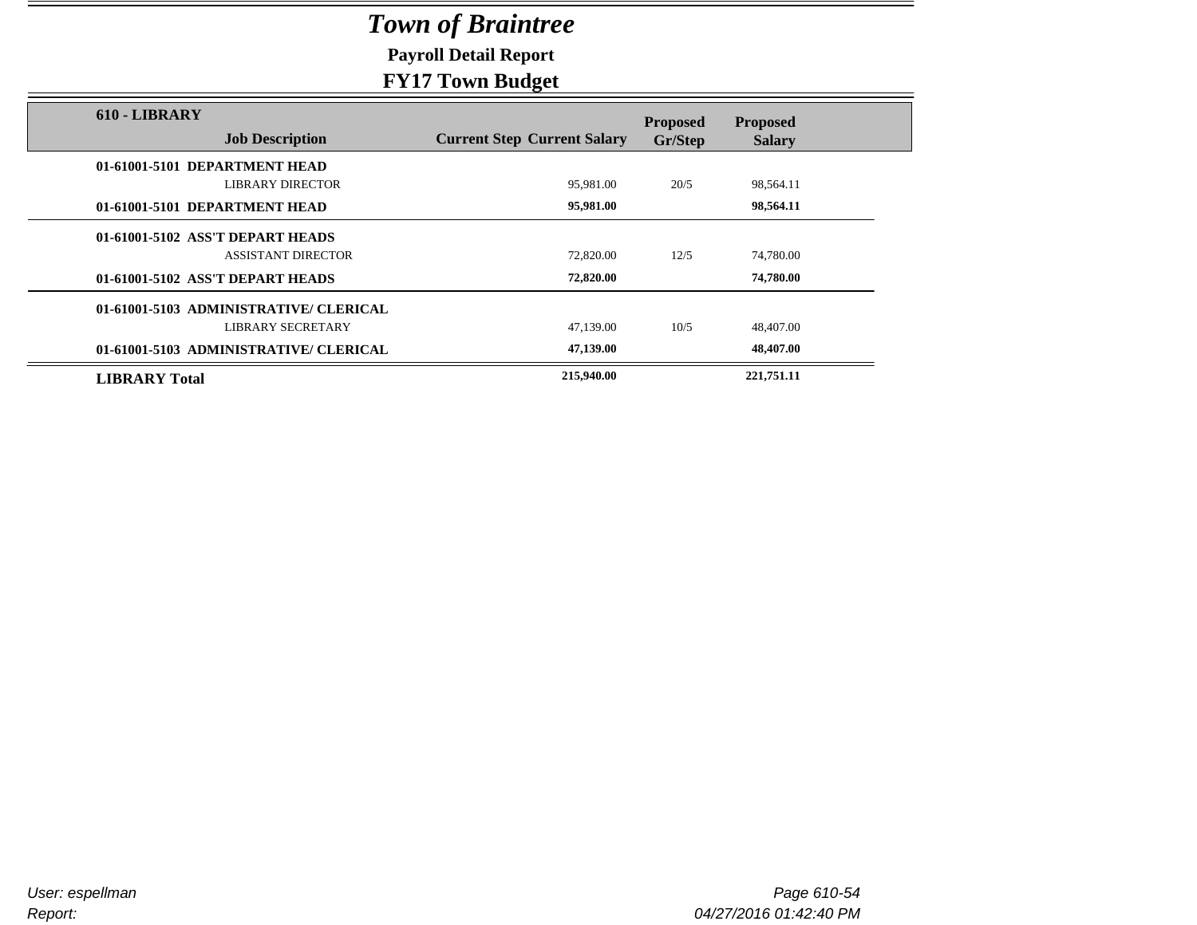# *Town of Braintree*

## Payroll Detail Report

## FY17 Town Budget

| 610 - LIBRARY<br>Job Description | Current Step | Current Salary | Proposed Gr/Step | Proposed Salary |
|---|---|---|---|---|
| **01-61001-5101 DEPARTMENT HEAD** | | | | |
| LIBRARY DIRECTOR | | 95,981.00 | 20/5 | 98,564.11 |
| **01-61001-5101 DEPARTMENT HEAD** | | **95,981.00** | | **98,564.11** |
| **01-61001-5102 ASS'T DEPART HEADS** | | | | |
| ASSISTANT DIRECTOR | | 72,820.00 | 12/5 | 74,780.00 |
| **01-61001-5102 ASS'T DEPART HEADS** | | **72,820.00** | | **74,780.00** |
| **01-61001-5103 ADMINISTRATIVE/ CLERICAL** | | | | |
| LIBRARY SECRETARY | | 47,139.00 | 10/5 | 48,407.00 |
| **01-61001-5103 ADMINISTRATIVE/ CLERICAL** | | **47,139.00** | | **48,407.00** |
| **LIBRARY Total** | | **215,940.00** | | **221,751.11** |

User: espellman
Report:

04/27/2016 01:42:40 PM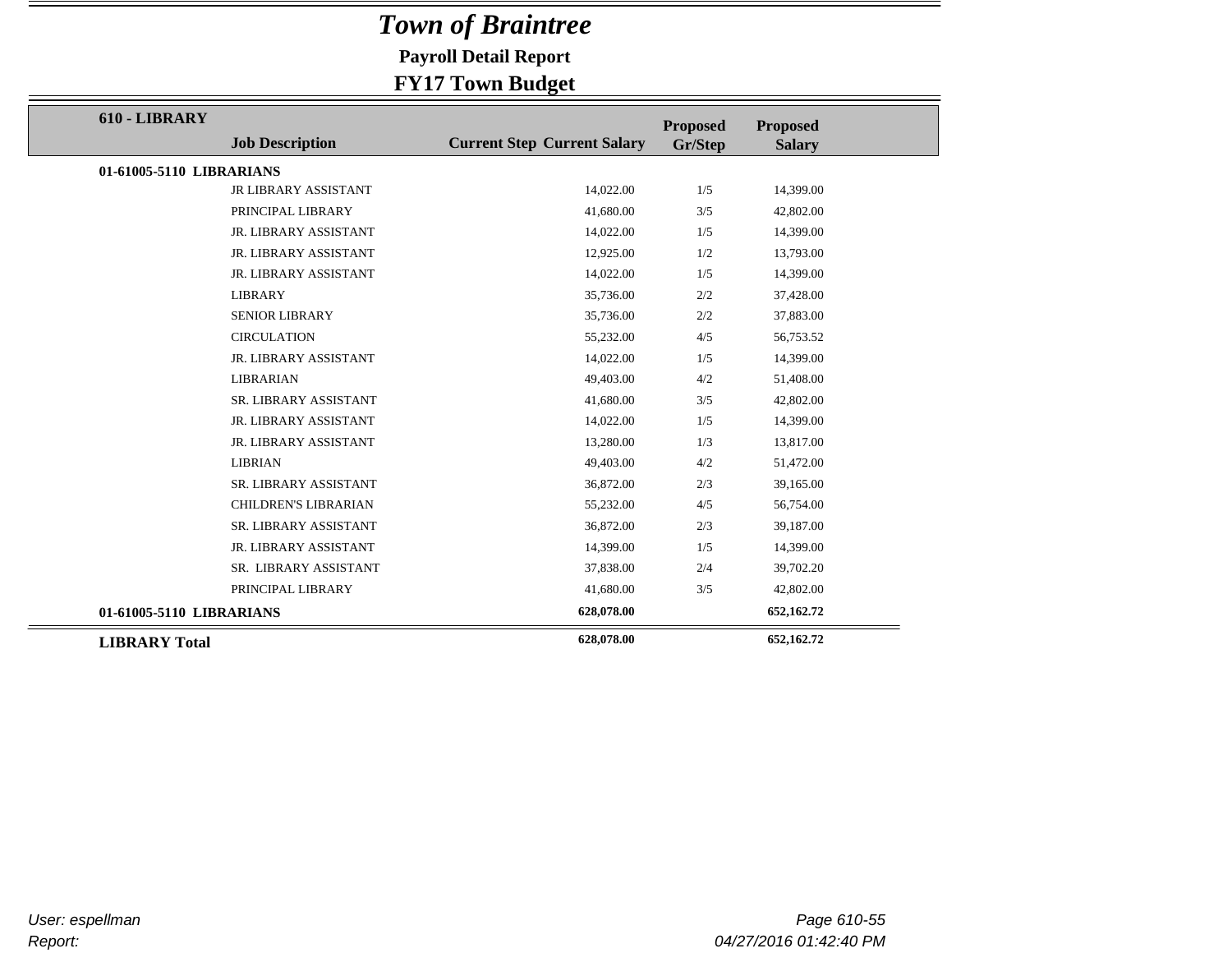# *Town of Braintree*

**Payroll Detail Report**

**FY17 Town Budget**

| 610 - LIBRARY | Job Description | Current Step | Current Salary | Proposed Gr/Step | Proposed Salary |
|---|---|---|---|---|---|
| **01-61005-5110 LIBRARIANS** | | | | | |
| | JR LIBRARY ASSISTANT | | 14,022.00 | 1/5 | 14,399.00 |
| | PRINCIPAL LIBRARY | | 41,680.00 | 3/5 | 42,802.00 |
| | JR. LIBRARY ASSISTANT | | 14,022.00 | 1/5 | 14,399.00 |
| | JR. LIBRARY ASSISTANT | | 12,925.00 | 1/2 | 13,793.00 |
| | JR. LIBRARY ASSISTANT | | 14,022.00 | 1/5 | 14,399.00 |
| | LIBRARY | | 35,736.00 | 2/2 | 37,428.00 |
| | SENIOR LIBRARY | | 35,736.00 | 2/2 | 37,883.00 |
| | CIRCULATION | | 55,232.00 | 4/5 | 56,753.52 |
| | JR. LIBRARY ASSISTANT | | 14,022.00 | 1/5 | 14,399.00 |
| | LIBRARIAN | | 49,403.00 | 4/2 | 51,408.00 |
| | SR. LIBRARY ASSISTANT | | 41,680.00 | 3/5 | 42,802.00 |
| | JR. LIBRARY ASSISTANT | | 14,022.00 | 1/5 | 14,399.00 |
| | JR. LIBRARY ASSISTANT | | 13,280.00 | 1/3 | 13,817.00 |
| | LIBRIAN | | 49,403.00 | 4/2 | 51,472.00 |
| | SR. LIBRARY ASSISTANT | | 36,872.00 | 2/3 | 39,165.00 |
| | CHILDREN'S LIBRARIAN | | 55,232.00 | 4/5 | 56,754.00 |
| | SR. LIBRARY ASSISTANT | | 36,872.00 | 2/3 | 39,187.00 |
| | JR. LIBRARY ASSISTANT | | 14,399.00 | 1/5 | 14,399.00 |
| | SR. LIBRARY ASSISTANT | | 37,838.00 | 2/4 | 39,702.20 |
| | PRINCIPAL LIBRARY | | 41,680.00 | 3/5 | 42,802.00 |
| **01-61005-5110 LIBRARIANS** | | | **628,078.00** | | **652,162.72** |
| **LIBRARY Total** | | | **628,078.00** | | **652,162.72** |

*User: espellman*

*Report:*

*04/27/2016 01:42:40 PM*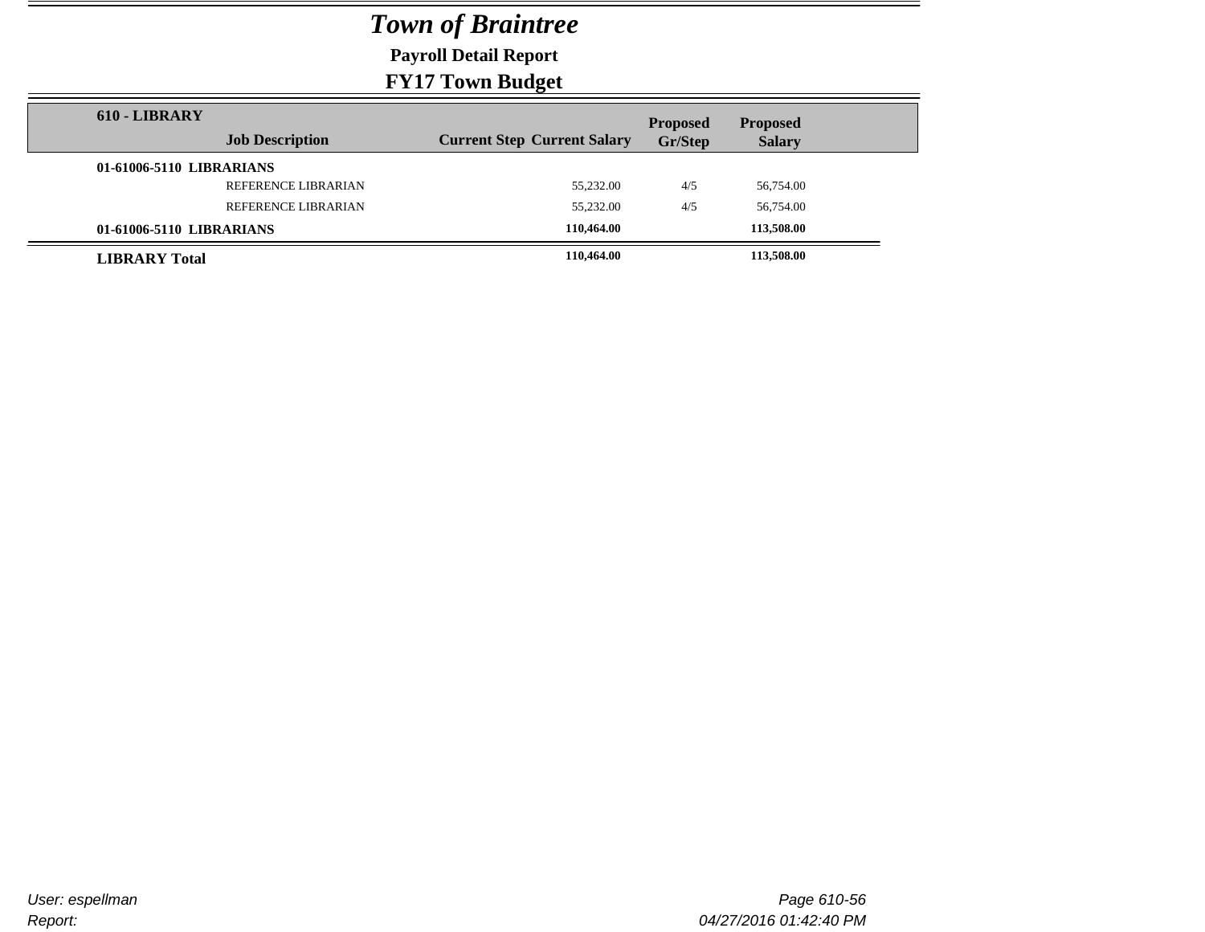# *Town of Braintree*

## Payroll Detail Report

## FY17 Town Budget

| 610 - LIBRARY | Job Description | Current Step | Current Salary | Proposed Gr/Step | Proposed Salary |
|---|---|---|---|---|---|
| **01-61006-5110 LIBRARIANS** | | | | | |
| | REFERENCE LIBRARIAN | | 55,232.00 | 4/5 | 56,754.00 |
| | REFERENCE LIBRARIAN | | 55,232.00 | 4/5 | 56,754.00 |
| **01-61006-5110 LIBRARIANS** | | | **110,464.00** | | **113,508.00** |
| **LIBRARY Total** | | | **110,464.00** | | **113,508.00** |

*User: espellman*

*Report:*

*04/27/2016 01:42:40 PM*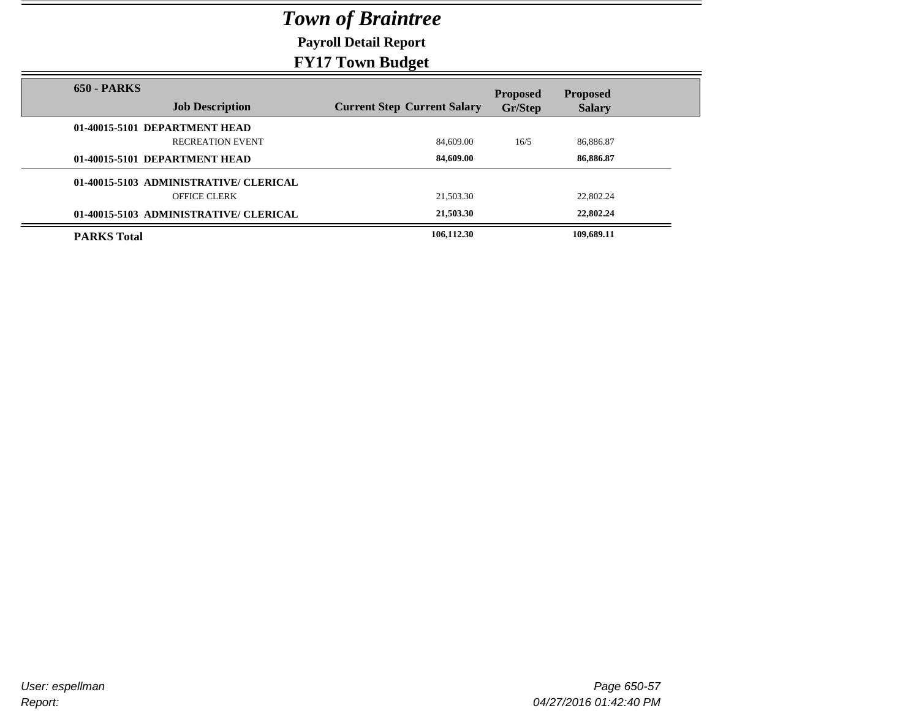# *Town of Braintree*

**Payroll Detail Report**

**FY17 Town Budget**

| 650 - PARKS Job Description | Current Step | Current Salary | Proposed Gr/Step | Proposed Salary |
|---|---|---|---|---|
| **01-40015-5101 DEPARTMENT HEAD** | | | | |
| RECREATION EVENT | | 84,609.00 | 16/5 | 86,886.87 |
| **01-40015-5101 DEPARTMENT HEAD** | | **84,609.00** | | **86,886.87** |
| **01-40015-5103 ADMINISTRATIVE/ CLERICAL** | | | | |
| OFFICE CLERK | | 21,503.30 | | 22,802.24 |
| **01-40015-5103 ADMINISTRATIVE/ CLERICAL** | | **21,503.30** | | **22,802.24** |
| **PARKS Total** | | **106,112.30** | | **109,689.11** |

*User: espellman*

*Report:*

*04/27/2016 01:42:40 PM*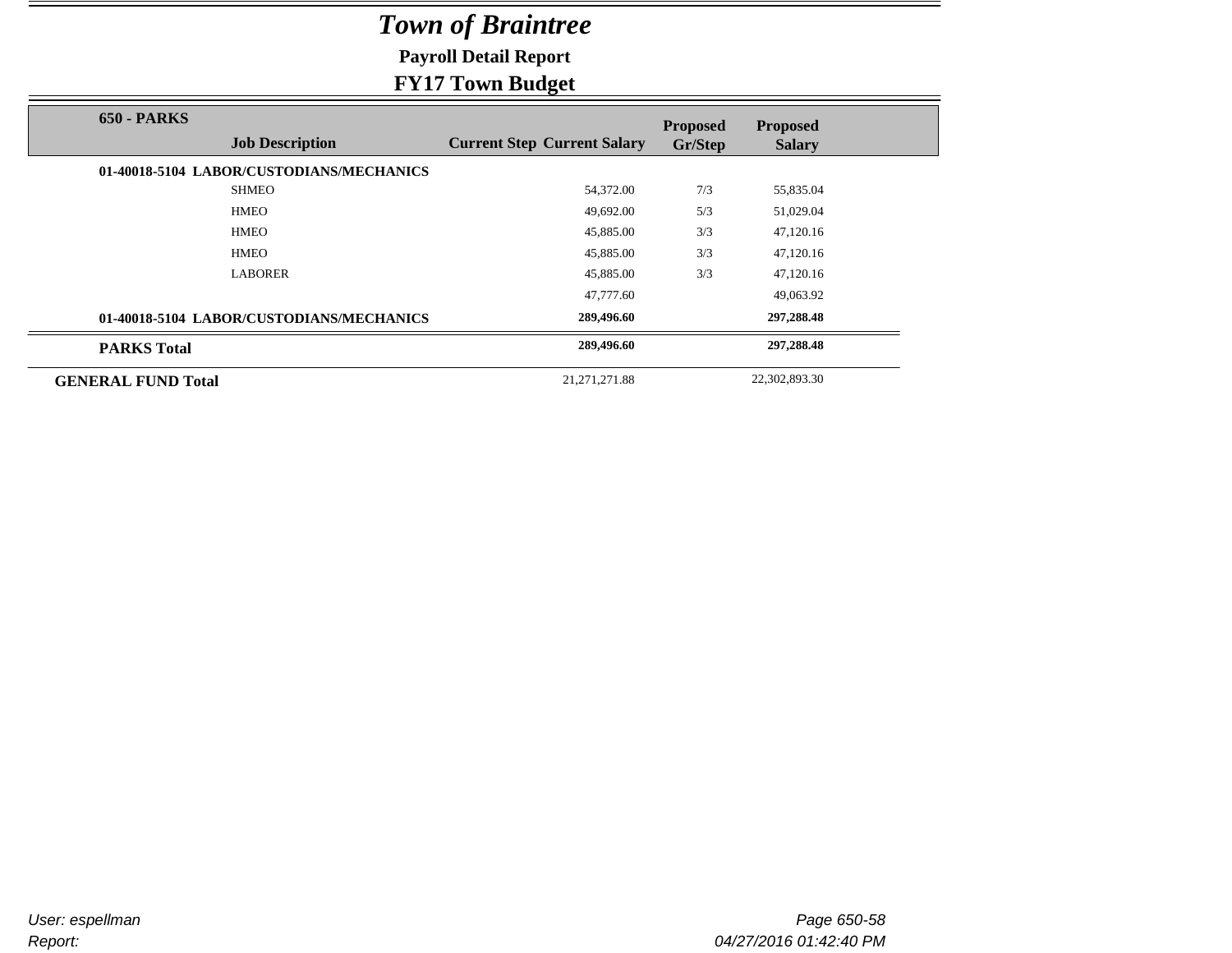# *Town of Braintree*

**Payroll Detail Report**

**FY17 Town Budget**

| **650 - PARKS** Job Description | Current Step | Current Salary | Proposed Gr/Step | Proposed Salary |
|---|---|---|---|---|
| **01-40018-5104 LABOR/CUSTODIANS/MECHANICS** | | | | |
| SHMEO | | 54,372.00 | 7/3 | 55,835.04 |
| HMEO | | 49,692.00 | 5/3 | 51,029.04 |
| HMEO | | 45,885.00 | 3/3 | 47,120.16 |
| HMEO | | 45,885.00 | 3/3 | 47,120.16 |
| LABORER | | 45,885.00 | 3/3 | 47,120.16 |
| | | 47,777.60 | | 49,063.92 |
| **01-40018-5104 LABOR/CUSTODIANS/MECHANICS** | | **289,496.60** | | **297,288.48** |
| **PARKS Total** | | **289,496.60** | | **297,288.48** |
| **GENERAL FUND Total** | | 21,271,271.88 | | 22,302,893.30 |

*User: espellman*

*Report:*

*04/27/2016 01:42:40 PM*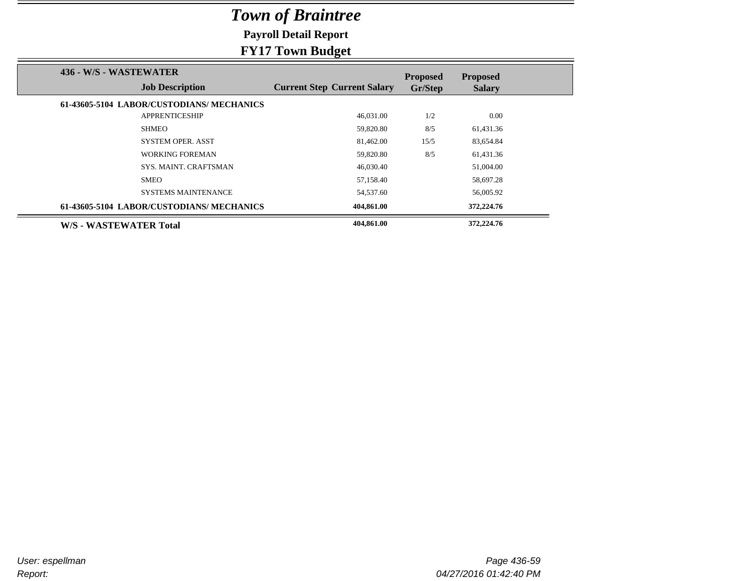# *Town of Braintree*

## Payroll Detail Report

## FY17 Town Budget

| 436 - W/S - WASTEWATER Job Description | Current Step | Current Salary | Proposed Gr/Step | Proposed Salary |
|---|---|---|---|---|
| **61-43605-5104 LABOR/CUSTODIANS/ MECHANICS** | | | | |
| APPRENTICESHIP | | 46,031.00 | 1/2 | 0.00 |
| SHMEO | | 59,820.80 | 8/5 | 61,431.36 |
| SYSTEM OPER. ASST | | 81,462.00 | 15/5 | 83,654.84 |
| WORKING FOREMAN | | 59,820.80 | 8/5 | 61,431.36 |
| SYS. MAINT. CRAFTSMAN | | 46,030.40 | | 51,004.00 |
| SMEO | | 57,158.40 | | 58,697.28 |
| SYSTEMS MAINTENANCE | | 54,537.60 | | 56,005.92 |
| **61-43605-5104 LABOR/CUSTODIANS/ MECHANICS** | | **404,861.00** | | **372,224.76** |
| **W/S - WASTEWATER Total** | | **404,861.00** | | **372,224.76** |

*User: espellman*

*Report:*

*04/27/2016 01:42:40 PM*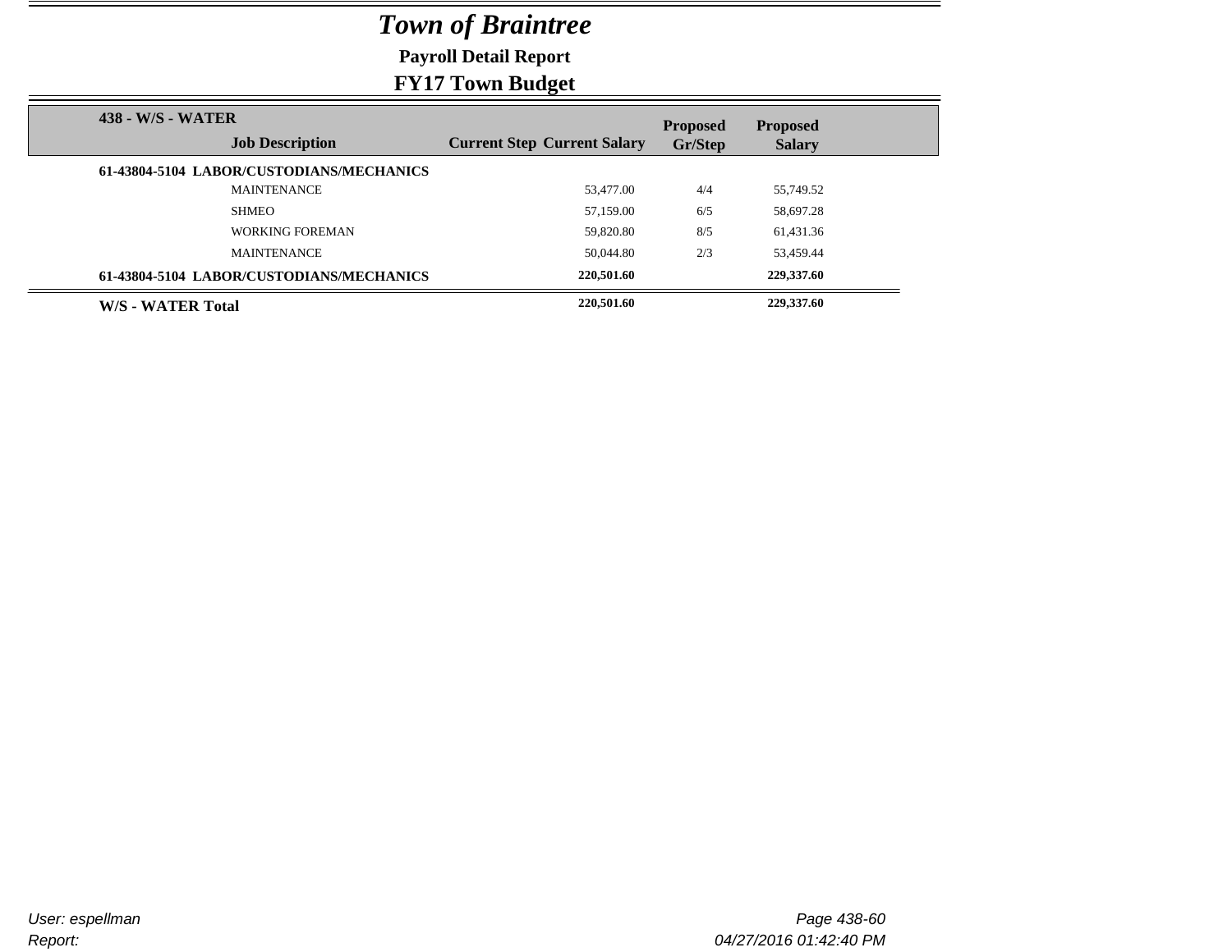# *Town of Braintree*

## Payroll Detail Report

## FY17 Town Budget

| 438 - W/S - WATER | | | | | |
|---|---|---|---|---|---|
| | Job Description | Current Step | Current Salary | Proposed Gr/Step | Proposed Salary |
| **61-43804-5104 LABOR/CUSTODIANS/MECHANICS** | | | | | |
| | MAINTENANCE | | 53,477.00 | 4/4 | 55,749.52 |
| | SHMEO | | 57,159.00 | 6/5 | 58,697.28 |
| | WORKING FOREMAN | | 59,820.80 | 8/5 | 61,431.36 |
| | MAINTENANCE | | 50,044.80 | 2/3 | 53,459.44 |
| **61-43804-5104 LABOR/CUSTODIANS/MECHANICS** | | | **220,501.60** | | **229,337.60** |
| **W/S - WATER Total** | | | **220,501.60** | | **229,337.60** |

*User: espellman*

*Report:*

*04/27/2016 01:42:40 PM*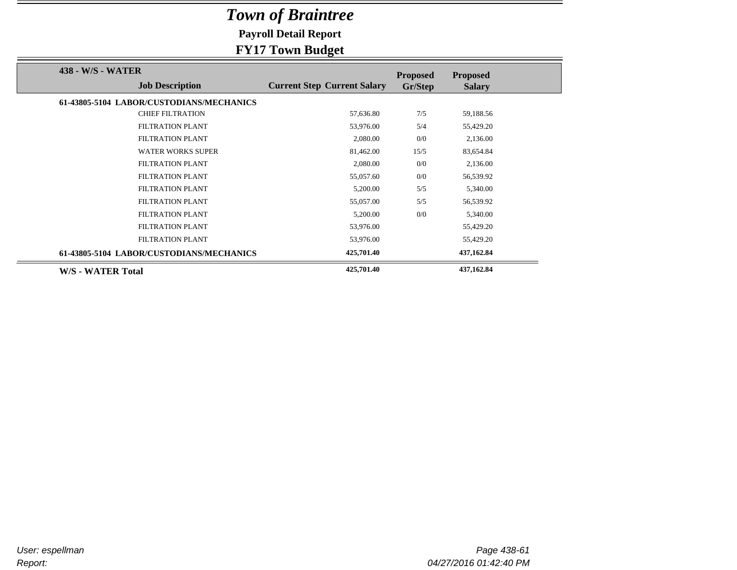# *Town of Braintree*

**Payroll Detail Report**

**FY17 Town Budget**

| 438 - W/S - WATER<br>Job Description | Current Step | Current Salary | Proposed Gr/Step | Proposed Salary |
|---|---|---|---|---|
| **61-43805-5104 LABOR/CUSTODIANS/MECHANICS** | | | | |
| CHIEF FILTRATION | | 57,636.80 | 7/5 | 59,188.56 |
| FILTRATION PLANT | | 53,976.00 | 5/4 | 55,429.20 |
| FILTRATION PLANT | | 2,080.00 | 0/0 | 2,136.00 |
| WATER WORKS SUPER | | 81,462.00 | 15/5 | 83,654.84 |
| FILTRATION PLANT | | 2,080.00 | 0/0 | 2,136.00 |
| FILTRATION PLANT | | 55,057.60 | 0/0 | 56,539.92 |
| FILTRATION PLANT | | 5,200.00 | 5/5 | 5,340.00 |
| FILTRATION PLANT | | 55,057.00 | 5/5 | 56,539.92 |
| FILTRATION PLANT | | 5,200.00 | 0/0 | 5,340.00 |
| FILTRATION PLANT | | 53,976.00 | | 55,429.20 |
| FILTRATION PLANT | | 53,976.00 | | 55,429.20 |
| **61-43805-5104 LABOR/CUSTODIANS/MECHANICS** | | **425,701.40** | | **437,162.84** |
| **W/S - WATER Total** | | **425,701.40** | | **437,162.84** |

*User: espellman*

*Report:*

*04/27/2016 01:42:40 PM*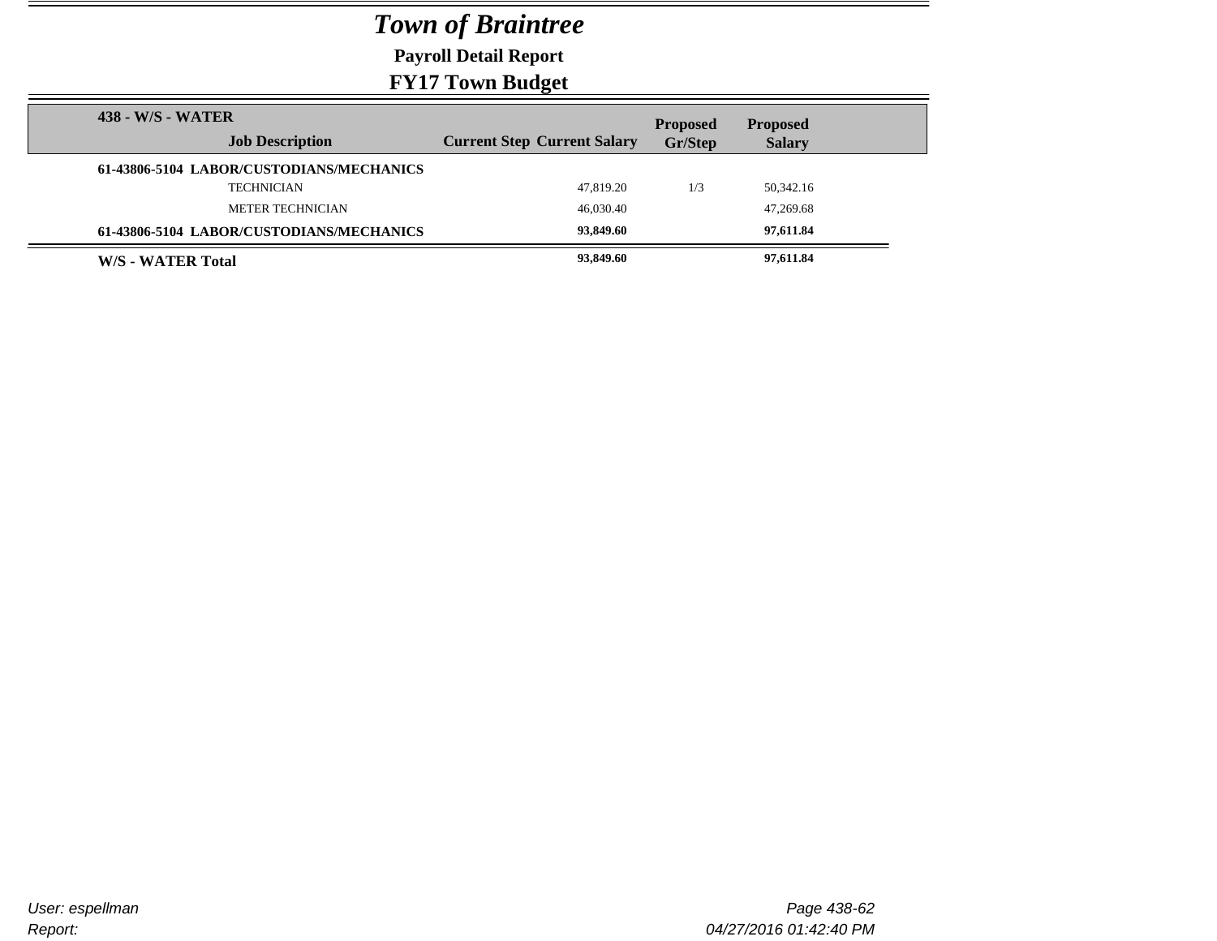# *Town of Braintree*

**Payroll Detail Report**

**FY17 Town Budget**

| 438 - W/S - WATER<br>Job Description | Current Step | Current Salary | Proposed Gr/Step | Proposed Salary |
|---|---|---|---|---|
| **61-43806-5104 LABOR/CUSTODIANS/MECHANICS** | | | | |
| TECHNICIAN | | 47,819.20 | 1/3 | 50,342.16 |
| METER TECHNICIAN | | 46,030.40 | | 47,269.68 |
| **61-43806-5104 LABOR/CUSTODIANS/MECHANICS** | | **93,849.60** | | **97,611.84** |
| **W/S - WATER Total** | | **93,849.60** | | **97,611.84** |

*User: espellman*

*Report:*

*04/27/2016 01:42:40 PM*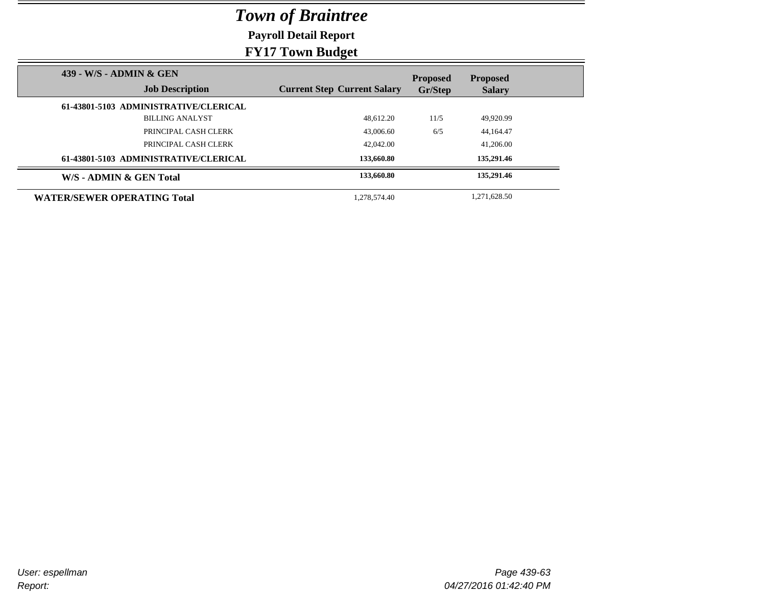# Town of Braintree

## Payroll Detail Report

## FY17 Town Budget

| 439 - W/S - ADMIN & GEN Job Description | Current Step | Current Salary | Proposed Gr/Step | Proposed Salary |
|---|---|---|---|---|
| **61-43801-5103 ADMINISTRATIVE/CLERICAL** | | | | |
| BILLING ANALYST | | 48,612.20 | 11/5 | 49,920.99 |
| PRINCIPAL CASH CLERK | | 43,006.60 | 6/5 | 44,164.47 |
| PRINCIPAL CASH CLERK | | 42,042.00 | | 41,206.00 |
| **61-43801-5103 ADMINISTRATIVE/CLERICAL** | | **133,660.80** | | **135,291.46** |
| **W/S - ADMIN & GEN Total** | | **133,660.80** | | **135,291.46** |
| **WATER/SEWER OPERATING Total** | | 1,278,574.40 | | 1,271,628.50 |

User: espellman
Report:

04/27/2016 01:42:40 PM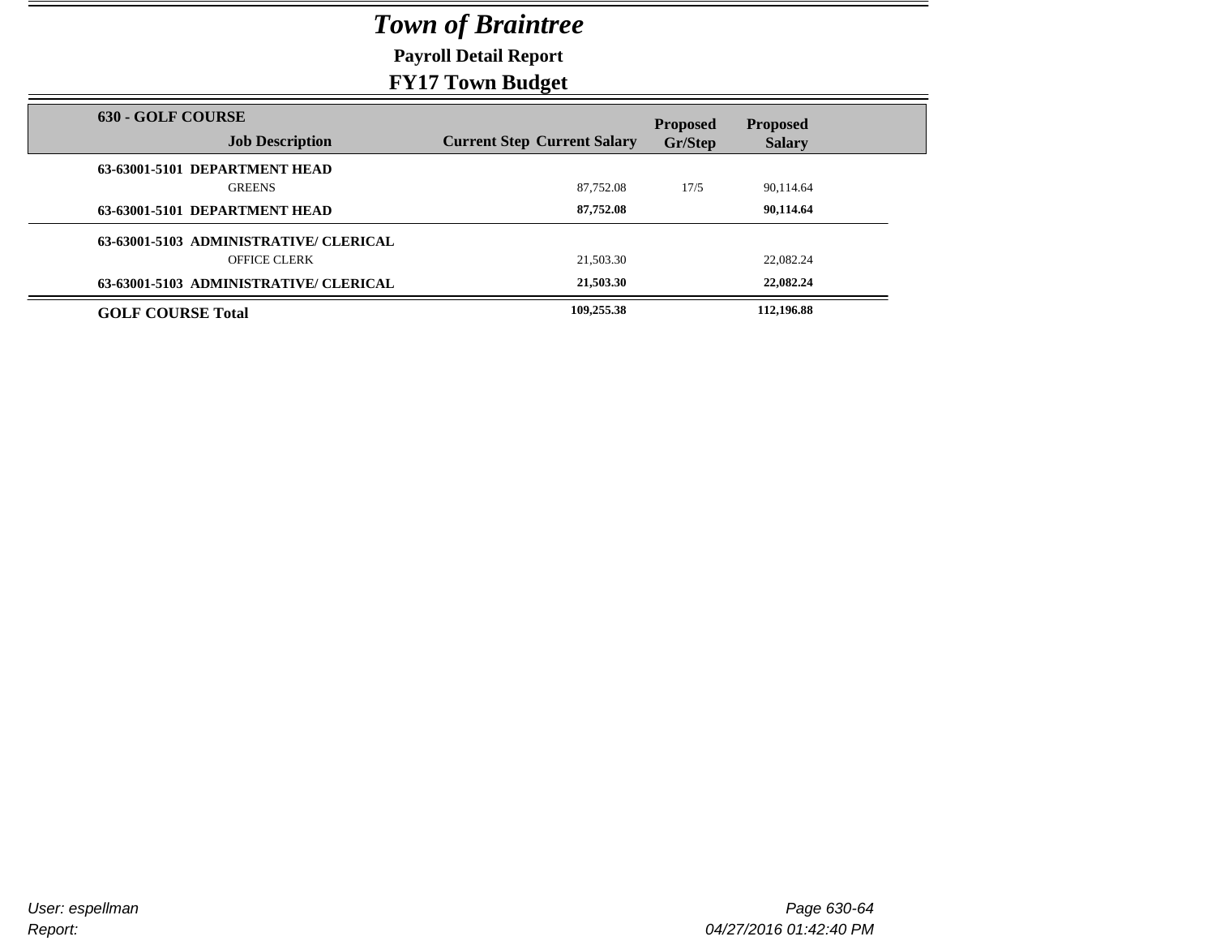# *Town of Braintree*

## Payroll Detail Report

## FY17 Town Budget

| 630 - GOLF COURSE Job Description | Current Step | Current Salary | Proposed Gr/Step | Proposed Salary |
|---|---|---|---|---|
| **63-63001-5101 DEPARTMENT HEAD** | | | | |
| GREENS | | 87,752.08 | 17/5 | 90,114.64 |
| **63-63001-5101 DEPARTMENT HEAD** | | **87,752.08** | | **90,114.64** |
| **63-63001-5103 ADMINISTRATIVE/ CLERICAL** | | | | |
| OFFICE CLERK | | 21,503.30 | | 22,082.24 |
| **63-63001-5103 ADMINISTRATIVE/ CLERICAL** | | **21,503.30** | | **22,082.24** |
| **GOLF COURSE Total** | | **109,255.38** | | **112,196.88** |

*User: espellman*
*Report:*
*04/27/2016 01:42:40 PM*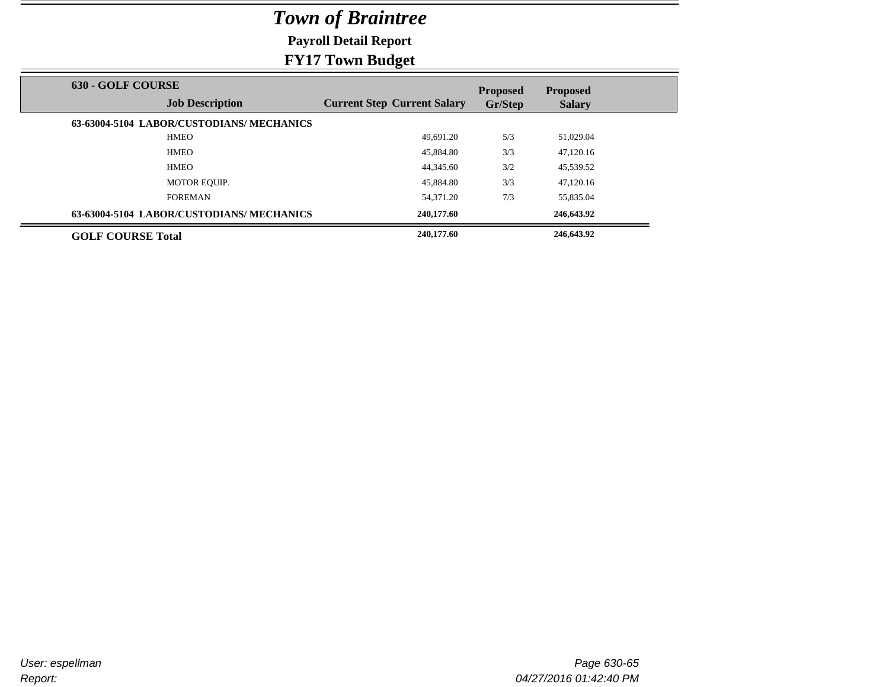# *Town of Braintree*

## Payroll Detail Report

## FY17 Town Budget

| 630 - GOLF COURSE Job Description | Current Step | Current Salary | Proposed Gr/Step | Proposed Salary |
|---|---|---|---|---|
| **63-63004-5104 LABOR/CUSTODIANS/ MECHANICS** | | | | |
| HMEO | | 49,691.20 | 5/3 | 51,029.04 |
| HMEO | | 45,884.80 | 3/3 | 47,120.16 |
| HMEO | | 44,345.60 | 3/2 | 45,539.52 |
| MOTOR EQUIP. | | 45,884.80 | 3/3 | 47,120.16 |
| FOREMAN | | 54,371.20 | 7/3 | 55,835.04 |
| **63-63004-5104 LABOR/CUSTODIANS/ MECHANICS** | | **240,177.60** | | **246,643.92** |
| **GOLF COURSE Total** | | **240,177.60** | | **246,643.92** |

*User: espellman*
*Report:*
*04/27/2016 01:42:40 PM*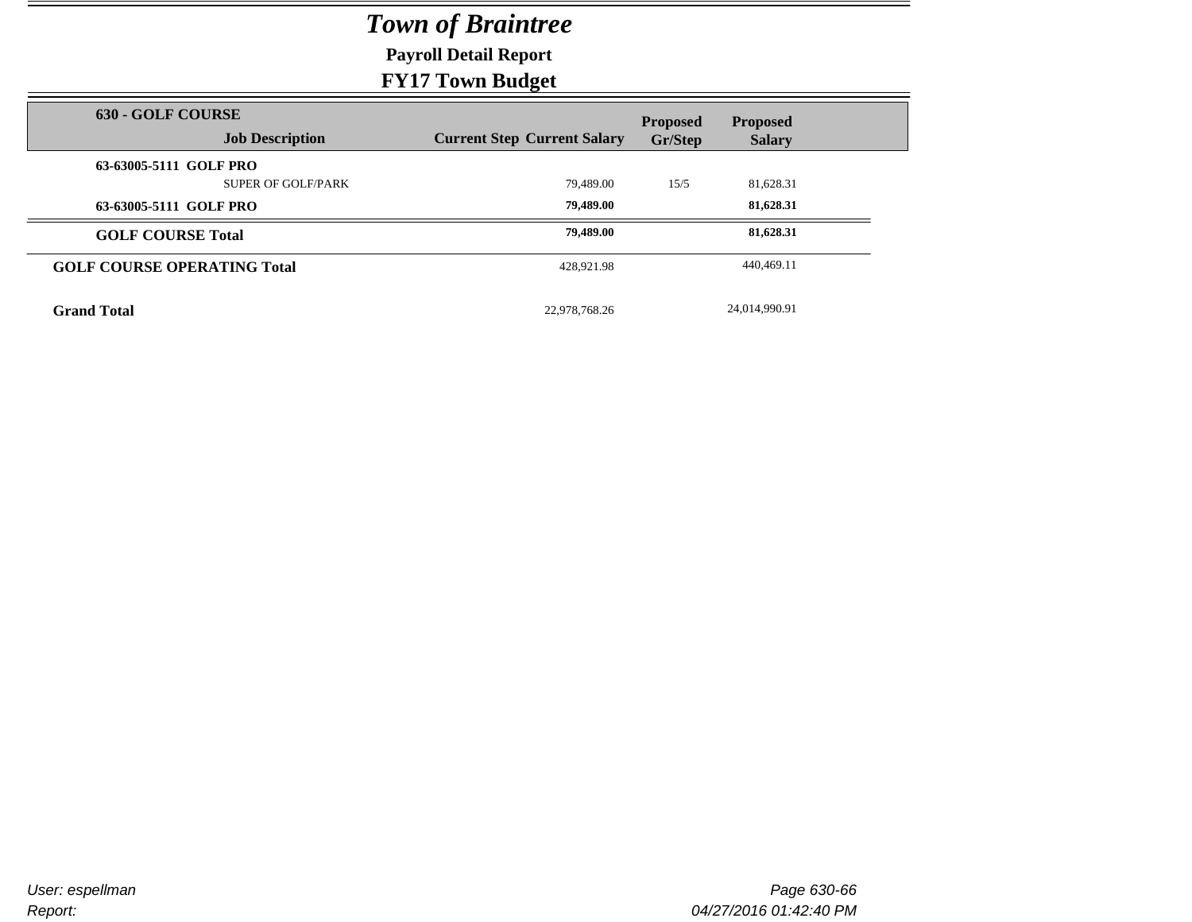# *Town of Braintree*

**Payroll Detail Report**

**FY17 Town Budget**

| 630 - GOLF COURSE<br>Job Description | Current Step | Current Salary | Proposed Gr/Step | Proposed Salary |
|---|---|---|---|---|
| **63-63005-5111 GOLF PRO** | | | | |
| SUPER OF GOLF/PARK | | 79,489.00 | 15/5 | 81,628.31 |
| **63-63005-5111 GOLF PRO** | | **79,489.00** | | **81,628.31** |
| **GOLF COURSE Total** | | **79,489.00** | | **81,628.31** |
| **GOLF COURSE OPERATING Total** | | 428,921.98 | | 440,469.11 |
| **Grand Total** | | 22,978,768.26 | | 24,014,990.91 |

*User: espellman*

*Report:*

*04/27/2016 01:42:40 PM*